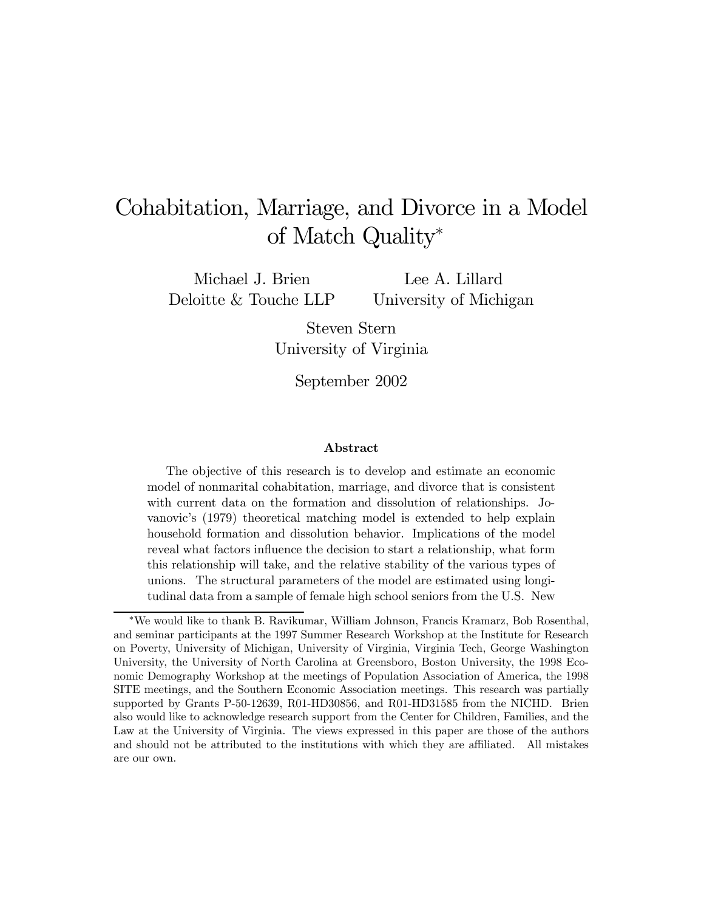# Cohabitation, Marriage, and Divorce in a Model of Match Quality*

Michael J. Brien
Deloitte & Touche LLP

Lee A. Lillard
University of Michigan

Steven Stern
University of Virginia

September 2002

### Abstract

The objective of this research is to develop and estimate an economic model of nonmarital cohabitation, marriage, and divorce that is consistent with current data on the formation and dissolution of relationships. Jovanovic's (1979) theoretical matching model is extended to help explain household formation and dissolution behavior. Implications of the model reveal what factors influence the decision to start a relationship, what form this relationship will take, and the relative stability of the various types of unions. The structural parameters of the model are estimated using longitudinal data from a sample of female high school seniors from the U.S. New

---

*We would like to thank B. Ravikumar, William Johnson, Francis Kramarz, Bob Rosenthal, and seminar participants at the 1997 Summer Research Workshop at the Institute for Research on Poverty, University of Michigan, University of Virginia, Virginia Tech, George Washington University, the University of North Carolina at Greensboro, Boston University, the 1998 Economic Demography Workshop at the meetings of Population Association of America, the 1998 SITE meetings, and the Southern Economic Association meetings. This research was partially supported by Grants P-50-12639, R01-HD30856, and R01-HD31585 from the NICHD. Brien also would like to acknowledge research support from the Center for Children, Families, and the Law at the University of Virginia. The views expressed in this paper are those of the authors and should not be attributed to the institutions with which they are affiliated. All mistakes are our own.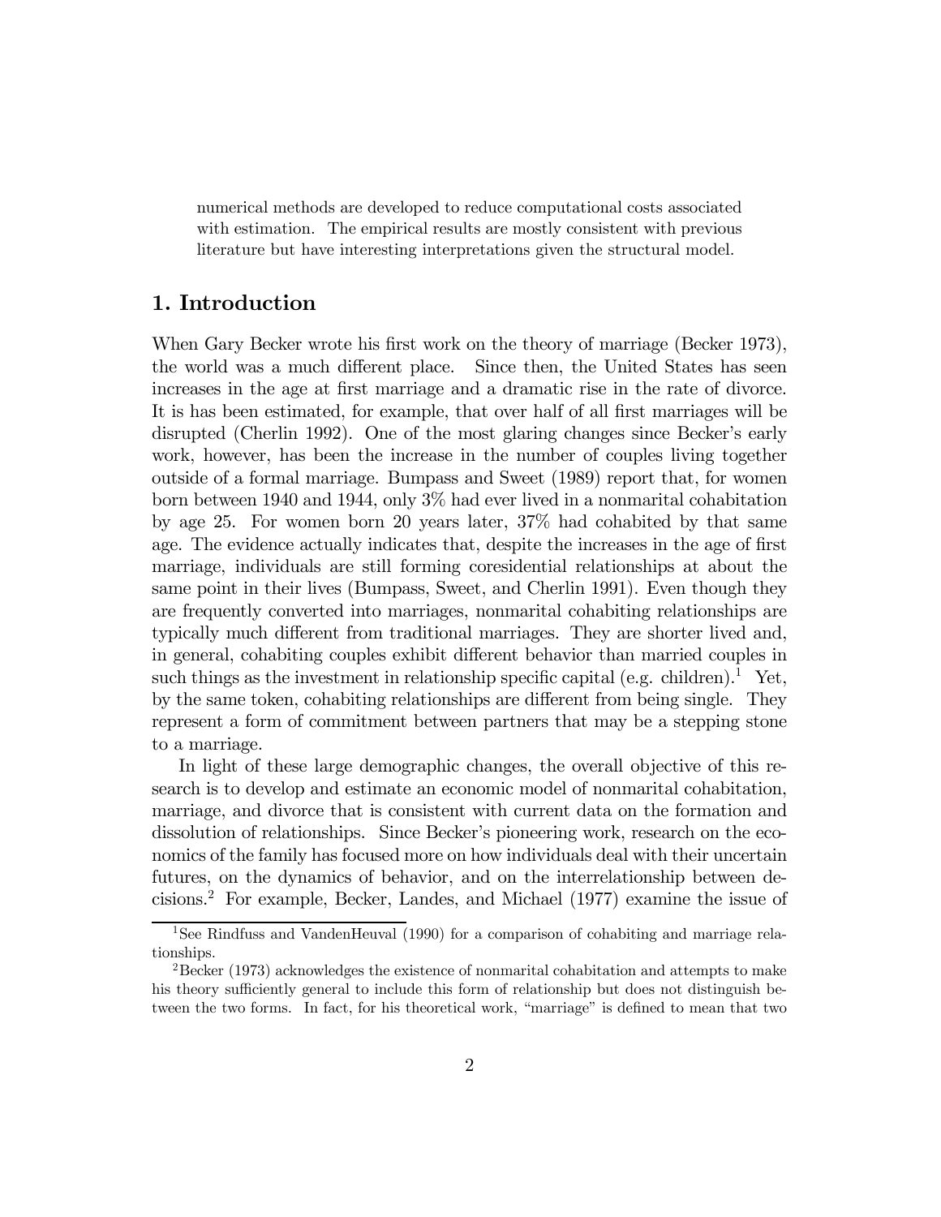numerical methods are developed to reduce computational costs associated with estimation. The empirical results are mostly consistent with previous literature but have interesting interpretations given the structural model.

## 1. Introduction

When Gary Becker wrote his first work on the theory of marriage (Becker 1973), the world was a much different place. Since then, the United States has seen increases in the age at first marriage and a dramatic rise in the rate of divorce. It is has been estimated, for example, that over half of all first marriages will be disrupted (Cherlin 1992). One of the most glaring changes since Becker's early work, however, has been the increase in the number of couples living together outside of a formal marriage. Bumpass and Sweet (1989) report that, for women born between 1940 and 1944, only 3% had ever lived in a nonmarital cohabitation by age 25. For women born 20 years later, 37% had cohabited by that same age. The evidence actually indicates that, despite the increases in the age of first marriage, individuals are still forming coresidential relationships at about the same point in their lives (Bumpass, Sweet, and Cherlin 1991). Even though they are frequently converted into marriages, nonmarital cohabiting relationships are typically much different from traditional marriages. They are shorter lived and, in general, cohabiting couples exhibit different behavior than married couples in such things as the investment in relationship specific capital (e.g. children).[1] Yet, by the same token, cohabiting relationships are different from being single. They represent a form of commitment between partners that may be a stepping stone to a marriage.

In light of these large demographic changes, the overall objective of this research is to develop and estimate an economic model of nonmarital cohabitation, marriage, and divorce that is consistent with current data on the formation and dissolution of relationships. Since Becker's pioneering work, research on the economics of the family has focused more on how individuals deal with their uncertain futures, on the dynamics of behavior, and on the interrelationship between decisions.[2] For example, Becker, Landes, and Michael (1977) examine the issue of

[1] See Rindfuss and VandenHeuval (1990) for a comparison of cohabiting and marriage relationships.

[2] Becker (1973) acknowledges the existence of nonmarital cohabitation and attempts to make his theory sufficiently general to include this form of relationship but does not distinguish between the two forms. In fact, for his theoretical work, "marriage" is defined to mean that two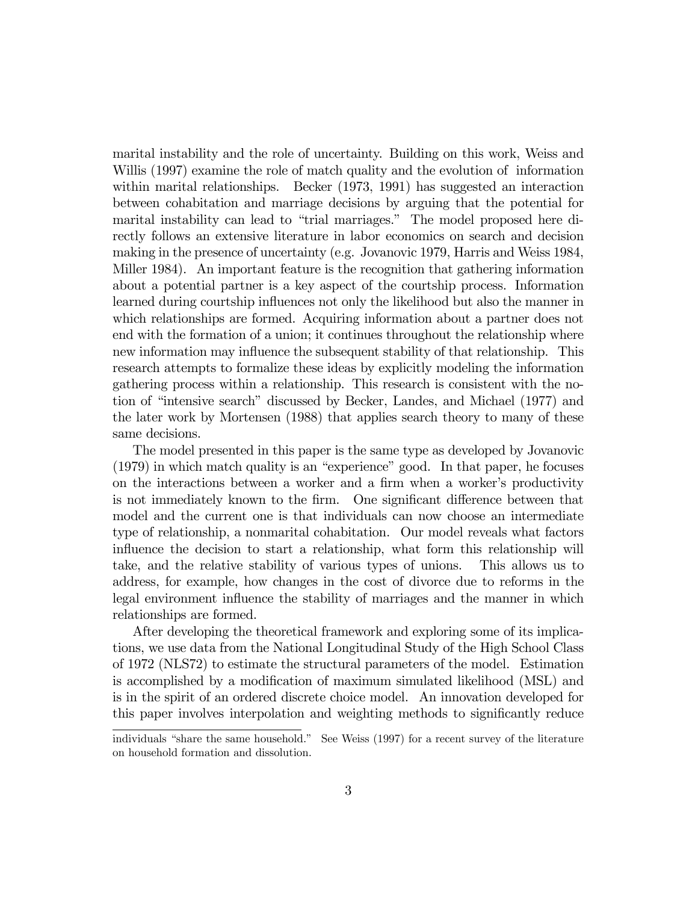marital instability and the role of uncertainty. Building on this work, Weiss and Willis (1997) examine the role of match quality and the evolution of information within marital relationships. Becker (1973, 1991) has suggested an interaction between cohabitation and marriage decisions by arguing that the potential for marital instability can lead to "trial marriages." The model proposed here directly follows an extensive literature in labor economics on search and decision making in the presence of uncertainty (e.g. Jovanovic 1979, Harris and Weiss 1984, Miller 1984). An important feature is the recognition that gathering information about a potential partner is a key aspect of the courtship process. Information learned during courtship influences not only the likelihood but also the manner in which relationships are formed. Acquiring information about a partner does not end with the formation of a union; it continues throughout the relationship where new information may influence the subsequent stability of that relationship. This research attempts to formalize these ideas by explicitly modeling the information gathering process within a relationship. This research is consistent with the notion of "intensive search" discussed by Becker, Landes, and Michael (1977) and the later work by Mortensen (1988) that applies search theory to many of these same decisions.

The model presented in this paper is the same type as developed by Jovanovic (1979) in which match quality is an "experience" good. In that paper, he focuses on the interactions between a worker and a firm when a worker's productivity is not immediately known to the firm. One significant difference between that model and the current one is that individuals can now choose an intermediate type of relationship, a nonmarital cohabitation. Our model reveals what factors influence the decision to start a relationship, what form this relationship will take, and the relative stability of various types of unions. This allows us to address, for example, how changes in the cost of divorce due to reforms in the legal environment influence the stability of marriages and the manner in which relationships are formed.

After developing the theoretical framework and exploring some of its implications, we use data from the National Longitudinal Study of the High School Class of 1972 (NLS72) to estimate the structural parameters of the model. Estimation is accomplished by a modification of maximum simulated likelihood (MSL) and is in the spirit of an ordered discrete choice model. An innovation developed for this paper involves interpolation and weighting methods to significantly reduce

individuals "share the same household." See Weiss (1997) for a recent survey of the literature on household formation and dissolution.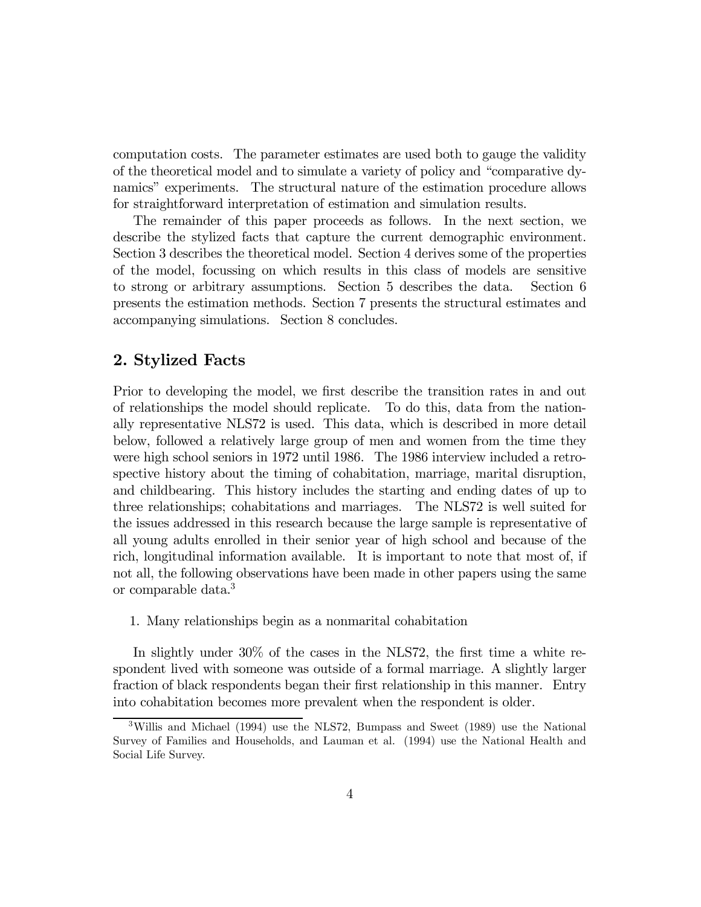computation costs. The parameter estimates are used both to gauge the validity of the theoretical model and to simulate a variety of policy and "comparative dynamics" experiments. The structural nature of the estimation procedure allows for straightforward interpretation of estimation and simulation results.

The remainder of this paper proceeds as follows. In the next section, we describe the stylized facts that capture the current demographic environment. Section 3 describes the theoretical model. Section 4 derives some of the properties of the model, focussing on which results in this class of models are sensitive to strong or arbitrary assumptions. Section 5 describes the data. Section 6 presents the estimation methods. Section 7 presents the structural estimates and accompanying simulations. Section 8 concludes.

## 2. Stylized Facts

Prior to developing the model, we first describe the transition rates in and out of relationships the model should replicate. To do this, data from the nationally representative NLS72 is used. This data, which is described in more detail below, followed a relatively large group of men and women from the time they were high school seniors in 1972 until 1986. The 1986 interview included a retrospective history about the timing of cohabitation, marriage, marital disruption, and childbearing. This history includes the starting and ending dates of up to three relationships; cohabitations and marriages. The NLS72 is well suited for the issues addressed in this research because the large sample is representative of all young adults enrolled in their senior year of high school and because of the rich, longitudinal information available. It is important to note that most of, if not all, the following observations have been made in other papers using the same or comparable data.[3]

1. Many relationships begin as a nonmarital cohabitation

In slightly under 30% of the cases in the NLS72, the first time a white respondent lived with someone was outside of a formal marriage. A slightly larger fraction of black respondents began their first relationship in this manner. Entry into cohabitation becomes more prevalent when the respondent is older.

[3] Willis and Michael (1994) use the NLS72, Bumpass and Sweet (1989) use the National Survey of Families and Households, and Lauman et al. (1994) use the National Health and Social Life Survey.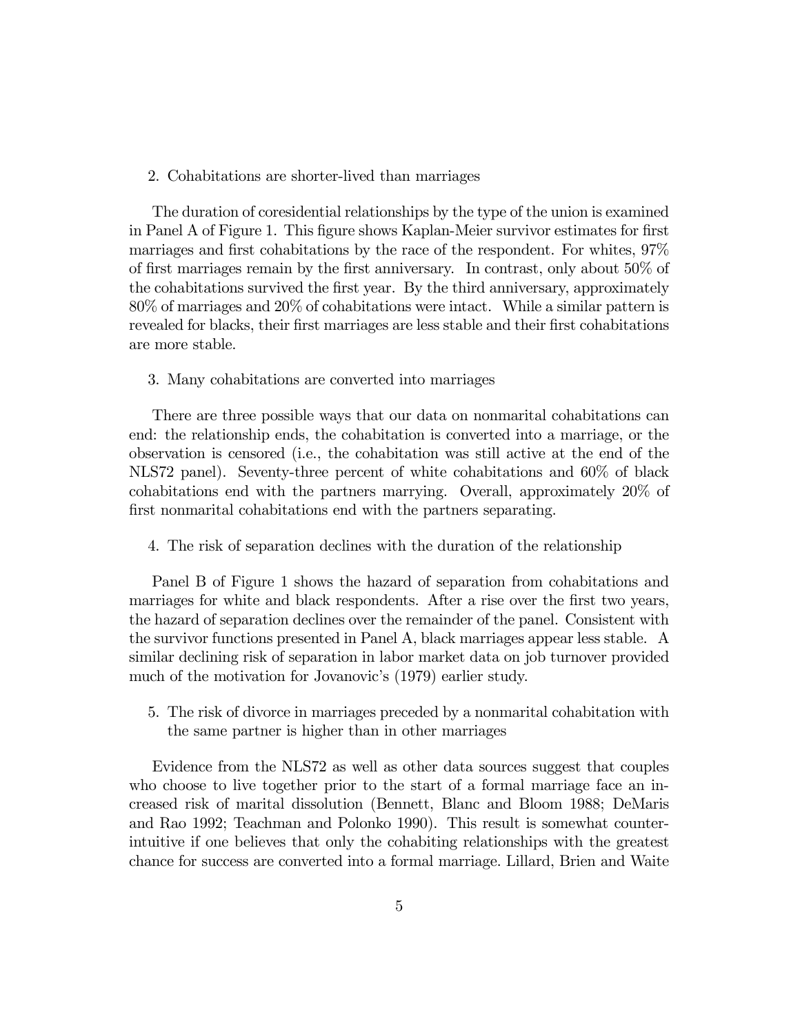2. Cohabitations are shorter-lived than marriages

The duration of coresidential relationships by the type of the union is examined in Panel A of Figure 1. This figure shows Kaplan-Meier survivor estimates for first marriages and first cohabitations by the race of the respondent. For whites, 97% of first marriages remain by the first anniversary. In contrast, only about 50% of the cohabitations survived the first year. By the third anniversary, approximately 80% of marriages and 20% of cohabitations were intact. While a similar pattern is revealed for blacks, their first marriages are less stable and their first cohabitations are more stable.

3. Many cohabitations are converted into marriages

There are three possible ways that our data on nonmarital cohabitations can end: the relationship ends, the cohabitation is converted into a marriage, or the observation is censored (i.e., the cohabitation was still active at the end of the NLS72 panel). Seventy-three percent of white cohabitations and 60% of black cohabitations end with the partners marrying. Overall, approximately 20% of first nonmarital cohabitations end with the partners separating.

4. The risk of separation declines with the duration of the relationship

Panel B of Figure 1 shows the hazard of separation from cohabitations and marriages for white and black respondents. After a rise over the first two years, the hazard of separation declines over the remainder of the panel. Consistent with the survivor functions presented in Panel A, black marriages appear less stable. A similar declining risk of separation in labor market data on job turnover provided much of the motivation for Jovanovic's (1979) earlier study.

5. The risk of divorce in marriages preceded by a nonmarital cohabitation with the same partner is higher than in other marriages

Evidence from the NLS72 as well as other data sources suggest that couples who choose to live together prior to the start of a formal marriage face an increased risk of marital dissolution (Bennett, Blanc and Bloom 1988; DeMaris and Rao 1992; Teachman and Polonko 1990). This result is somewhat counterintuitive if one believes that only the cohabiting relationships with the greatest chance for success are converted into a formal marriage. Lillard, Brien and Waite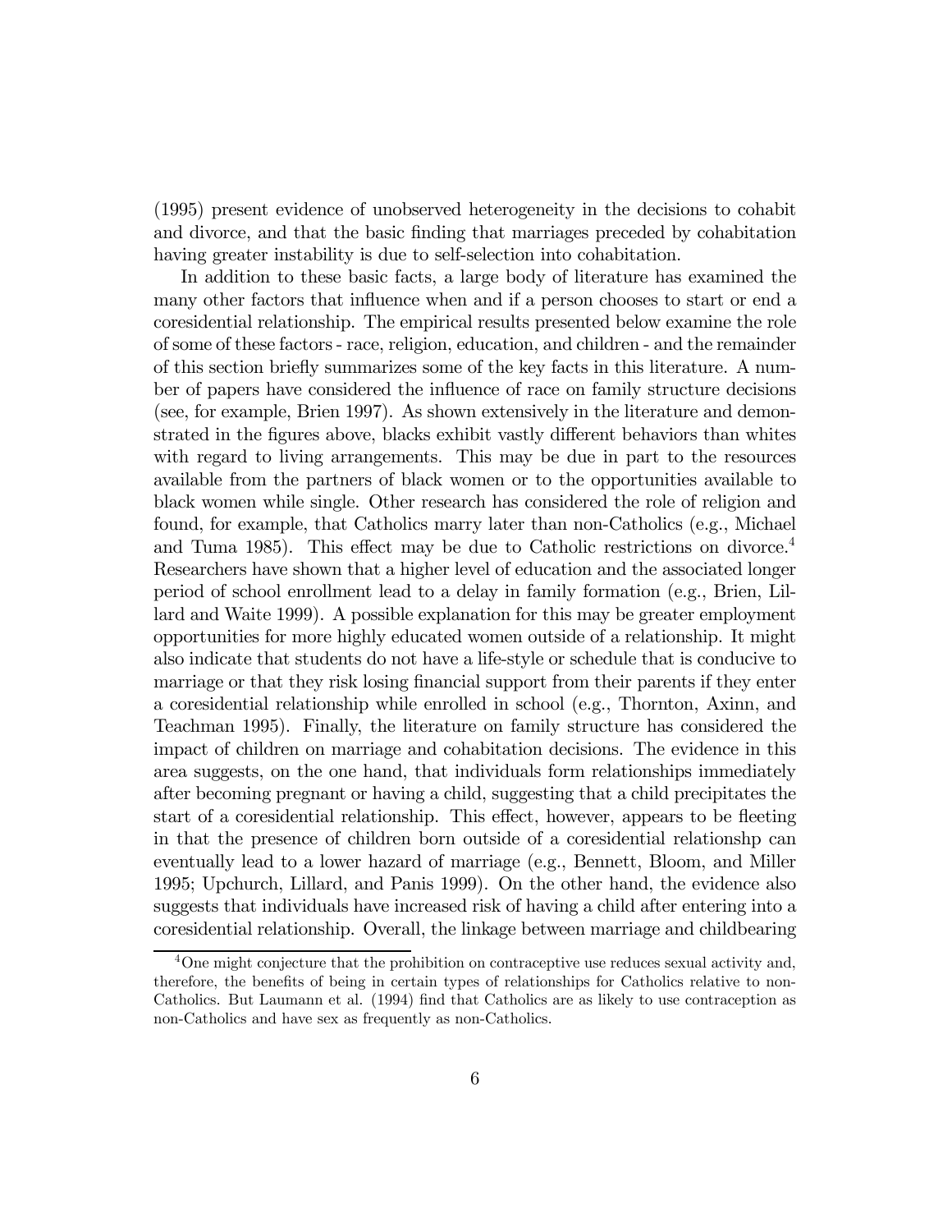(1995) present evidence of unobserved heterogeneity in the decisions to cohabit and divorce, and that the basic finding that marriages preceded by cohabitation having greater instability is due to self-selection into cohabitation.

In addition to these basic facts, a large body of literature has examined the many other factors that influence when and if a person chooses to start or end a coresidential relationship. The empirical results presented below examine the role of some of these factors - race, religion, education, and children - and the remainder of this section briefly summarizes some of the key facts in this literature. A number of papers have considered the influence of race on family structure decisions (see, for example, Brien 1997). As shown extensively in the literature and demonstrated in the figures above, blacks exhibit vastly different behaviors than whites with regard to living arrangements. This may be due in part to the resources available from the partners of black women or to the opportunities available to black women while single. Other research has considered the role of religion and found, for example, that Catholics marry later than non-Catholics (e.g., Michael and Tuma 1985). This effect may be due to Catholic restrictions on divorce.[4] Researchers have shown that a higher level of education and the associated longer period of school enrollment lead to a delay in family formation (e.g., Brien, Lillard and Waite 1999). A possible explanation for this may be greater employment opportunities for more highly educated women outside of a relationship. It might also indicate that students do not have a life-style or schedule that is conducive to marriage or that they risk losing financial support from their parents if they enter a coresidential relationship while enrolled in school (e.g., Thornton, Axinn, and Teachman 1995). Finally, the literature on family structure has considered the impact of children on marriage and cohabitation decisions. The evidence in this area suggests, on the one hand, that individuals form relationships immediately after becoming pregnant or having a child, suggesting that a child precipitates the start of a coresidential relationship. This effect, however, appears to be fleeting in that the presence of children born outside of a coresidential relationshp can eventually lead to a lower hazard of marriage (e.g., Bennett, Bloom, and Miller 1995; Upchurch, Lillard, and Panis 1999). On the other hand, the evidence also suggests that individuals have increased risk of having a child after entering into a coresidential relationship. Overall, the linkage between marriage and childbearing

[4] One might conjecture that the prohibition on contraceptive use reduces sexual activity and, therefore, the benefits of being in certain types of relationships for Catholics relative to non-Catholics. But Laumann et al. (1994) find that Catholics are as likely to use contraception as non-Catholics and have sex as frequently as non-Catholics.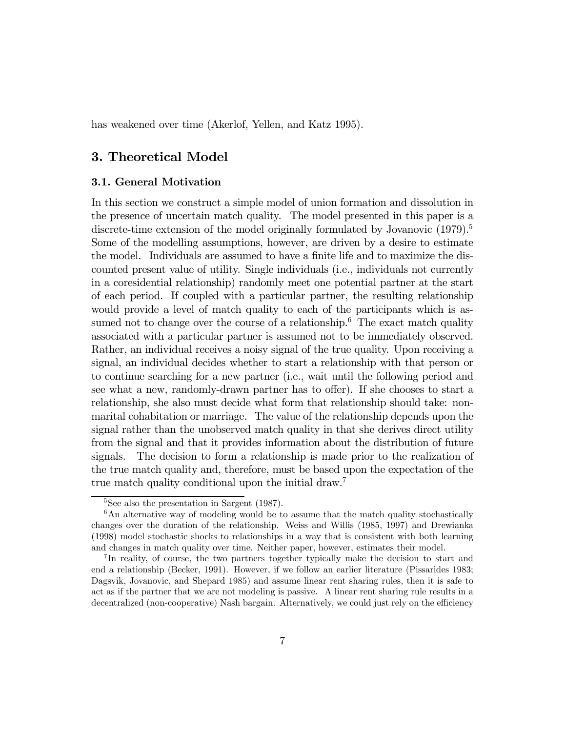has weakened over time (Akerlof, Yellen, and Katz 1995).

## 3. Theoretical Model

### 3.1. General Motivation

In this section we construct a simple model of union formation and dissolution in the presence of uncertain match quality. The model presented in this paper is a discrete-time extension of the model originally formulated by Jovanovic (1979).[5] Some of the modelling assumptions, however, are driven by a desire to estimate the model. Individuals are assumed to have a finite life and to maximize the discounted present value of utility. Single individuals (i.e., individuals not currently in a coresidential relationship) randomly meet one potential partner at the start of each period. If coupled with a particular partner, the resulting relationship would provide a level of match quality to each of the participants which is assumed not to change over the course of a relationship.[6] The exact match quality associated with a particular partner is assumed not to be immediately observed. Rather, an individual receives a noisy signal of the true quality. Upon receiving a signal, an individual decides whether to start a relationship with that person or to continue searching for a new partner (i.e., wait until the following period and see what a new, randomly-drawn partner has to offer). If she chooses to start a relationship, she also must decide what form that relationship should take: nonmarital cohabitation or marriage. The value of the relationship depends upon the signal rather than the unobserved match quality in that she derives direct utility from the signal and that it provides information about the distribution of future signals. The decision to form a relationship is made prior to the realization of the true match quality and, therefore, must be based upon the expectation of the true match quality conditional upon the initial draw.[7]

[5] See also the presentation in Sargent (1987).

[6] An alternative way of modeling would be to assume that the match quality stochastically changes over the duration of the relationship. Weiss and Willis (1985, 1997) and Drewianka (1998) model stochastic shocks to relationships in a way that is consistent with both learning and changes in match quality over time. Neither paper, however, estimates their model.

[7] In reality, of course, the two partners together typically make the decision to start and end a relationship (Becker, 1991). However, if we follow an earlier literature (Pissarides 1983; Dagsvik, Jovanovic, and Shepard 1985) and assume linear rent sharing rules, then it is safe to act as if the partner that we are not modeling is passive. A linear rent sharing rule results in a decentralized (non-cooperative) Nash bargain. Alternatively, we could just rely on the efficiency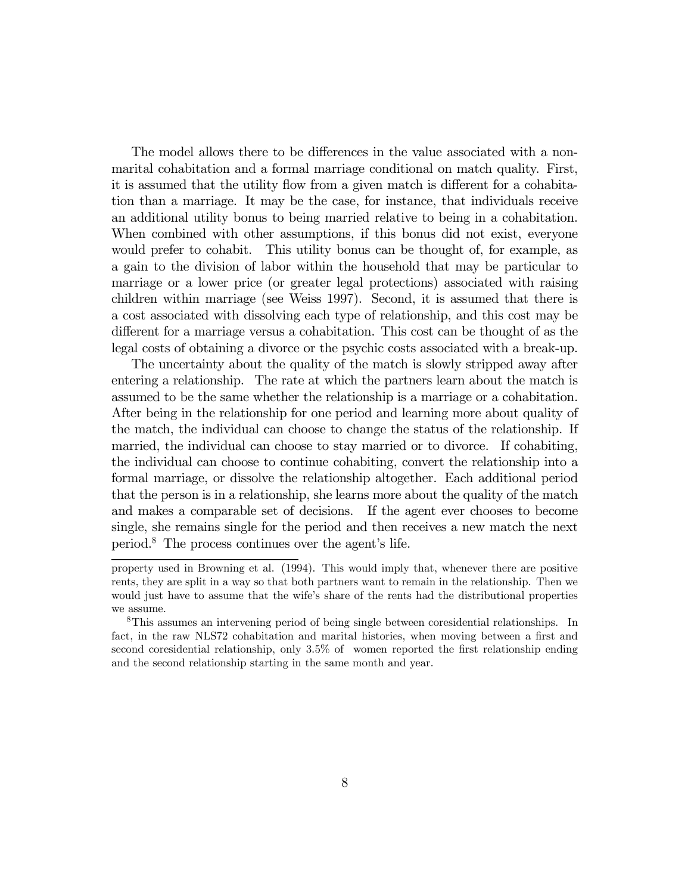The model allows there to be differences in the value associated with a nonmarital cohabitation and a formal marriage conditional on match quality. First, it is assumed that the utility flow from a given match is different for a cohabitation than a marriage. It may be the case, for instance, that individuals receive an additional utility bonus to being married relative to being in a cohabitation. When combined with other assumptions, if this bonus did not exist, everyone would prefer to cohabit. This utility bonus can be thought of, for example, as a gain to the division of labor within the household that may be particular to marriage or a lower price (or greater legal protections) associated with raising children within marriage (see Weiss 1997). Second, it is assumed that there is a cost associated with dissolving each type of relationship, and this cost may be different for a marriage versus a cohabitation. This cost can be thought of as the legal costs of obtaining a divorce or the psychic costs associated with a break-up.

The uncertainty about the quality of the match is slowly stripped away after entering a relationship. The rate at which the partners learn about the match is assumed to be the same whether the relationship is a marriage or a cohabitation. After being in the relationship for one period and learning more about quality of the match, the individual can choose to change the status of the relationship. If married, the individual can choose to stay married or to divorce. If cohabiting, the individual can choose to continue cohabiting, convert the relationship into a formal marriage, or dissolve the relationship altogether. Each additional period that the person is in a relationship, she learns more about the quality of the match and makes a comparable set of decisions. If the agent ever chooses to become single, she remains single for the period and then receives a new match the next period.[8] The process continues over the agent's life.

---

property used in Browning et al. (1994). This would imply that, whenever there are positive rents, they are split in a way so that both partners want to remain in the relationship. Then we would just have to assume that the wife's share of the rents had the distributional properties we assume.

[8] This assumes an intervening period of being single between coresidential relationships. In fact, in the raw NLS72 cohabitation and marital histories, when moving between a first and second coresidential relationship, only 3.5% of women reported the first relationship ending and the second relationship starting in the same month and year.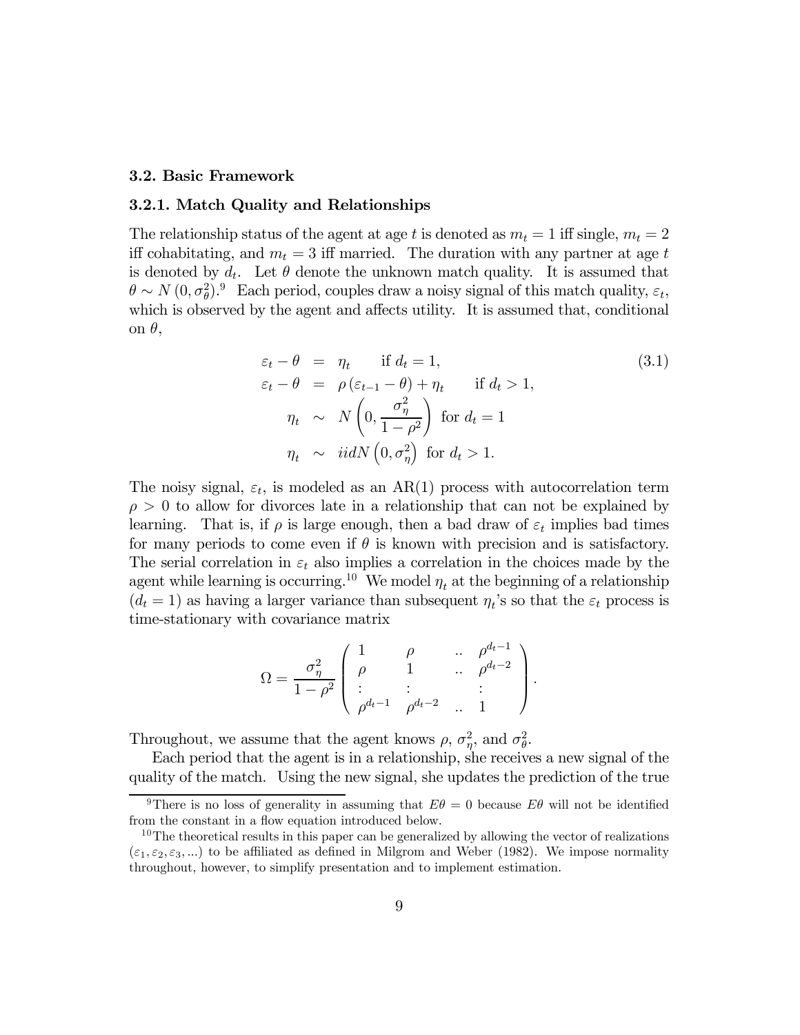### 3.2. Basic Framework

### 3.2.1. Match Quality and Relationships

The relationship status of the agent at age $t$ is denoted as $m_t = 1$ iff single, $m_t = 2$ iff cohabitating, and $m_t = 3$ iff married. The duration with any partner at age $t$ is denoted by $d_t$. Let $\theta$ denote the unknown match quality. It is assumed that $\theta \sim N(0, \sigma_\theta^2)$.[9] Each period, couples draw a noisy signal of this match quality, $\varepsilon_t$, which is observed by the agent and affects utility. It is assumed that, conditional on $\theta$,

$$
\begin{aligned}
\varepsilon_t - \theta &= \eta_t \qquad \text{if } d_t = 1, \\
\varepsilon_t - \theta &= \rho(\varepsilon_{t-1} - \theta) + \eta_t \qquad \text{if } d_t > 1, \\
\eta_t &\sim N\left(0, \frac{\sigma_\eta^2}{1-\rho^2}\right) \text{ for } d_t = 1 \\
\eta_t &\sim iidN\left(0, \sigma_\eta^2\right) \text{ for } d_t > 1.
\end{aligned}
\tag{3.1}
$$

The noisy signal, $\varepsilon_t$, is modeled as an AR(1) process with autocorrelation term $\rho > 0$ to allow for divorces late in a relationship that can not be explained by learning. That is, if $\rho$ is large enough, then a bad draw of $\varepsilon_t$ implies bad times for many periods to come even if $\theta$ is known with precision and is satisfactory. The serial correlation in $\varepsilon_t$ also implies a correlation in the choices made by the agent while learning is occurring.[10] We model $\eta_t$ at the beginning of a relationship ($d_t = 1$) as having a larger variance than subsequent $\eta_t$'s so that the $\varepsilon_t$ process is time-stationary with covariance matrix

$$
\Omega = \frac{\sigma_\eta^2}{1-\rho^2}\begin{pmatrix} 1 & \rho & .. & \rho^{d_t-1} \\ \rho & 1 & .. & \rho^{d_t-2} \\ : & : & & : \\ \rho^{d_t-1} & \rho^{d_t-2} & .. & 1 \end{pmatrix}.
$$

Throughout, we assume that the agent knows $\rho$, $\sigma_\eta^2$, and $\sigma_\theta^2$.

Each period that the agent is in a relationship, she receives a new signal of the quality of the match. Using the new signal, she updates the prediction of the true

---

[9] There is no loss of generality in assuming that $E\theta = 0$ because $E\theta$ will not be identified from the constant in a flow equation introduced below.

[10] The theoretical results in this paper can be generalized by allowing the vector of realizations $(\varepsilon_1, \varepsilon_2, \varepsilon_3, ...)$ to be affiliated as defined in Milgrom and Weber (1982). We impose normality throughout, however, to simplify presentation and to implement estimation.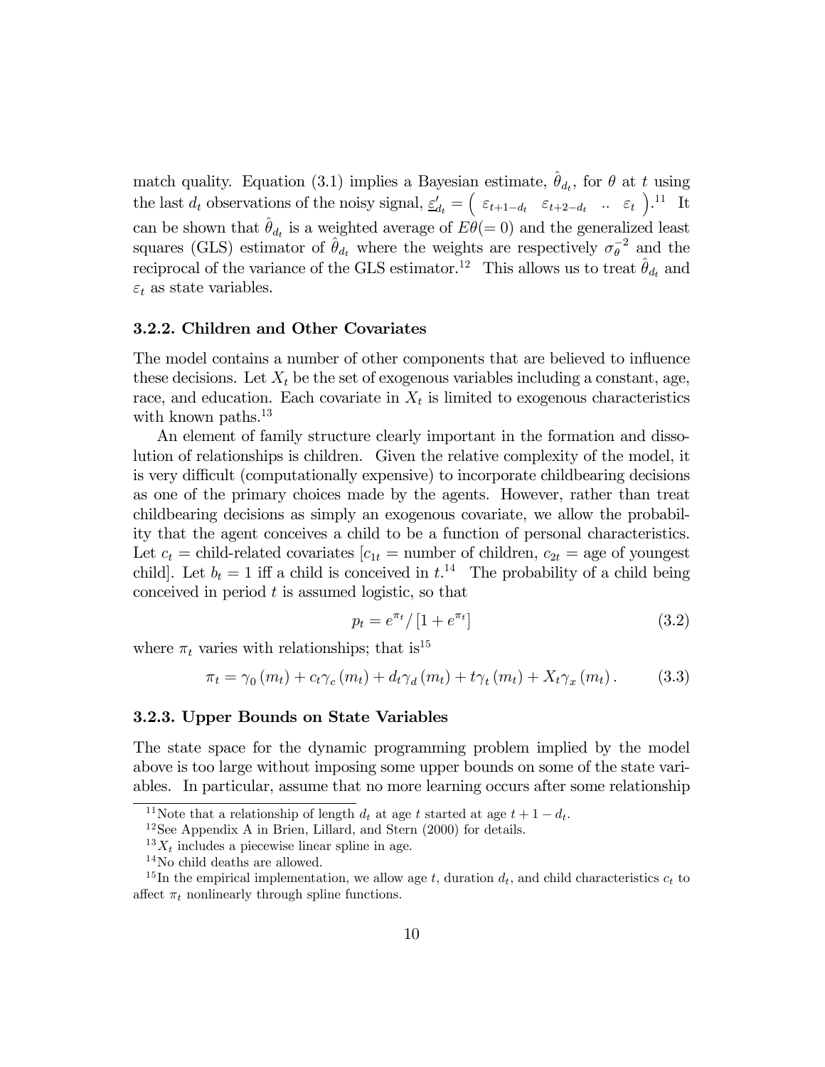match quality. Equation (3.1) implies a Bayesian estimate, $\hat{\theta}_{d_t}$, for $\theta$ at $t$ using the last $d_t$ observations of the noisy signal, $\underline{\varepsilon}'_{d_t} = \begin{pmatrix} \varepsilon_{t+1-d_t} & \varepsilon_{t+2-d_t} & .. & \varepsilon_t \end{pmatrix}$.[11] It can be shown that $\hat{\theta}_{d_t}$ is a weighted average of $E\theta(= 0)$ and the generalized least squares (GLS) estimator of $\hat{\theta}_{d_t}$ where the weights are respectively $\sigma_\theta^{-2}$ and the reciprocal of the variance of the GLS estimator.[12] This allows us to treat $\hat{\theta}_{d_t}$ and $\varepsilon_t$ as state variables.

### 3.2.2. Children and Other Covariates

The model contains a number of other components that are believed to influence these decisions. Let $X_t$ be the set of exogenous variables including a constant, age, race, and education. Each covariate in $X_t$ is limited to exogenous characteristics with known paths.[13]

An element of family structure clearly important in the formation and dissolution of relationships is children. Given the relative complexity of the model, it is very difficult (computationally expensive) to incorporate childbearing decisions as one of the primary choices made by the agents. However, rather than treat childbearing decisions as simply an exogenous covariate, we allow the probability that the agent conceives a child to be a function of personal characteristics. Let $c_t$ = child-related covariates [$c_{1t}$ = number of children, $c_{2t}$ = age of youngest child]. Let $b_t = 1$ iff a child is conceived in $t$.[14] The probability of a child being conceived in period $t$ is assumed logistic, so that

$$p_t = e^{\pi_t} / \left[1 + e^{\pi_t}\right] \tag{3.2}$$

where $\pi_t$ varies with relationships; that is[15]

$$\pi_t = \gamma_0 (m_t) + c_t \gamma_c (m_t) + d_t \gamma_d (m_t) + t \gamma_t (m_t) + X_t \gamma_x (m_t). \tag{3.3}$$

### 3.2.3. Upper Bounds on State Variables

The state space for the dynamic programming problem implied by the model above is too large without imposing some upper bounds on some of the state variables. In particular, assume that no more learning occurs after some relationship

---

[11] Note that a relationship of length $d_t$ at age $t$ started at age $t + 1 - d_t$.

[12] See Appendix A in Brien, Lillard, and Stern (2000) for details.

[13] $X_t$ includes a piecewise linear spline in age.

[14] No child deaths are allowed.

[15] In the empirical implementation, we allow age $t$, duration $d_t$, and child characteristics $c_t$ to affect $\pi_t$ nonlinearly through spline functions.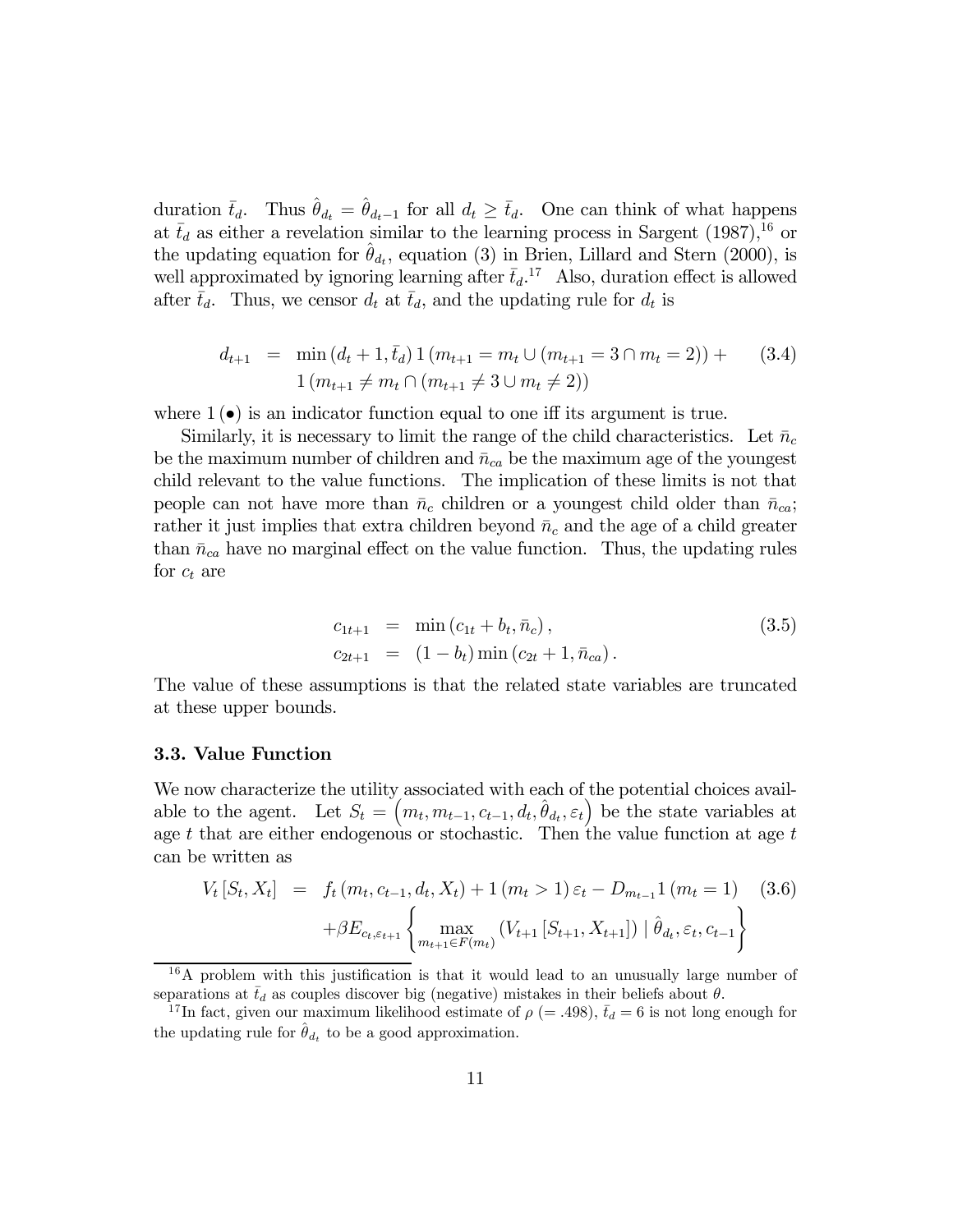duration $\bar{t}_d$. Thus $\hat{\theta}_{d_t} = \hat{\theta}_{d_t - 1}$ for all $d_t \geq \bar{t}_d$. One can think of what happens at $\bar{t}_d$ as either a revelation similar to the learning process in Sargent (1987),[16] or the updating equation for $\hat{\theta}_{d_t}$, equation (3) in Brien, Lillard and Stern (2000), is well approximated by ignoring learning after $\bar{t}_d$.[17] Also, duration effect is allowed after $\bar{t}_d$. Thus, we censor $d_t$ at $\bar{t}_d$, and the updating rule for $d_t$ is

$$
\begin{aligned}
d_{t+1} = \; & \min\left(d_t + 1, \bar{t}_d\right) 1\left(m_{t+1} = m_t \cup \left(m_{t+1} = 3 \cap m_t = 2\right)\right) + \\
& 1\left(m_{t+1} \neq m_t \cap \left(m_{t+1} \neq 3 \cup m_t \neq 2\right)\right)
\end{aligned}
\tag{3.4}
$$

where $1(\bullet)$ is an indicator function equal to one iff its argument is true.

Similarly, it is necessary to limit the range of the child characteristics. Let $\bar{n}_c$ be the maximum number of children and $\bar{n}_{ca}$ be the maximum age of the youngest child relevant to the value functions. The implication of these limits is not that people can not have more than $\bar{n}_c$ children or a youngest child older than $\bar{n}_{ca}$; rather it just implies that extra children beyond $\bar{n}_c$ and the age of a child greater than $\bar{n}_{ca}$ have no marginal effect on the value function. Thus, the updating rules for $c_t$ are

$$
\begin{aligned}
c_{1t+1} &= \min\left(c_{1t} + b_t, \bar{n}_c\right), \\
c_{2t+1} &= \left(1 - b_t\right) \min\left(c_{2t} + 1, \bar{n}_{ca}\right).
\end{aligned}
\tag{3.5}
$$

The value of these assumptions is that the related state variables are truncated at these upper bounds.

### 3.3. Value Function

We now characterize the utility associated with each of the potential choices available to the agent. Let $S_t = \left(m_t, m_{t-1}, c_{t-1}, d_t, \hat{\theta}_{d_t}, \varepsilon_t\right)$ be the state variables at age $t$ that are either endogenous or stochastic. Then the value function at age $t$ can be written as

$$
\begin{aligned}
V_t\left[S_t, X_t\right] = \; & f_t\left(m_t, c_{t-1}, d_t, X_t\right) + 1\left(m_t > 1\right) \varepsilon_t - D_{m_{t-1}} 1\left(m_t = 1\right) \\
& + \beta E_{c_t, \varepsilon_{t+1}} \left\{ \max_{m_{t+1} \in F(m_t)} \left(V_{t+1}\left[S_{t+1}, X_{t+1}\right]\right) \mid \hat{\theta}_{d_t}, \varepsilon_t, c_{t-1} \right\}
\end{aligned}
\tag{3.6}
$$

[16] A problem with this justification is that it would lead to an unusually large number of separations at $\bar{t}_d$ as couples discover big (negative) mistakes in their beliefs about $\theta$.

[17] In fact, given our maximum likelihood estimate of $\rho$ $(= .498)$, $\bar{t}_d = 6$ is not long enough for the updating rule for $\hat{\theta}_{d_t}$ to be a good approximation.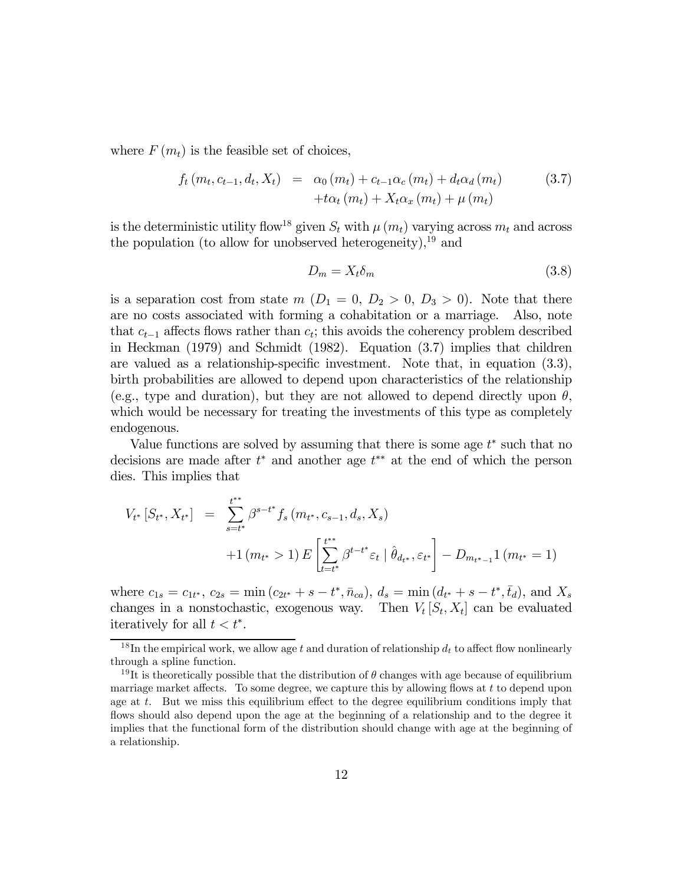where $F(m_t)$ is the feasible set of choices,

$$
\begin{aligned}
f_t(m_t, c_{t-1}, d_t, X_t) &= \alpha_0(m_t) + c_{t-1}\alpha_c(m_t) + d_t\alpha_d(m_t) \\
&\quad + t\alpha_t(m_t) + X_t\alpha_x(m_t) + \mu(m_t)
\end{aligned}
\tag{3.7}
$$

is the deterministic utility flow[18] given $S_t$ with $\mu(m_t)$ varying across $m_t$ and across the population (to allow for unobserved heterogeneity),[19] and

$$
D_m = X_t\delta_m \tag{3.8}
$$

is a separation cost from state $m$ ($D_1 = 0$, $D_2 > 0$, $D_3 > 0$). Note that there are no costs associated with forming a cohabitation or a marriage. Also, note that $c_{t-1}$ affects flows rather than $c_t$; this avoids the coherency problem described in Heckman (1979) and Schmidt (1982). Equation (3.7) implies that children are valued as a relationship-specific investment. Note that, in equation (3.3), birth probabilities are allowed to depend upon characteristics of the relationship (e.g., type and duration), but they are not allowed to depend directly upon $\theta$, which would be necessary for treating the investments of this type as completely endogenous.

Value functions are solved by assuming that there is some age $t^*$ such that no decisions are made after $t^*$ and another age $t^{**}$ at the end of which the person dies. This implies that

$$
\begin{aligned}
V_{t^*}[S_{t^*}, X_{t^*}] &= \sum_{s=t^*}^{t^{**}} \beta^{s-t^*} f_s(m_{t^*}, c_{s-1}, d_s, X_s) \\
&\quad + 1(m_{t^*} > 1) E\left[\sum_{t=t^*}^{t^{**}} \beta^{t-t^*}\varepsilon_t \mid \hat{\theta}_{d_{t^*}}, \varepsilon_{t^*}\right] - D_{m_{t^*-1}} 1(m_{t^*} = 1)
\end{aligned}
$$

where $c_{1s} = c_{1t^*}$, $c_{2s} = \min(c_{2t^*} + s - t^*, \bar{n}_{ca})$, $d_s = \min(d_{t^*} + s - t^*, \bar{t}_d)$, and $X_s$ changes in a nonstochastic, exogenous way. Then $V_t[S_t, X_t]$ can be evaluated iteratively for all $t < t^*$.

[18] In the empirical work, we allow age $t$ and duration of relationship $d_t$ to affect flow nonlinearly through a spline function.

[19] It is theoretically possible that the distribution of $\theta$ changes with age because of equilibrium marriage market affects. To some degree, we capture this by allowing flows at $t$ to depend upon age at $t$. But we miss this equilibrium effect to the degree equilibrium conditions imply that flows should also depend upon the age at the beginning of a relationship and to the degree it implies that the functional form of the distribution should change with age at the beginning of a relationship.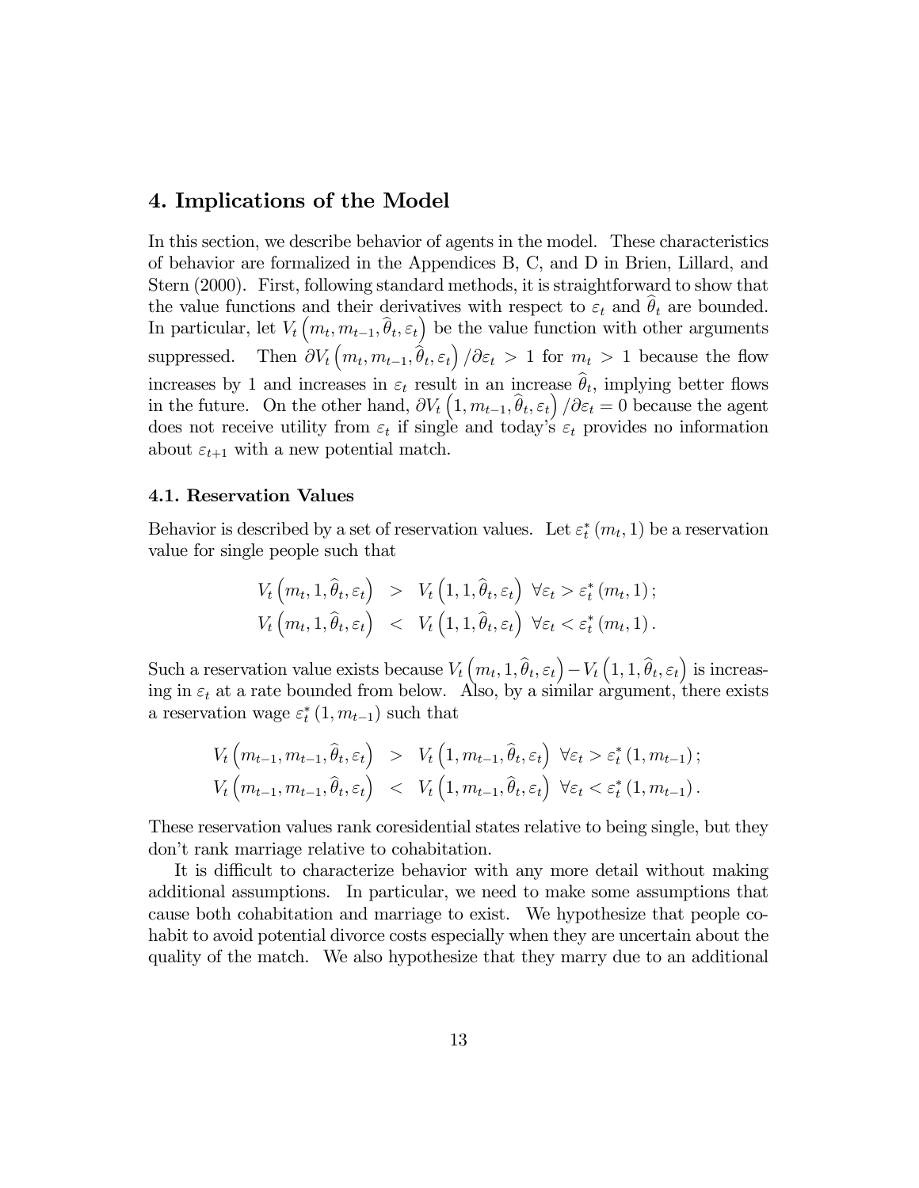## 4. Implications of the Model

In this section, we describe behavior of agents in the model. These characteristics of behavior are formalized in the Appendices B, C, and D in Brien, Lillard, and Stern (2000). First, following standard methods, it is straightforward to show that the value functions and their derivatives with respect to $\varepsilon_t$ and $\widehat{\theta}_t$ are bounded. In particular, let $V_t\left(m_t, m_{t-1}, \widehat{\theta}_t, \varepsilon_t\right)$ be the value function with other arguments suppressed. Then $\partial V_t\left(m_t, m_{t-1}, \widehat{\theta}_t, \varepsilon_t\right)/\partial \varepsilon_t > 1$ for $m_t > 1$ because the flow increases by 1 and increases in $\varepsilon_t$ result in an increase $\widehat{\theta}_t$, implying better flows in the future. On the other hand, $\partial V_t\left(1, m_{t-1}, \widehat{\theta}_t, \varepsilon_t\right)/\partial \varepsilon_t = 0$ because the agent does not receive utility from $\varepsilon_t$ if single and today's $\varepsilon_t$ provides no information about $\varepsilon_{t+1}$ with a new potential match.

### 4.1. Reservation Values

Behavior is described by a set of reservation values. Let $\varepsilon_t^*(m_t, 1)$ be a reservation value for single people such that

$$
\begin{aligned}
V_t\left(m_t, 1, \widehat{\theta}_t, \varepsilon_t\right) &> V_t\left(1, 1, \widehat{\theta}_t, \varepsilon_t\right) \ \forall \varepsilon_t > \varepsilon_t^*(m_t, 1); \\
V_t\left(m_t, 1, \widehat{\theta}_t, \varepsilon_t\right) &< V_t\left(1, 1, \widehat{\theta}_t, \varepsilon_t\right) \ \forall \varepsilon_t < \varepsilon_t^*(m_t, 1).
\end{aligned}
$$

Such a reservation value exists because $V_t\left(m_t, 1, \widehat{\theta}_t, \varepsilon_t\right) - V_t\left(1, 1, \widehat{\theta}_t, \varepsilon_t\right)$ is increasing in $\varepsilon_t$ at a rate bounded from below. Also, by a similar argument, there exists a reservation wage $\varepsilon_t^*(1, m_{t-1})$ such that

$$
\begin{aligned}
V_t\left(m_{t-1}, m_{t-1}, \widehat{\theta}_t, \varepsilon_t\right) &> V_t\left(1, m_{t-1}, \widehat{\theta}_t, \varepsilon_t\right) \ \forall \varepsilon_t > \varepsilon_t^*(1, m_{t-1}); \\
V_t\left(m_{t-1}, m_{t-1}, \widehat{\theta}_t, \varepsilon_t\right) &< V_t\left(1, m_{t-1}, \widehat{\theta}_t, \varepsilon_t\right) \ \forall \varepsilon_t < \varepsilon_t^*(1, m_{t-1}).
\end{aligned}
$$

These reservation values rank coresidential states relative to being single, but they don't rank marriage relative to cohabitation.

It is difficult to characterize behavior with any more detail without making additional assumptions. In particular, we need to make some assumptions that cause both cohabitation and marriage to exist. We hypothesize that people cohabit to avoid potential divorce costs especially when they are uncertain about the quality of the match. We also hypothesize that they marry due to an additional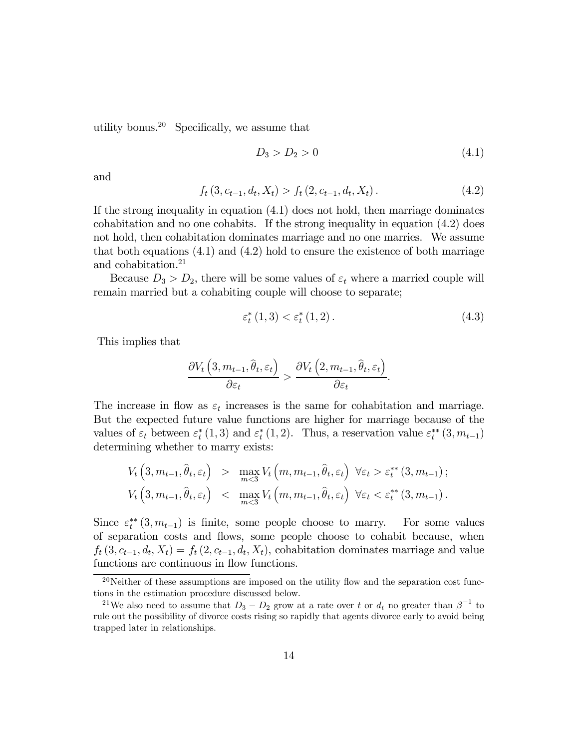utility bonus.[20] Specifically, we assume that

$$D_3 > D_2 > 0 \tag{4.1}$$

and

$$f_t(3, c_{t-1}, d_t, X_t) > f_t(2, c_{t-1}, d_t, X_t). \tag{4.2}$$

If the strong inequality in equation (4.1) does not hold, then marriage dominates cohabitation and no one cohabits. If the strong inequality in equation (4.2) does not hold, then cohabitation dominates marriage and no one marries. We assume that both equations (4.1) and (4.2) hold to ensure the existence of both marriage and cohabitation.[21]

Because $D_3 > D_2$, there will be some values of $\varepsilon_t$ where a married couple will remain married but a cohabiting couple will choose to separate;

$$\varepsilon_t^*(1,3) < \varepsilon_t^*(1,2). \tag{4.3}$$

This implies that

$$\frac{\partial V_t\left(3, m_{t-1}, \widehat{\theta}_t, \varepsilon_t\right)}{\partial \varepsilon_t} > \frac{\partial V_t\left(2, m_{t-1}, \widehat{\theta}_t, \varepsilon_t\right)}{\partial \varepsilon_t}.$$

The increase in flow as $\varepsilon_t$ increases is the same for cohabitation and marriage. But the expected future value functions are higher for marriage because of the values of $\varepsilon_t$ between $\varepsilon_t^*(1,3)$ and $\varepsilon_t^*(1,2)$. Thus, a reservation value $\varepsilon_t^{**}(3, m_{t-1})$ determining whether to marry exists:

$$\begin{aligned}
V_t\left(3, m_{t-1}, \widehat{\theta}_t, \varepsilon_t\right) &> \max_{m<3} V_t\left(m, m_{t-1}, \widehat{\theta}_t, \varepsilon_t\right) \ \forall \varepsilon_t > \varepsilon_t^{**}(3, m_{t-1}); \\
V_t\left(3, m_{t-1}, \widehat{\theta}_t, \varepsilon_t\right) &< \max_{m<3} V_t\left(m, m_{t-1}, \widehat{\theta}_t, \varepsilon_t\right) \ \forall \varepsilon_t < \varepsilon_t^{**}(3, m_{t-1}).
\end{aligned}$$

Since $\varepsilon_t^{**}(3, m_{t-1})$ is finite, some people choose to marry. For some values of separation costs and flows, some people choose to cohabit because, when $f_t(3, c_{t-1}, d_t, X_t) = f_t(2, c_{t-1}, d_t, X_t)$, cohabitation dominates marriage and value functions are continuous in flow functions.

[20] Neither of these assumptions are imposed on the utility flow and the separation cost functions in the estimation procedure discussed below.

[21] We also need to assume that $D_3 - D_2$ grow at a rate over $t$ or $d_t$ no greater than $\beta^{-1}$ to rule out the possibility of divorce costs rising so rapidly that agents divorce early to avoid being trapped later in relationships.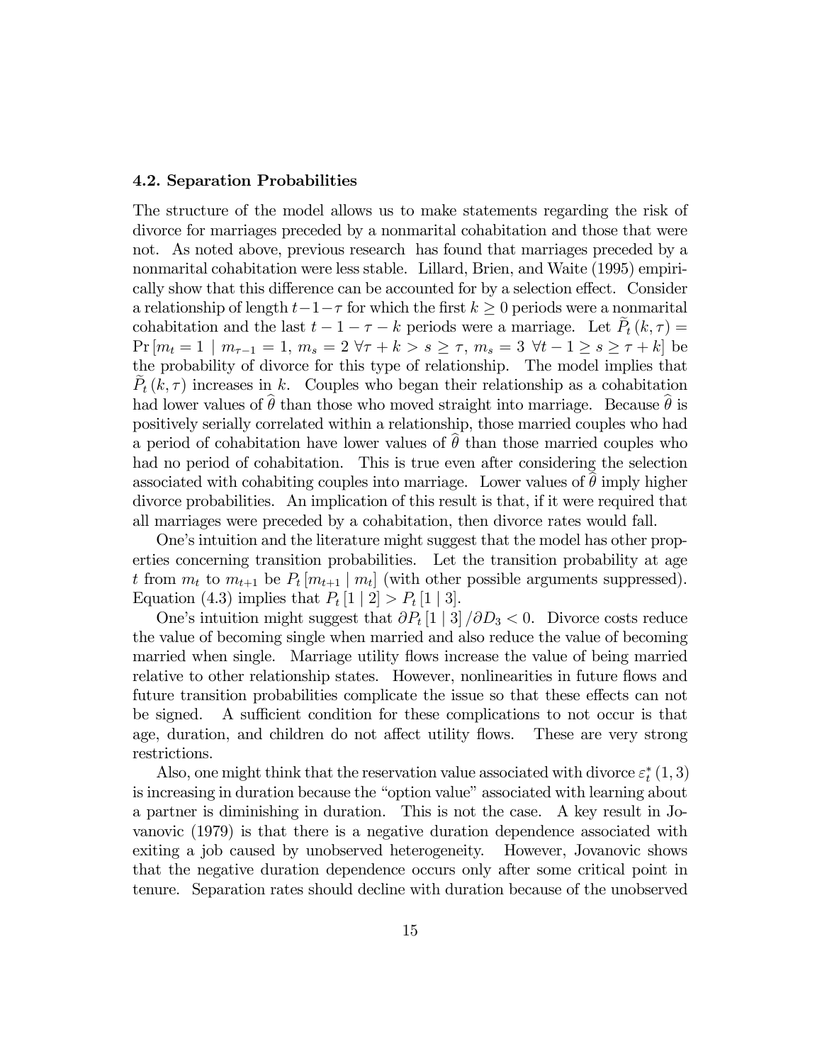### 4.2. Separation Probabilities

The structure of the model allows us to make statements regarding the risk of divorce for marriages preceded by a nonmarital cohabitation and those that were not. As noted above, previous research has found that marriages preceded by a nonmarital cohabitation were less stable. Lillard, Brien, and Waite (1995) empirically show that this difference can be accounted for by a selection effect. Consider a relationship of length $t-1-\tau$ for which the first $k \geq 0$ periods were a nonmarital cohabitation and the last $t-1-\tau-k$ periods were a marriage. Let $\widetilde{P}_t(k,\tau) = \Pr[m_t = 1 \mid m_{\tau-1} = 1,\ m_s = 2\ \forall \tau + k > s \geq \tau,\ m_s = 3\ \forall t-1 \geq s \geq \tau + k]$ be the probability of divorce for this type of relationship. The model implies that $\widetilde{P}_t(k,\tau)$ increases in $k$. Couples who began their relationship as a cohabitation had lower values of $\widehat{\theta}$ than those who moved straight into marriage. Because $\widehat{\theta}$ is positively serially correlated within a relationship, those married couples who had a period of cohabitation have lower values of $\widehat{\theta}$ than those married couples who had no period of cohabitation. This is true even after considering the selection associated with cohabiting couples into marriage. Lower values of $\widehat{\theta}$ imply higher divorce probabilities. An implication of this result is that, if it were required that all marriages were preceded by a cohabitation, then divorce rates would fall.

One's intuition and the literature might suggest that the model has other properties concerning transition probabilities. Let the transition probability at age $t$ from $m_t$ to $m_{t+1}$ be $P_t[m_{t+1} \mid m_t]$ (with other possible arguments suppressed). Equation (4.3) implies that $P_t[1 \mid 2] > P_t[1 \mid 3]$.

One's intuition might suggest that $\partial P_t[1 \mid 3]/\partial D_3 < 0$. Divorce costs reduce the value of becoming single when married and also reduce the value of becoming married when single. Marriage utility flows increase the value of being married relative to other relationship states. However, nonlinearities in future flows and future transition probabilities complicate the issue so that these effects can not be signed. A sufficient condition for these complications to not occur is that age, duration, and children do not affect utility flows. These are very strong restrictions.

Also, one might think that the reservation value associated with divorce $\varepsilon_t^*(1,3)$ is increasing in duration because the "option value" associated with learning about a partner is diminishing in duration. This is not the case. A key result in Jovanovic (1979) is that there is a negative duration dependence associated with exiting a job caused by unobserved heterogeneity. However, Jovanovic shows that the negative duration dependence occurs only after some critical point in tenure. Separation rates should decline with duration because of the unobserved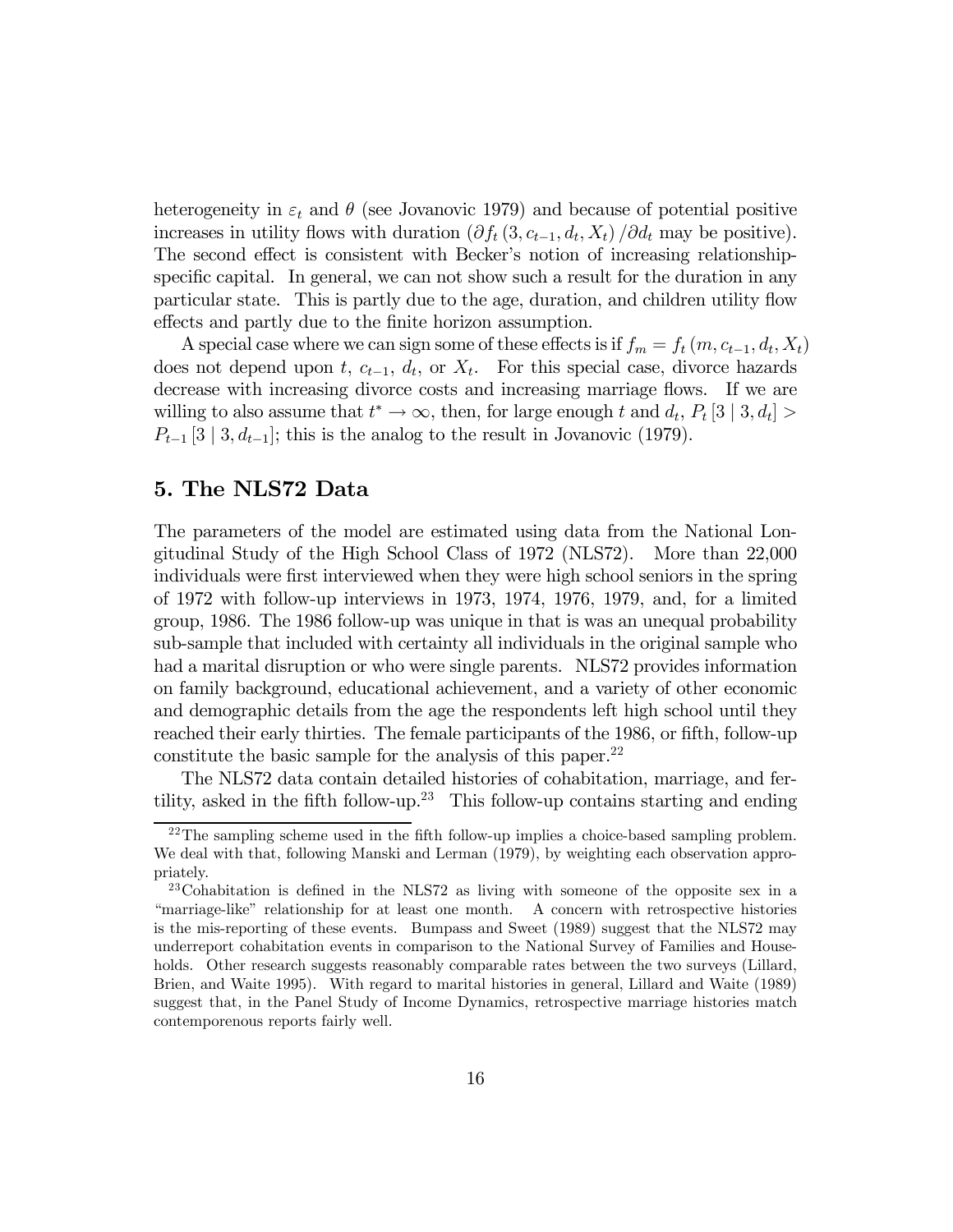heterogeneity in $\varepsilon_t$ and $\theta$ (see Jovanovic 1979) and because of potential positive increases in utility flows with duration ($\partial f_t(3, c_{t-1}, d_t, X_t) / \partial d_t$ may be positive). The second effect is consistent with Becker's notion of increasing relationship-specific capital. In general, we can not show such a result for the duration in any particular state. This is partly due to the age, duration, and children utility flow effects and partly due to the finite horizon assumption.

A special case where we can sign some of these effects is if $f_m = f_t(m, c_{t-1}, d_t, X_t)$ does not depend upon $t$, $c_{t-1}$, $d_t$, or $X_t$. For this special case, divorce hazards decrease with increasing divorce costs and increasing marriage flows. If we are willing to also assume that $t^* \to \infty$, then, for large enough $t$ and $d_t$, $P_t[3 \mid 3, d_t] > P_{t-1}[3 \mid 3, d_{t-1}]$; this is the analog to the result in Jovanovic (1979).

## 5. The NLS72 Data

The parameters of the model are estimated using data from the National Longitudinal Study of the High School Class of 1972 (NLS72). More than 22,000 individuals were first interviewed when they were high school seniors in the spring of 1972 with follow-up interviews in 1973, 1974, 1976, 1979, and, for a limited group, 1986. The 1986 follow-up was unique in that is was an unequal probability sub-sample that included with certainty all individuals in the original sample who had a marital disruption or who were single parents. NLS72 provides information on family background, educational achievement, and a variety of other economic and demographic details from the age the respondents left high school until they reached their early thirties. The female participants of the 1986, or fifth, follow-up constitute the basic sample for the analysis of this paper.[22]

The NLS72 data contain detailed histories of cohabitation, marriage, and fertility, asked in the fifth follow-up.[23] This follow-up contains starting and ending

[22] The sampling scheme used in the fifth follow-up implies a choice-based sampling problem. We deal with that, following Manski and Lerman (1979), by weighting each observation appropriately.

[23] Cohabitation is defined in the NLS72 as living with someone of the opposite sex in a "marriage-like" relationship for at least one month. A concern with retrospective histories is the mis-reporting of these events. Bumpass and Sweet (1989) suggest that the NLS72 may underreport cohabitation events in comparison to the National Survey of Families and Households. Other research suggests reasonably comparable rates between the two surveys (Lillard, Brien, and Waite 1995). With regard to marital histories in general, Lillard and Waite (1989) suggest that, in the Panel Study of Income Dynamics, retrospective marriage histories match contemporenous reports fairly well.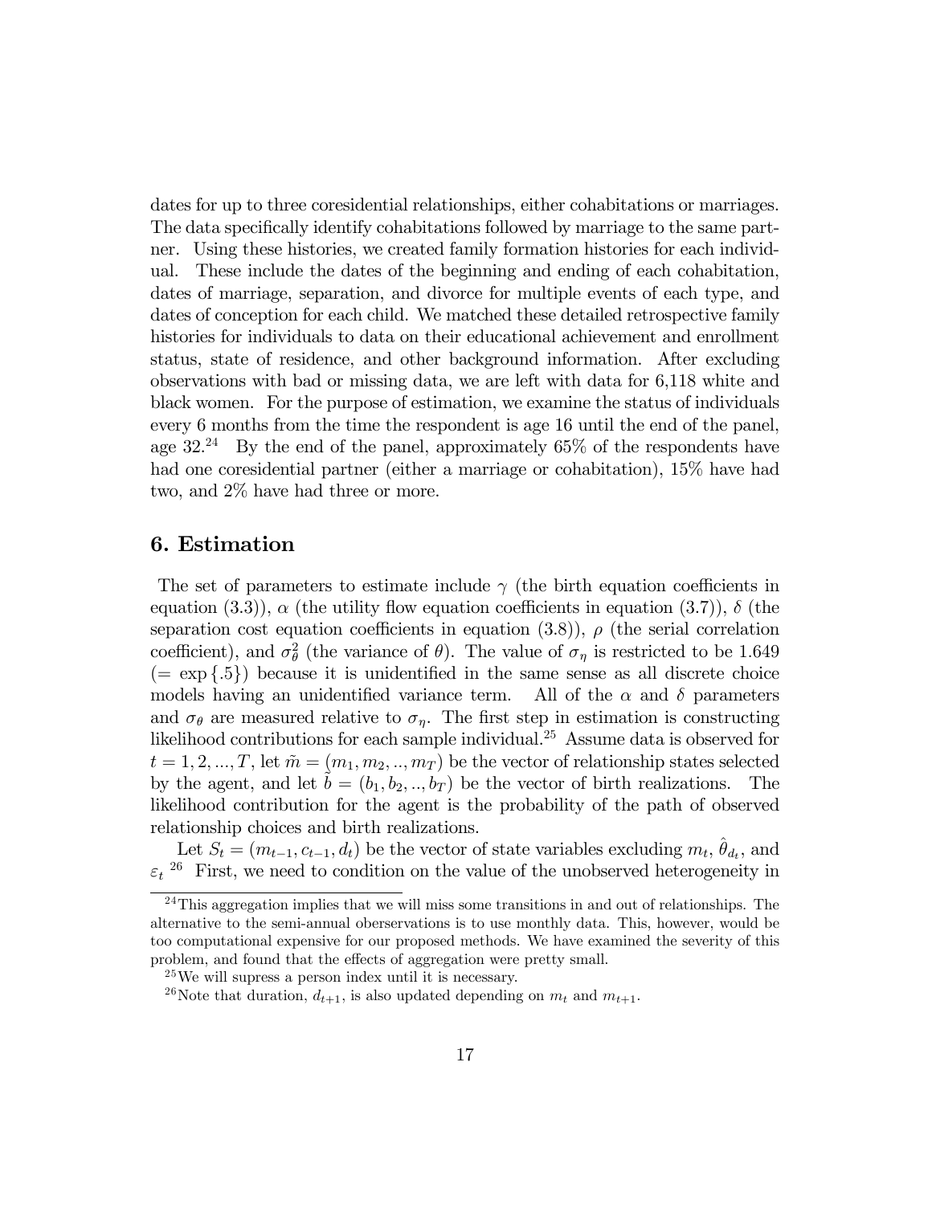dates for up to three coresidential relationships, either cohabitations or marriages. The data specifically identify cohabitations followed by marriage to the same partner. Using these histories, we created family formation histories for each individual. These include the dates of the beginning and ending of each cohabitation, dates of marriage, separation, and divorce for multiple events of each type, and dates of conception for each child. We matched these detailed retrospective family histories for individuals to data on their educational achievement and enrollment status, state of residence, and other background information. After excluding observations with bad or missing data, we are left with data for 6,118 white and black women. For the purpose of estimation, we examine the status of individuals every 6 months from the time the respondent is age 16 until the end of the panel, age 32.[24] By the end of the panel, approximately 65% of the respondents have had one coresidential partner (either a marriage or cohabitation), 15% have had two, and 2% have had three or more.

## 6. Estimation

The set of parameters to estimate include $\gamma$ (the birth equation coefficients in equation (3.3)), $\alpha$ (the utility flow equation coefficients in equation (3.7)), $\delta$ (the separation cost equation coefficients in equation (3.8)), $\rho$ (the serial correlation coefficient), and $\sigma_\theta^2$ (the variance of $\theta$). The value of $\sigma_\eta$ is restricted to be 1.649 ($= \exp\{.5\}$) because it is unidentified in the same sense as all discrete choice models having an unidentified variance term. All of the $\alpha$ and $\delta$ parameters and $\sigma_\theta$ are measured relative to $\sigma_\eta$. The first step in estimation is constructing likelihood contributions for each sample individual.[25] Assume data is observed for $t = 1, 2, ..., T$, let $\tilde{m} = (m_1, m_2, .., m_T)$ be the vector of relationship states selected by the agent, and let $\tilde{b} = (b_1, b_2, .., b_T)$ be the vector of birth realizations. The likelihood contribution for the agent is the probability of the path of observed relationship choices and birth realizations.

Let $S_t = (m_{t-1}, c_{t-1}, d_t)$ be the vector of state variables excluding $m_t$, $\hat{\theta}_{d_t}$, and $\varepsilon_t$ [26] First, we need to condition on the value of the unobserved heterogeneity in

[24] This aggregation implies that we will miss some transitions in and out of relationships. The alternative to the semi-annual oberservations is to use monthly data. This, however, would be too computational expensive for our proposed methods. We have examined the severity of this problem, and found that the effects of aggregation were pretty small.

[25] We will supress a person index until it is necessary.

[26] Note that duration, $d_{t+1}$, is also updated depending on $m_t$ and $m_{t+1}$.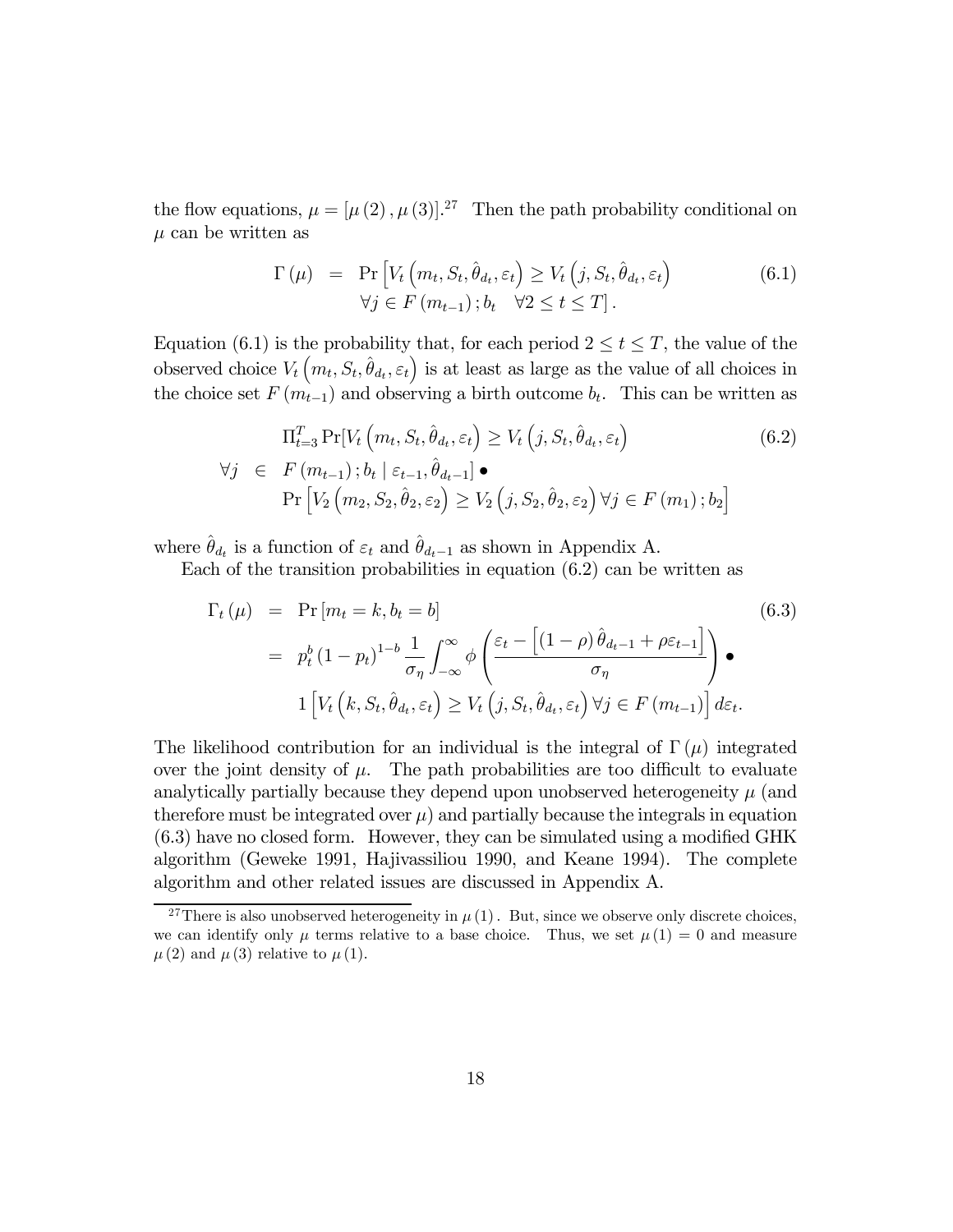the flow equations, $\mu = [\mu(2), \mu(3)]$.[27] Then the path probability conditional on $\mu$ can be written as

$$
\begin{aligned}
\Gamma(\mu) \;=\; & \Pr\left[V_t\left(m_t, S_t, \hat{\theta}_{d_t}, \varepsilon_t\right) \geq V_t\left(j, S_t, \hat{\theta}_{d_t}, \varepsilon_t\right)\right. \\
& \left.\forall j \in F(m_{t-1}); b_t \quad \forall 2 \leq t \leq T\right].
\end{aligned} \tag{6.1}
$$

Equation (6.1) is the probability that, for each period $2 \leq t \leq T$, the value of the observed choice $V_t\left(m_t, S_t, \hat{\theta}_{d_t}, \varepsilon_t\right)$ is at least as large as the value of all choices in the choice set $F(m_{t-1})$ and observing a birth outcome $b_t$. This can be written as

$$
\begin{aligned}
& \Pi_{t=3}^{T} \Pr[V_t\left(m_t, S_t, \hat{\theta}_{d_t}, \varepsilon_t\right) \geq V_t\left(j, S_t, \hat{\theta}_{d_t}, \varepsilon_t\right) \\
\forall j \;\in\; & F(m_{t-1}); b_t \mid \varepsilon_{t-1}, \hat{\theta}_{d_t-1}] \bullet \\
& \Pr\left[V_2\left(m_2, S_2, \hat{\theta}_2, \varepsilon_2\right) \geq V_2\left(j, S_2, \hat{\theta}_2, \varepsilon_2\right) \forall j \in F(m_1); b_2\right]
\end{aligned} \tag{6.2}
$$

where $\hat{\theta}_{d_t}$ is a function of $\varepsilon_t$ and $\hat{\theta}_{d_t-1}$ as shown in Appendix A.

Each of the transition probabilities in equation (6.2) can be written as

$$
\begin{aligned}
\Gamma_t(\mu) \;=\; & \Pr[m_t = k, b_t = b] \\
=\; & p_t^b (1-p_t)^{1-b} \frac{1}{\sigma_\eta} \int_{-\infty}^{\infty} \phi\left(\frac{\varepsilon_t - \left[(1-\rho)\hat{\theta}_{d_t-1} + \rho\varepsilon_{t-1}\right]}{\sigma_\eta}\right) \bullet \\
& 1\left[V_t\left(k, S_t, \hat{\theta}_{d_t}, \varepsilon_t\right) \geq V_t\left(j, S_t, \hat{\theta}_{d_t}, \varepsilon_t\right) \forall j \in F(m_{t-1})\right] d\varepsilon_t.
\end{aligned} \tag{6.3}
$$

The likelihood contribution for an individual is the integral of $\Gamma(\mu)$ integrated over the joint density of $\mu$. The path probabilities are too difficult to evaluate analytically partially because they depend upon unobserved heterogeneity $\mu$ (and therefore must be integrated over $\mu$) and partially because the integrals in equation (6.3) have no closed form. However, they can be simulated using a modified GHK algorithm (Geweke 1991, Hajivassiliou 1990, and Keane 1994). The complete algorithm and other related issues are discussed in Appendix A.

[27] There is also unobserved heterogeneity in $\mu(1)$. But, since we observe only discrete choices, we can identify only $\mu$ terms relative to a base choice. Thus, we set $\mu(1) = 0$ and measure $\mu(2)$ and $\mu(3)$ relative to $\mu(1)$.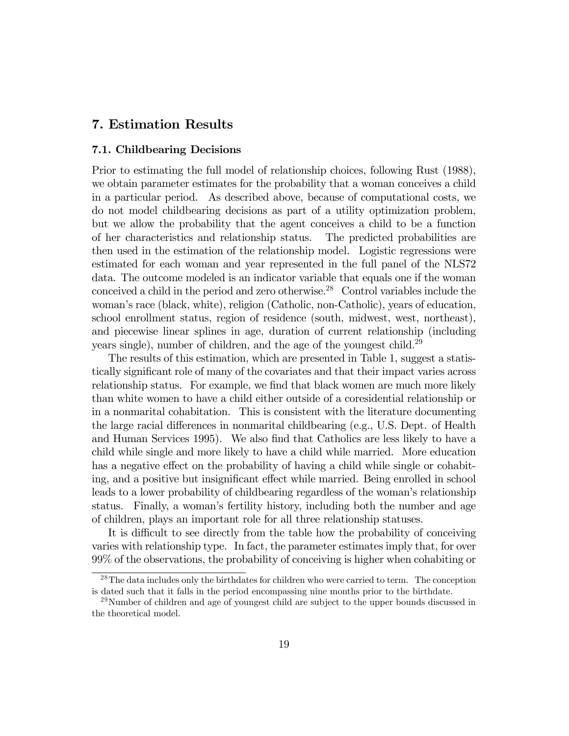# 7. Estimation Results

## 7.1. Childbearing Decisions

Prior to estimating the full model of relationship choices, following Rust (1988), we obtain parameter estimates for the probability that a woman conceives a child in a particular period. As described above, because of computational costs, we do not model childbearing decisions as part of a utility optimization problem, but we allow the probability that the agent conceives a child to be a function of her characteristics and relationship status. The predicted probabilities are then used in the estimation of the relationship model. Logistic regressions were estimated for each woman and year represented in the full panel of the NLS72 data. The outcome modeled is an indicator variable that equals one if the woman conceived a child in the period and zero otherwise.[28] Control variables include the woman's race (black, white), religion (Catholic, non-Catholic), years of education, school enrollment status, region of residence (south, midwest, west, northeast), and piecewise linear splines in age, duration of current relationship (including years single), number of children, and the age of the youngest child.[29]

The results of this estimation, which are presented in Table 1, suggest a statistically significant role of many of the covariates and that their impact varies across relationship status. For example, we find that black women are much more likely than white women to have a child either outside of a coresidential relationship or in a nonmarital cohabitation. This is consistent with the literature documenting the large racial differences in nonmarital childbearing (e.g., U.S. Dept. of Health and Human Services 1995). We also find that Catholics are less likely to have a child while single and more likely to have a child while married. More education has a negative effect on the probability of having a child while single or cohabiting, and a positive but insignificant effect while married. Being enrolled in school leads to a lower probability of childbearing regardless of the woman's relationship status. Finally, a woman's fertility history, including both the number and age of children, plays an important role for all three relationship statuses.

It is difficult to see directly from the table how the probability of conceiving varies with relationship type. In fact, the parameter estimates imply that, for over 99% of the observations, the probability of conceiving is higher when cohabiting or

[28] The data includes only the birthdates for children who were carried to term. The conception is dated such that it falls in the period encompassing nine months prior to the birthdate.

[29] Number of children and age of youngest child are subject to the upper bounds discussed in the theoretical model.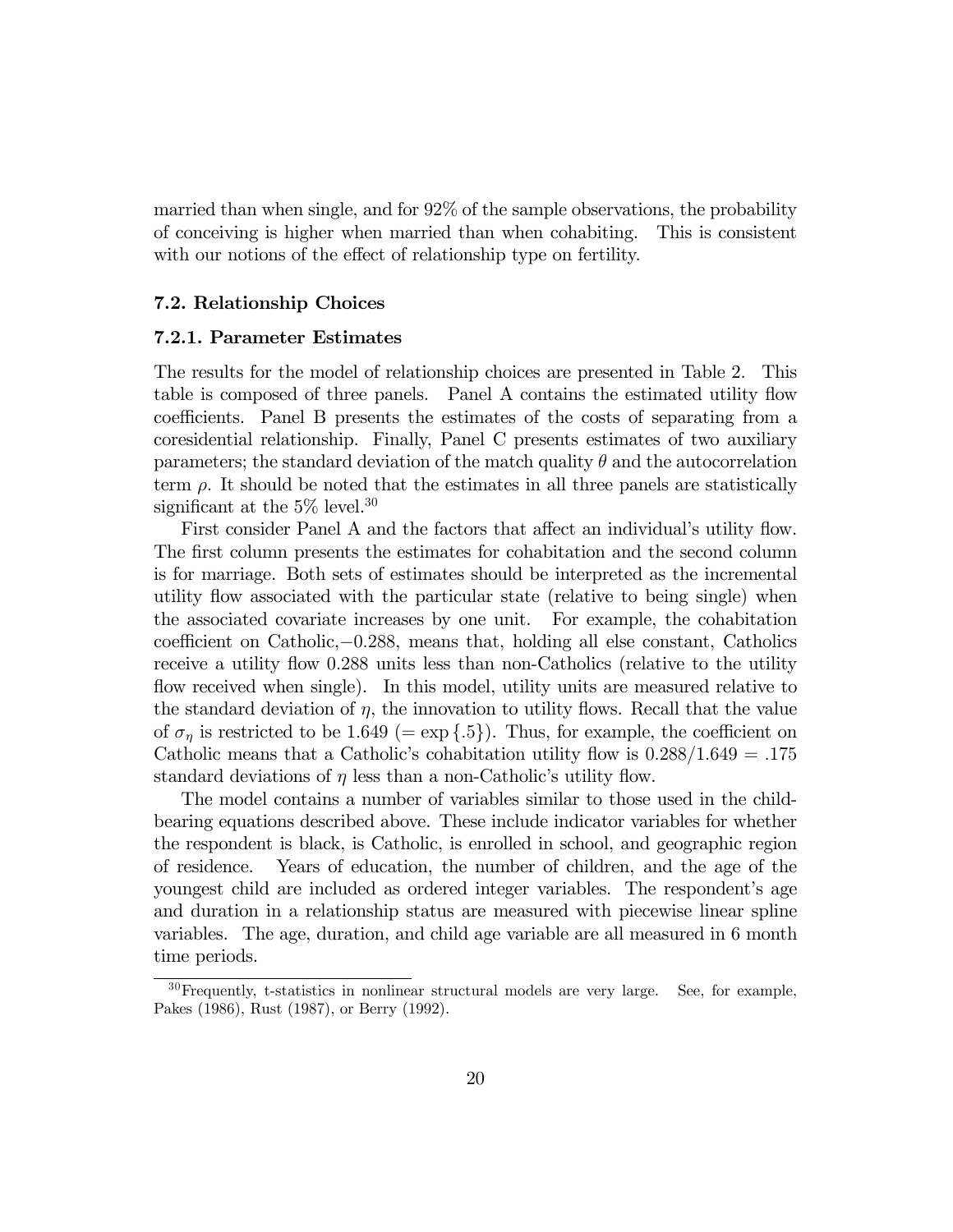married than when single, and for 92% of the sample observations, the probability of conceiving is higher when married than when cohabiting. This is consistent with our notions of the effect of relationship type on fertility.

### 7.2. Relationship Choices

#### 7.2.1. Parameter Estimates

The results for the model of relationship choices are presented in Table 2. This table is composed of three panels. Panel A contains the estimated utility flow coefficients. Panel B presents the estimates of the costs of separating from a coresidential relationship. Finally, Panel C presents estimates of two auxiliary parameters; the standard deviation of the match quality $\theta$ and the autocorrelation term $\rho$. It should be noted that the estimates in all three panels are statistically significant at the 5% level.[30]

First consider Panel A and the factors that affect an individual's utility flow. The first column presents the estimates for cohabitation and the second column is for marriage. Both sets of estimates should be interpreted as the incremental utility flow associated with the particular state (relative to being single) when the associated covariate increases by one unit. For example, the cohabitation coefficient on Catholic, $-0.288$, means that, holding all else constant, Catholics receive a utility flow 0.288 units less than non-Catholics (relative to the utility flow received when single). In this model, utility units are measured relative to the standard deviation of $\eta$, the innovation to utility flows. Recall that the value of $\sigma_\eta$ is restricted to be 1.649 ($= \exp\{.5\}$). Thus, for example, the coefficient on Catholic means that a Catholic's cohabitation utility flow is $0.288/1.649 = .175$ standard deviations of $\eta$ less than a non-Catholic's utility flow.

The model contains a number of variables similar to those used in the childbearing equations described above. These include indicator variables for whether the respondent is black, is Catholic, is enrolled in school, and geographic region of residence. Years of education, the number of children, and the age of the youngest child are included as ordered integer variables. The respondent's age and duration in a relationship status are measured with piecewise linear spline variables. The age, duration, and child age variable are all measured in 6 month time periods.

[30] Frequently, t-statistics in nonlinear structural models are very large. See, for example, Pakes (1986), Rust (1987), or Berry (1992).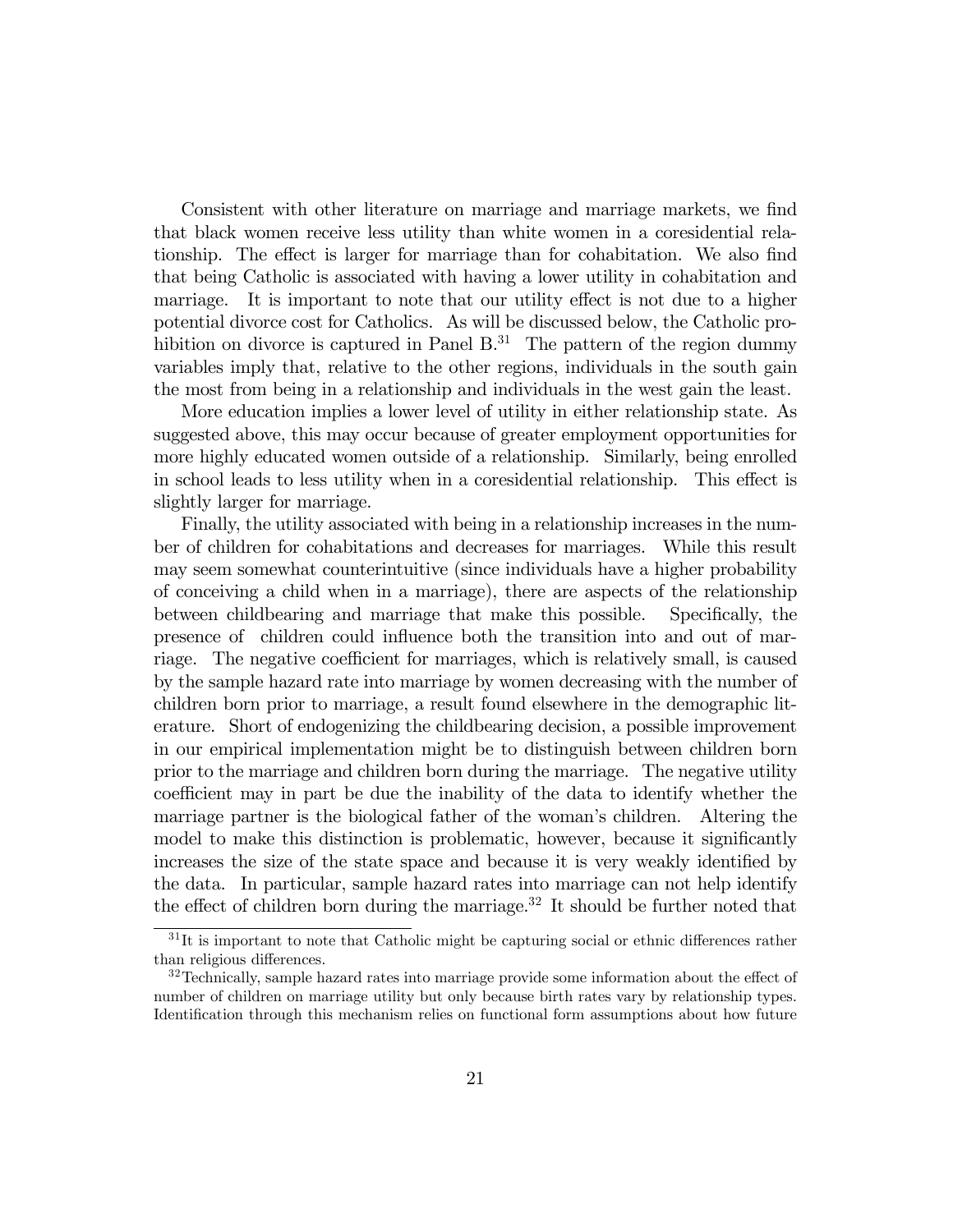Consistent with other literature on marriage and marriage markets, we find that black women receive less utility than white women in a coresidential relationship. The effect is larger for marriage than for cohabitation. We also find that being Catholic is associated with having a lower utility in cohabitation and marriage. It is important to note that our utility effect is not due to a higher potential divorce cost for Catholics. As will be discussed below, the Catholic prohibition on divorce is captured in Panel B.[31] The pattern of the region dummy variables imply that, relative to the other regions, individuals in the south gain the most from being in a relationship and individuals in the west gain the least.

More education implies a lower level of utility in either relationship state. As suggested above, this may occur because of greater employment opportunities for more highly educated women outside of a relationship. Similarly, being enrolled in school leads to less utility when in a coresidential relationship. This effect is slightly larger for marriage.

Finally, the utility associated with being in a relationship increases in the number of children for cohabitations and decreases for marriages. While this result may seem somewhat counterintuitive (since individuals have a higher probability of conceiving a child when in a marriage), there are aspects of the relationship between childbearing and marriage that make this possible. Specifically, the presence of children could influence both the transition into and out of marriage. The negative coefficient for marriages, which is relatively small, is caused by the sample hazard rate into marriage by women decreasing with the number of children born prior to marriage, a result found elsewhere in the demographic literature. Short of endogenizing the childbearing decision, a possible improvement in our empirical implementation might be to distinguish between children born prior to the marriage and children born during the marriage. The negative utility coefficient may in part be due the inability of the data to identify whether the marriage partner is the biological father of the woman's children. Altering the model to make this distinction is problematic, however, because it significantly increases the size of the state space and because it is very weakly identified by the data. In particular, sample hazard rates into marriage can not help identify the effect of children born during the marriage.[32] It should be further noted that

[31] It is important to note that Catholic might be capturing social or ethnic differences rather than religious differences.

[32] Technically, sample hazard rates into marriage provide some information about the effect of number of children on marriage utility but only because birth rates vary by relationship types. Identification through this mechanism relies on functional form assumptions about how future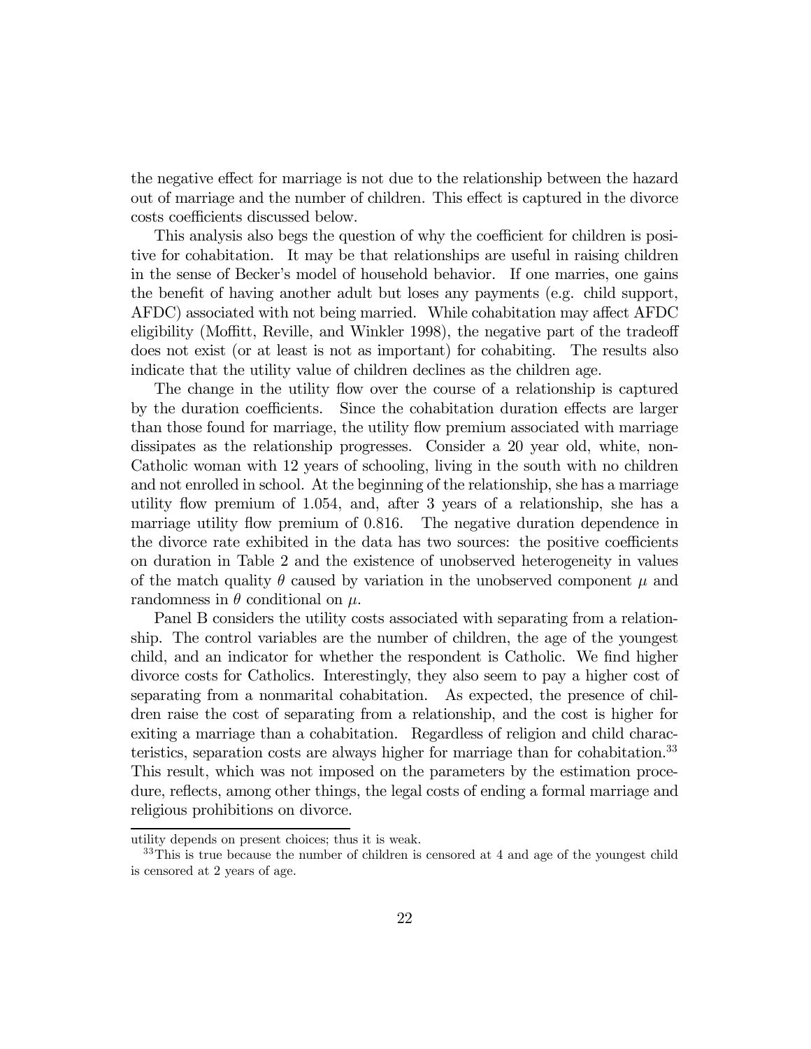the negative effect for marriage is not due to the relationship between the hazard out of marriage and the number of children. This effect is captured in the divorce costs coefficients discussed below.

This analysis also begs the question of why the coefficient for children is positive for cohabitation. It may be that relationships are useful in raising children in the sense of Becker's model of household behavior. If one marries, one gains the benefit of having another adult but loses any payments (e.g. child support, AFDC) associated with not being married. While cohabitation may affect AFDC eligibility (Moffitt, Reville, and Winkler 1998), the negative part of the tradeoff does not exist (or at least is not as important) for cohabiting. The results also indicate that the utility value of children declines as the children age.

The change in the utility flow over the course of a relationship is captured by the duration coefficients. Since the cohabitation duration effects are larger than those found for marriage, the utility flow premium associated with marriage dissipates as the relationship progresses. Consider a 20 year old, white, non-Catholic woman with 12 years of schooling, living in the south with no children and not enrolled in school. At the beginning of the relationship, she has a marriage utility flow premium of 1.054, and, after 3 years of a relationship, she has a marriage utility flow premium of 0.816. The negative duration dependence in the divorce rate exhibited in the data has two sources: the positive coefficients on duration in Table 2 and the existence of unobserved heterogeneity in values of the match quality $\theta$ caused by variation in the unobserved component $\mu$ and randomness in $\theta$ conditional on $\mu$.

Panel B considers the utility costs associated with separating from a relationship. The control variables are the number of children, the age of the youngest child, and an indicator for whether the respondent is Catholic. We find higher divorce costs for Catholics. Interestingly, they also seem to pay a higher cost of separating from a nonmarital cohabitation. As expected, the presence of children raise the cost of separating from a relationship, and the cost is higher for exiting a marriage than a cohabitation. Regardless of religion and child characteristics, separation costs are always higher for marriage than for cohabitation.[33] This result, which was not imposed on the parameters by the estimation procedure, reflects, among other things, the legal costs of ending a formal marriage and religious prohibitions on divorce.

---

utility depends on present choices; thus it is weak.

[33] This is true because the number of children is censored at 4 and age of the youngest child is censored at 2 years of age.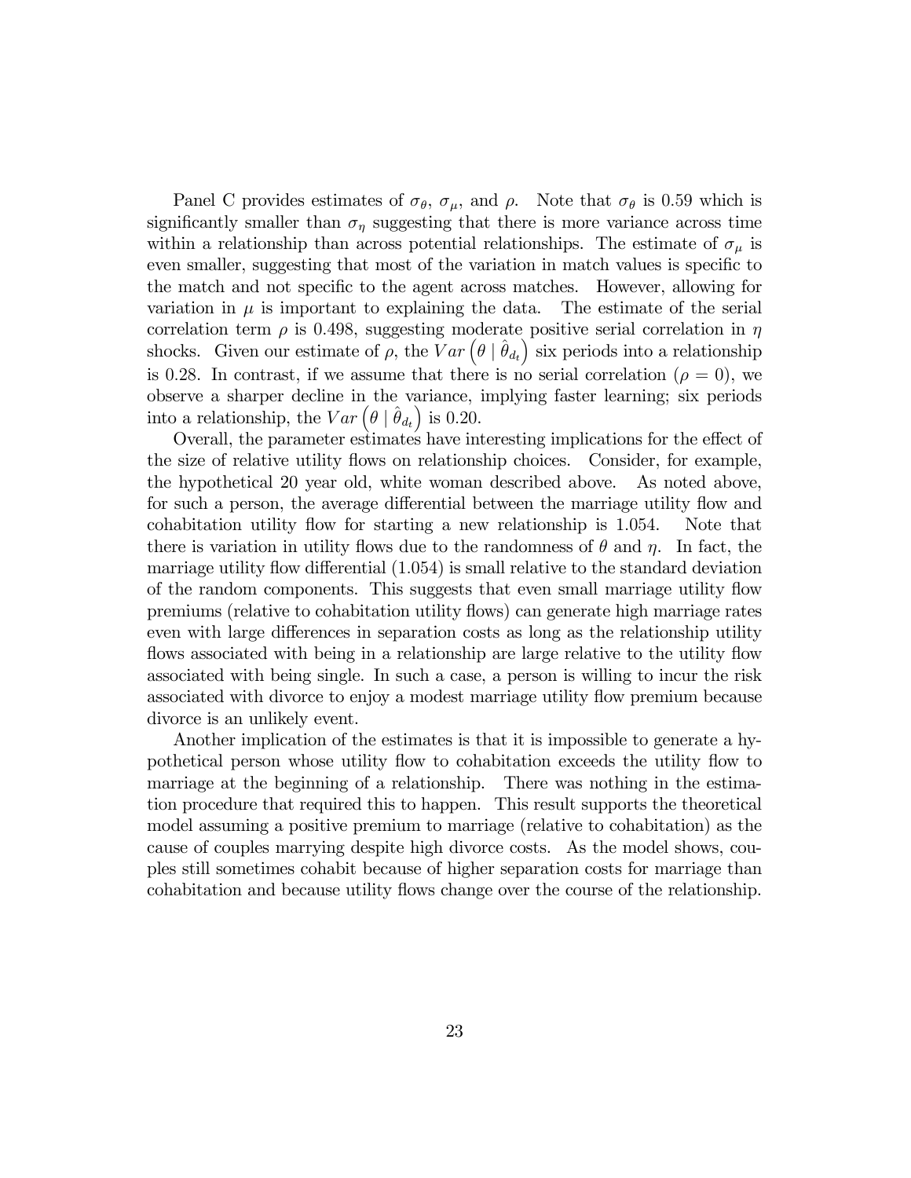Panel C provides estimates of $\sigma_\theta$, $\sigma_\mu$, and $\rho$. Note that $\sigma_\theta$ is 0.59 which is significantly smaller than $\sigma_\eta$ suggesting that there is more variance across time within a relationship than across potential relationships. The estimate of $\sigma_\mu$ is even smaller, suggesting that most of the variation in match values is specific to the match and not specific to the agent across matches. However, allowing for variation in $\mu$ is important to explaining the data. The estimate of the serial correlation term $\rho$ is 0.498, suggesting moderate positive serial correlation in $\eta$ shocks. Given our estimate of $\rho$, the $Var\left(\theta \mid \hat{\theta}_{d_t}\right)$ six periods into a relationship is 0.28. In contrast, if we assume that there is no serial correlation ($\rho = 0$), we observe a sharper decline in the variance, implying faster learning; six periods into a relationship, the $Var\left(\theta \mid \hat{\theta}_{d_t}\right)$ is 0.20.

Overall, the parameter estimates have interesting implications for the effect of the size of relative utility flows on relationship choices. Consider, for example, the hypothetical 20 year old, white woman described above. As noted above, for such a person, the average differential between the marriage utility flow and cohabitation utility flow for starting a new relationship is 1.054. Note that there is variation in utility flows due to the randomness of $\theta$ and $\eta$. In fact, the marriage utility flow differential (1.054) is small relative to the standard deviation of the random components. This suggests that even small marriage utility flow premiums (relative to cohabitation utility flows) can generate high marriage rates even with large differences in separation costs as long as the relationship utility flows associated with being in a relationship are large relative to the utility flow associated with being single. In such a case, a person is willing to incur the risk associated with divorce to enjoy a modest marriage utility flow premium because divorce is an unlikely event.

Another implication of the estimates is that it is impossible to generate a hypothetical person whose utility flow to cohabitation exceeds the utility flow to marriage at the beginning of a relationship. There was nothing in the estimation procedure that required this to happen. This result supports the theoretical model assuming a positive premium to marriage (relative to cohabitation) as the cause of couples marrying despite high divorce costs. As the model shows, couples still sometimes cohabit because of higher separation costs for marriage than cohabitation and because utility flows change over the course of the relationship.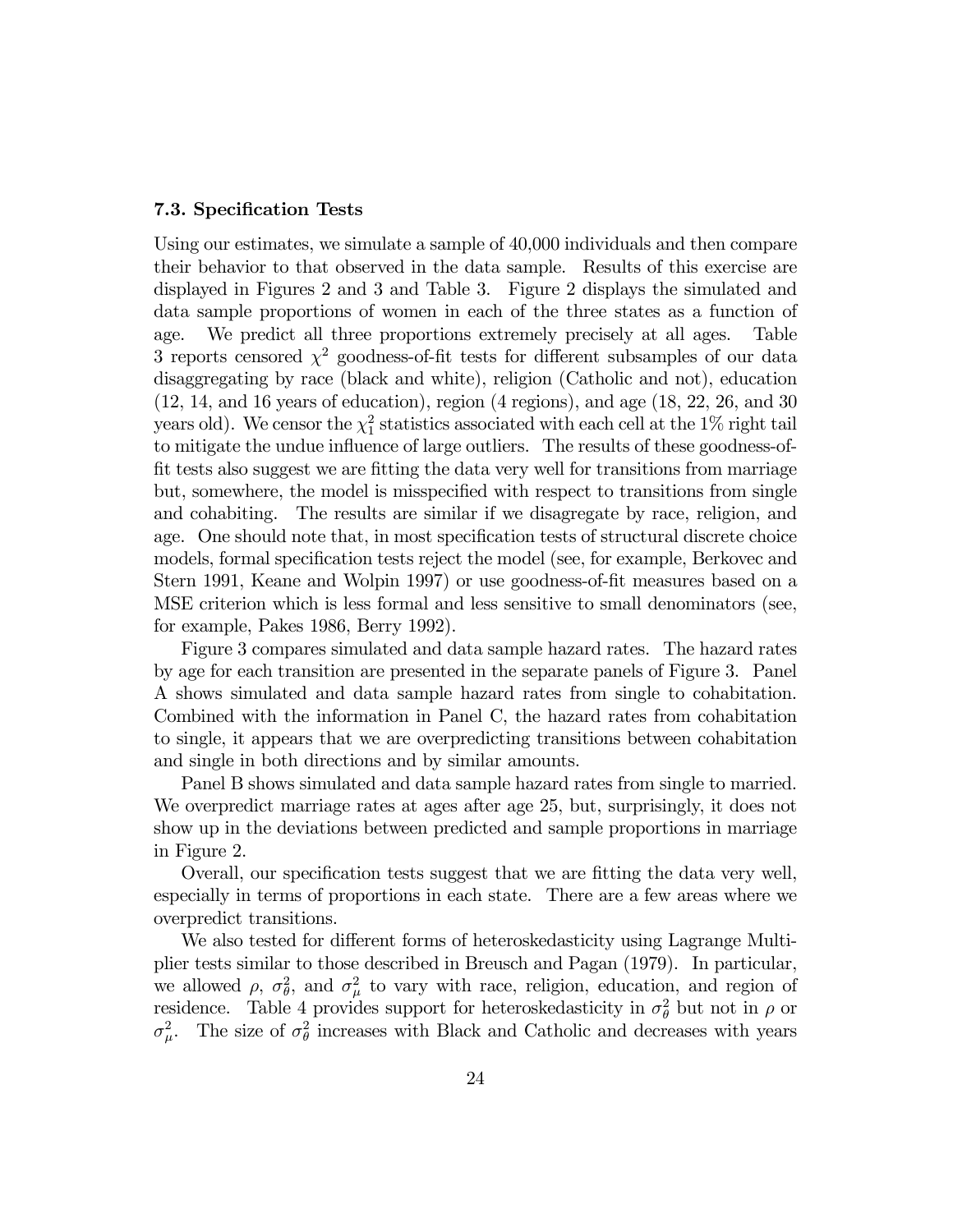### 7.3. Specification Tests

Using our estimates, we simulate a sample of 40,000 individuals and then compare their behavior to that observed in the data sample. Results of this exercise are displayed in Figures 2 and 3 and Table 3. Figure 2 displays the simulated and data sample proportions of women in each of the three states as a function of age. We predict all three proportions extremely precisely at all ages. Table 3 reports censored $\chi^2$ goodness-of-fit tests for different subsamples of our data disaggregating by race (black and white), religion (Catholic and not), education (12, 14, and 16 years of education), region (4 regions), and age (18, 22, 26, and 30 years old). We censor the $\chi_1^2$ statistics associated with each cell at the 1% right tail to mitigate the undue influence of large outliers. The results of these goodness-of-fit tests also suggest we are fitting the data very well for transitions from marriage but, somewhere, the model is misspecified with respect to transitions from single and cohabiting. The results are similar if we disagregate by race, religion, and age. One should note that, in most specification tests of structural discrete choice models, formal specification tests reject the model (see, for example, Berkovec and Stern 1991, Keane and Wolpin 1997) or use goodness-of-fit measures based on a MSE criterion which is less formal and less sensitive to small denominators (see, for example, Pakes 1986, Berry 1992).

Figure 3 compares simulated and data sample hazard rates. The hazard rates by age for each transition are presented in the separate panels of Figure 3. Panel A shows simulated and data sample hazard rates from single to cohabitation. Combined with the information in Panel C, the hazard rates from cohabitation to single, it appears that we are overpredicting transitions between cohabitation and single in both directions and by similar amounts.

Panel B shows simulated and data sample hazard rates from single to married. We overpredict marriage rates at ages after age 25, but, surprisingly, it does not show up in the deviations between predicted and sample proportions in marriage in Figure 2.

Overall, our specification tests suggest that we are fitting the data very well, especially in terms of proportions in each state. There are a few areas where we overpredict transitions.

We also tested for different forms of heteroskedasticity using Lagrange Multiplier tests similar to those described in Breusch and Pagan (1979). In particular, we allowed $\rho$, $\sigma_\theta^2$, and $\sigma_\mu^2$ to vary with race, religion, education, and region of residence. Table 4 provides support for heteroskedasticity in $\sigma_\theta^2$ but not in $\rho$ or $\sigma_\mu^2$. The size of $\sigma_\theta^2$ increases with Black and Catholic and decreases with years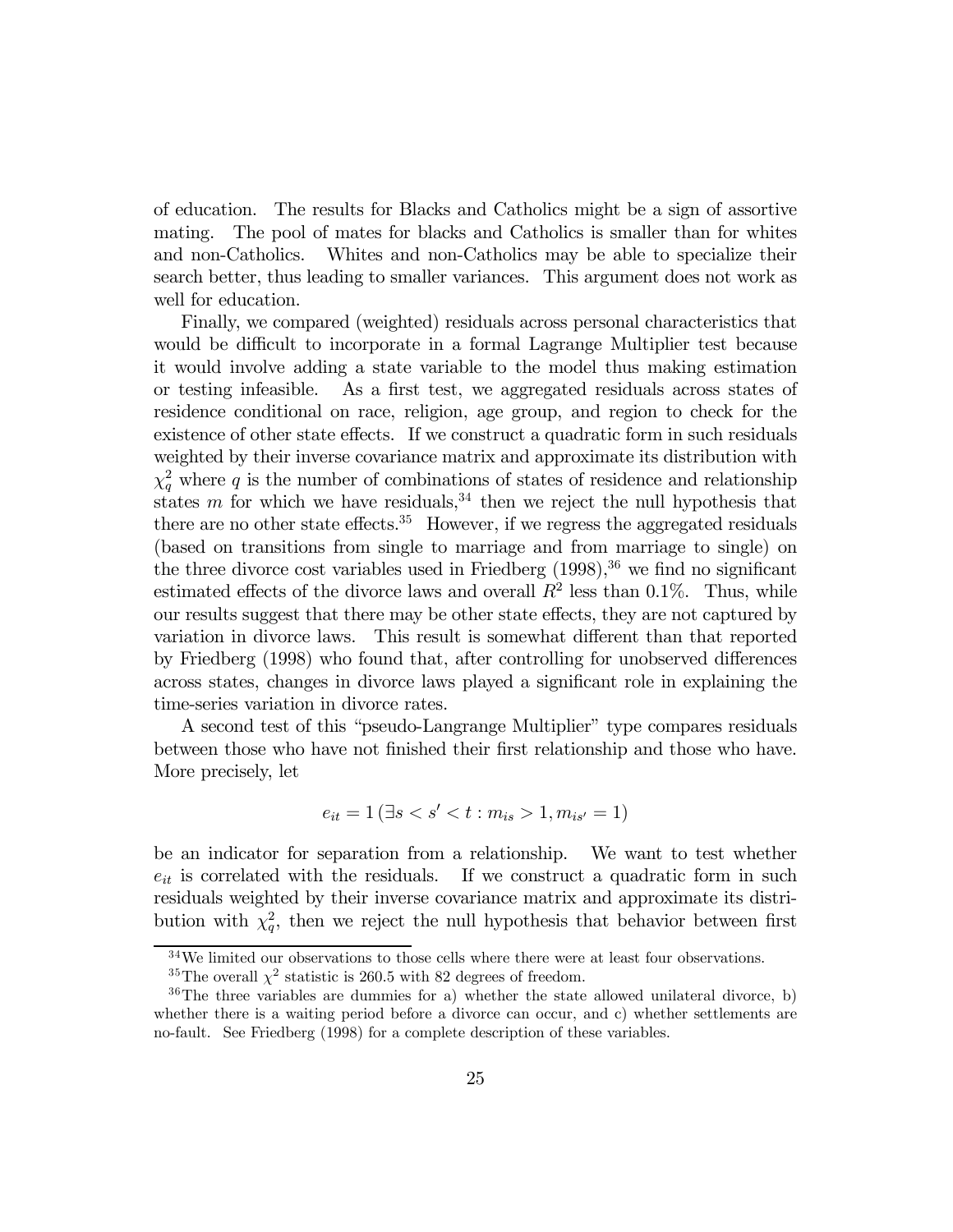of education. The results for Blacks and Catholics might be a sign of assortive mating. The pool of mates for blacks and Catholics is smaller than for whites and non-Catholics. Whites and non-Catholics may be able to specialize their search better, thus leading to smaller variances. This argument does not work as well for education.

Finally, we compared (weighted) residuals across personal characteristics that would be difficult to incorporate in a formal Lagrange Multiplier test because it would involve adding a state variable to the model thus making estimation or testing infeasible. As a first test, we aggregated residuals across states of residence conditional on race, religion, age group, and region to check for the existence of other state effects. If we construct a quadratic form in such residuals weighted by their inverse covariance matrix and approximate its distribution with $\chi^2_q$ where $q$ is the number of combinations of states of residence and relationship states $m$ for which we have residuals,[34] then we reject the null hypothesis that there are no other state effects.[35] However, if we regress the aggregated residuals (based on transitions from single to marriage and from marriage to single) on the three divorce cost variables used in Friedberg (1998),[36] we find no significant estimated effects of the divorce laws and overall $R^2$ less than 0.1%. Thus, while our results suggest that there may be other state effects, they are not captured by variation in divorce laws. This result is somewhat different than that reported by Friedberg (1998) who found that, after controlling for unobserved differences across states, changes in divorce laws played a significant role in explaining the time-series variation in divorce rates.

A second test of this "pseudo-Langrange Multiplier" type compares residuals between those who have not finished their first relationship and those who have. More precisely, let

$$e_{it} = 1\left(\exists s < s' < t : m_{is} > 1, m_{is'} = 1\right)$$

be an indicator for separation from a relationship. We want to test whether $e_{it}$ is correlated with the residuals. If we construct a quadratic form in such residuals weighted by their inverse covariance matrix and approximate its distribution with $\chi^2_q$, then we reject the null hypothesis that behavior between first

[34] We limited our observations to those cells where there were at least four observations.

[35] The overall $\chi^2$ statistic is 260.5 with 82 degrees of freedom.

[36] The three variables are dummies for a) whether the state allowed unilateral divorce, b) whether there is a waiting period before a divorce can occur, and c) whether settlements are no-fault. See Friedberg (1998) for a complete description of these variables.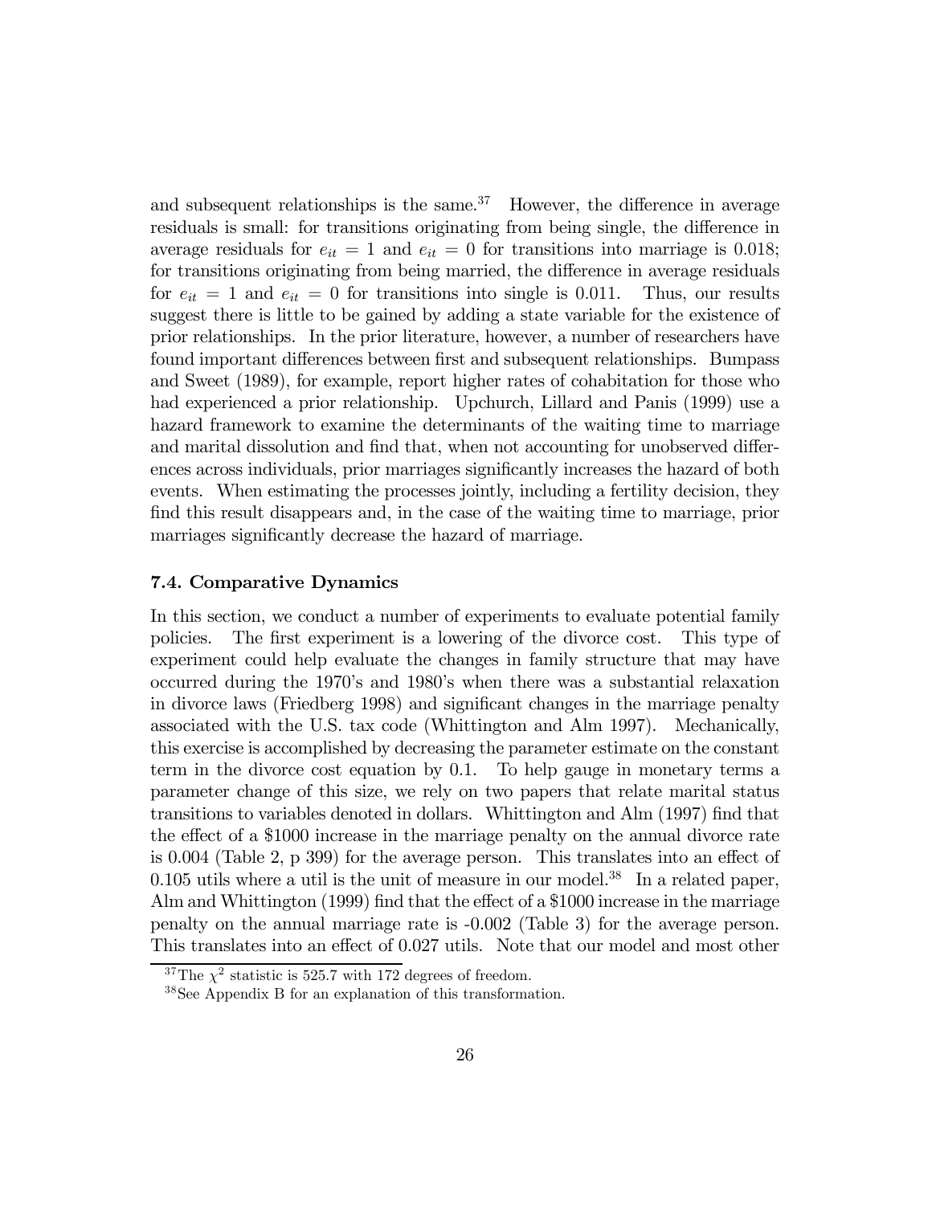and subsequent relationships is the same.[37] However, the difference in average residuals is small: for transitions originating from being single, the difference in average residuals for $e_{it} = 1$ and $e_{it} = 0$ for transitions into marriage is 0.018; for transitions originating from being married, the difference in average residuals for $e_{it} = 1$ and $e_{it} = 0$ for transitions into single is 0.011. Thus, our results suggest there is little to be gained by adding a state variable for the existence of prior relationships. In the prior literature, however, a number of researchers have found important differences between first and subsequent relationships. Bumpass and Sweet (1989), for example, report higher rates of cohabitation for those who had experienced a prior relationship. Upchurch, Lillard and Panis (1999) use a hazard framework to examine the determinants of the waiting time to marriage and marital dissolution and find that, when not accounting for unobserved differences across individuals, prior marriages significantly increases the hazard of both events. When estimating the processes jointly, including a fertility decision, they find this result disappears and, in the case of the waiting time to marriage, prior marriages significantly decrease the hazard of marriage.

### 7.4. Comparative Dynamics

In this section, we conduct a number of experiments to evaluate potential family policies. The first experiment is a lowering of the divorce cost. This type of experiment could help evaluate the changes in family structure that may have occurred during the 1970's and 1980's when there was a substantial relaxation in divorce laws (Friedberg 1998) and significant changes in the marriage penalty associated with the U.S. tax code (Whittington and Alm 1997). Mechanically, this exercise is accomplished by decreasing the parameter estimate on the constant term in the divorce cost equation by 0.1. To help gauge in monetary terms a parameter change of this size, we rely on two papers that relate marital status transitions to variables denoted in dollars. Whittington and Alm (1997) find that the effect of a \$1000 increase in the marriage penalty on the annual divorce rate is 0.004 (Table 2, p 399) for the average person. This translates into an effect of 0.105 utils where a util is the unit of measure in our model.[38] In a related paper, Alm and Whittington (1999) find that the effect of a \$1000 increase in the marriage penalty on the annual marriage rate is -0.002 (Table 3) for the average person. This translates into an effect of 0.027 utils. Note that our model and most other

[37] The $\chi^2$ statistic is 525.7 with 172 degrees of freedom.

[38] See Appendix B for an explanation of this transformation.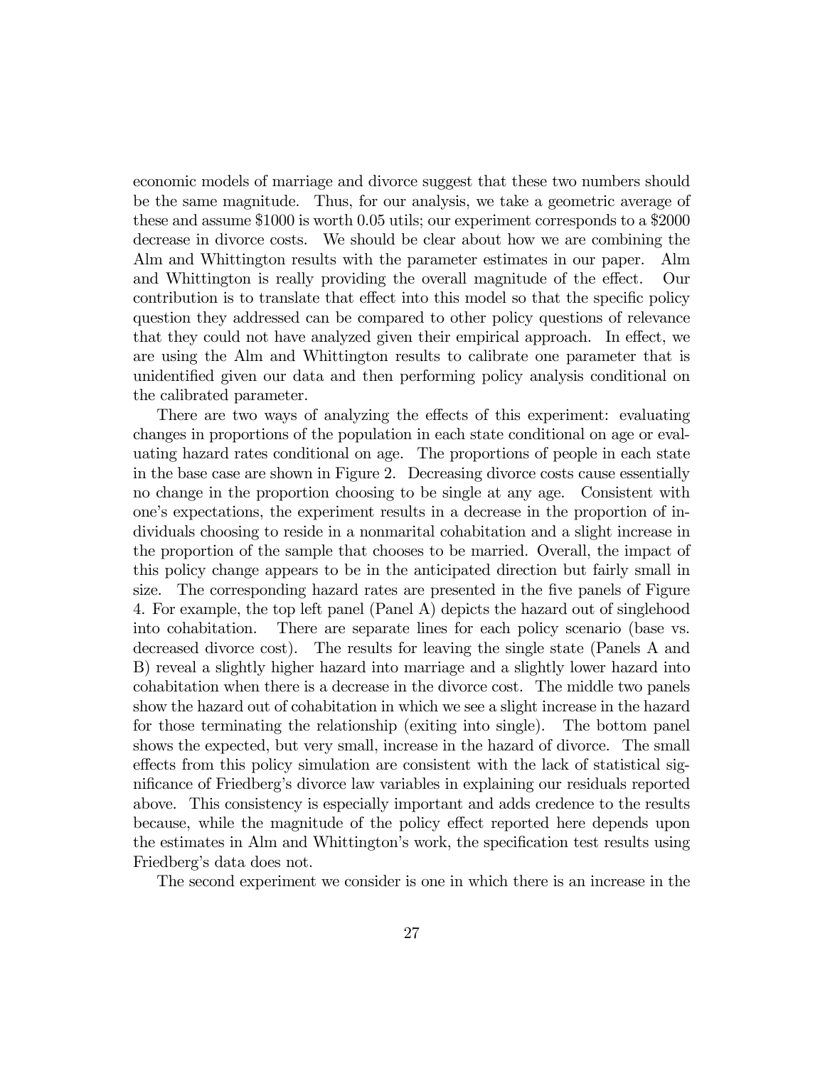economic models of marriage and divorce suggest that these two numbers should be the same magnitude. Thus, for our analysis, we take a geometric average of these and assume \$1000 is worth 0.05 utils; our experiment corresponds to a \$2000 decrease in divorce costs. We should be clear about how we are combining the Alm and Whittington results with the parameter estimates in our paper. Alm and Whittington is really providing the overall magnitude of the effect. Our contribution is to translate that effect into this model so that the specific policy question they addressed can be compared to other policy questions of relevance that they could not have analyzed given their empirical approach. In effect, we are using the Alm and Whittington results to calibrate one parameter that is unidentified given our data and then performing policy analysis conditional on the calibrated parameter.

There are two ways of analyzing the effects of this experiment: evaluating changes in proportions of the population in each state conditional on age or evaluating hazard rates conditional on age. The proportions of people in each state in the base case are shown in Figure 2. Decreasing divorce costs cause essentially no change in the proportion choosing to be single at any age. Consistent with one's expectations, the experiment results in a decrease in the proportion of individuals choosing to reside in a nonmarital cohabitation and a slight increase in the proportion of the sample that chooses to be married. Overall, the impact of this policy change appears to be in the anticipated direction but fairly small in size. The corresponding hazard rates are presented in the five panels of Figure 4. For example, the top left panel (Panel A) depicts the hazard out of singlehood into cohabitation. There are separate lines for each policy scenario (base vs. decreased divorce cost). The results for leaving the single state (Panels A and B) reveal a slightly higher hazard into marriage and a slightly lower hazard into cohabitation when there is a decrease in the divorce cost. The middle two panels show the hazard out of cohabitation in which we see a slight increase in the hazard for those terminating the relationship (exiting into single). The bottom panel shows the expected, but very small, increase in the hazard of divorce. The small effects from this policy simulation are consistent with the lack of statistical significance of Friedberg's divorce law variables in explaining our residuals reported above. This consistency is especially important and adds credence to the results because, while the magnitude of the policy effect reported here depends upon the estimates in Alm and Whittington's work, the specification test results using Friedberg's data does not.

The second experiment we consider is one in which there is an increase in the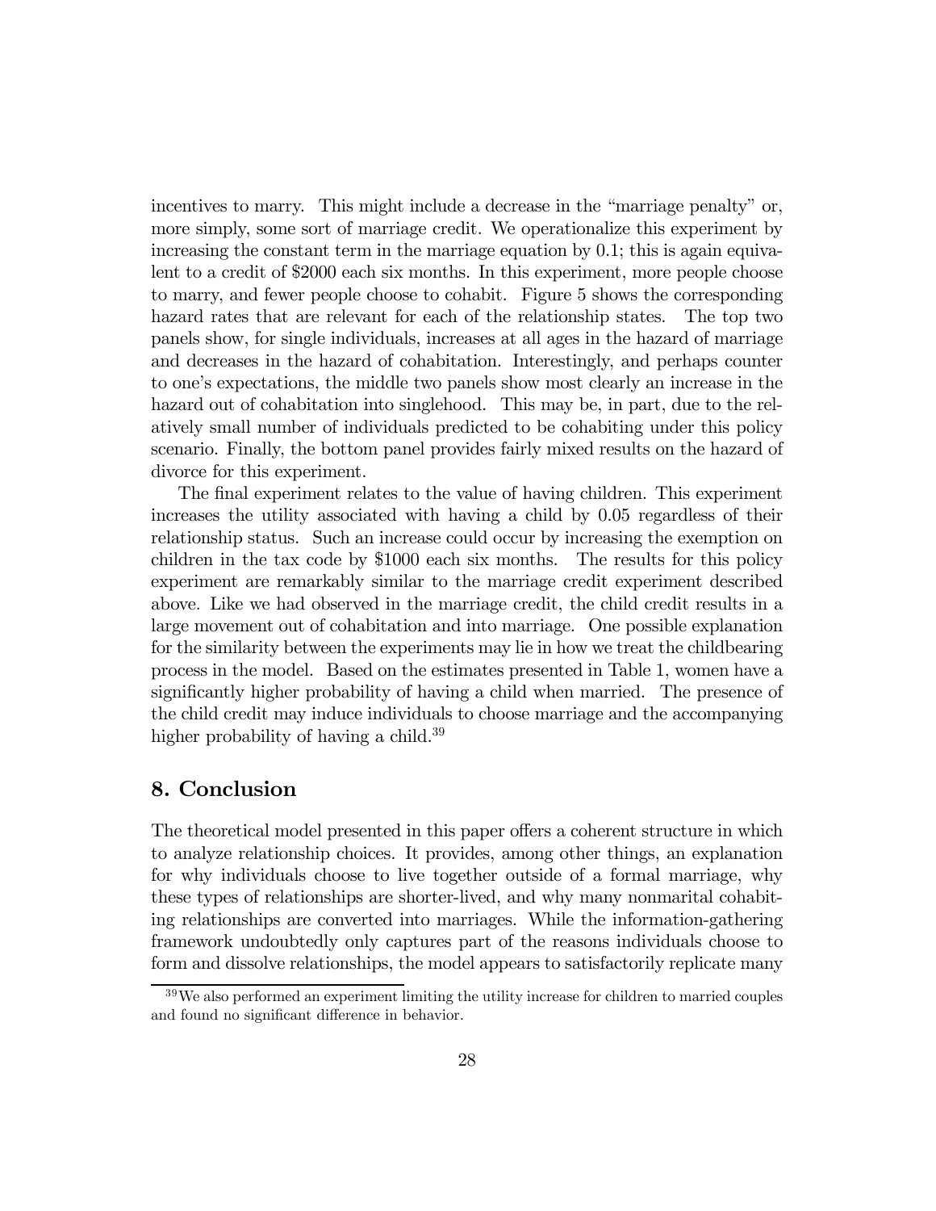incentives to marry. This might include a decrease in the "marriage penalty" or, more simply, some sort of marriage credit. We operationalize this experiment by increasing the constant term in the marriage equation by 0.1; this is again equivalent to a credit of \$2000 each six months. In this experiment, more people choose to marry, and fewer people choose to cohabit. Figure 5 shows the corresponding hazard rates that are relevant for each of the relationship states. The top two panels show, for single individuals, increases at all ages in the hazard of marriage and decreases in the hazard of cohabitation. Interestingly, and perhaps counter to one's expectations, the middle two panels show most clearly an increase in the hazard out of cohabitation into singlehood. This may be, in part, due to the relatively small number of individuals predicted to be cohabiting under this policy scenario. Finally, the bottom panel provides fairly mixed results on the hazard of divorce for this experiment.

The final experiment relates to the value of having children. This experiment increases the utility associated with having a child by 0.05 regardless of their relationship status. Such an increase could occur by increasing the exemption on children in the tax code by \$1000 each six months. The results for this policy experiment are remarkably similar to the marriage credit experiment described above. Like we had observed in the marriage credit, the child credit results in a large movement out of cohabitation and into marriage. One possible explanation for the similarity between the experiments may lie in how we treat the childbearing process in the model. Based on the estimates presented in Table 1, women have a significantly higher probability of having a child when married. The presence of the child credit may induce individuals to choose marriage and the accompanying higher probability of having a child.[39]

## 8. Conclusion

The theoretical model presented in this paper offers a coherent structure in which to analyze relationship choices. It provides, among other things, an explanation for why individuals choose to live together outside of a formal marriage, why these types of relationships are shorter-lived, and why many nonmarital cohabiting relationships are converted into marriages. While the information-gathering framework undoubtedly only captures part of the reasons individuals choose to form and dissolve relationships, the model appears to satisfactorily replicate many

[39] We also performed an experiment limiting the utility increase for children to married couples and found no significant difference in behavior.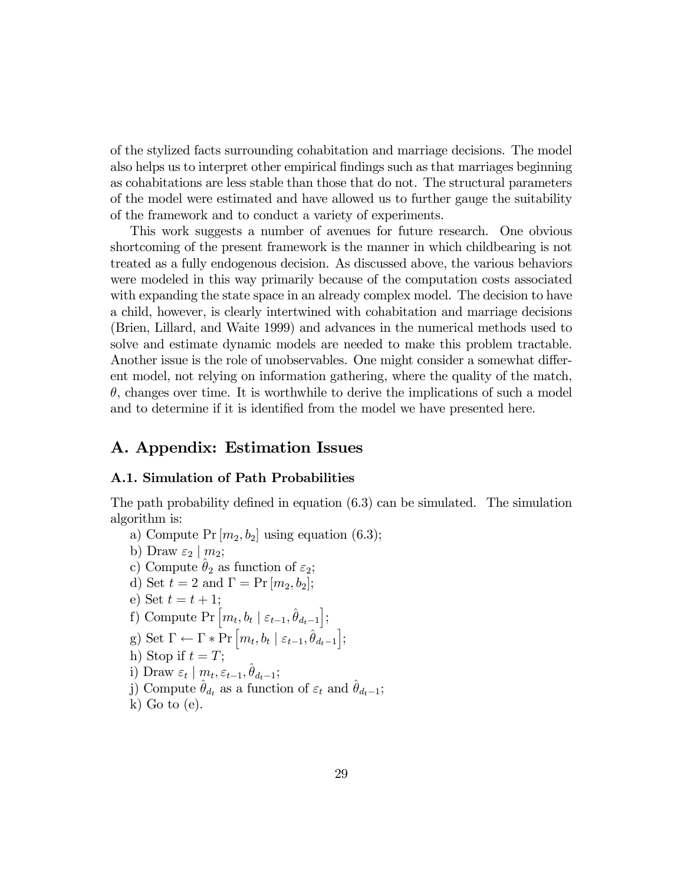of the stylized facts surrounding cohabitation and marriage decisions. The model also helps us to interpret other empirical findings such as that marriages beginning as cohabitations are less stable than those that do not. The structural parameters of the model were estimated and have allowed us to further gauge the suitability of the framework and to conduct a variety of experiments.

This work suggests a number of avenues for future research. One obvious shortcoming of the present framework is the manner in which childbearing is not treated as a fully endogenous decision. As discussed above, the various behaviors were modeled in this way primarily because of the computation costs associated with expanding the state space in an already complex model. The decision to have a child, however, is clearly intertwined with cohabitation and marriage decisions (Brien, Lillard, and Waite 1999) and advances in the numerical methods used to solve and estimate dynamic models are needed to make this problem tractable. Another issue is the role of unobservables. One might consider a somewhat different model, not relying on information gathering, where the quality of the match, $\theta$, changes over time. It is worthwhile to derive the implications of such a model and to determine if it is identified from the model we have presented here.

# A. Appendix: Estimation Issues

## A.1. Simulation of Path Probabilities

The path probability defined in equation (6.3) can be simulated. The simulation algorithm is:

a) Compute $\Pr[m_2, b_2]$ using equation (6.3);
b) Draw $\varepsilon_2 \mid m_2$;
c) Compute $\hat{\theta}_2$ as function of $\varepsilon_2$;
d) Set $t = 2$ and $\Gamma = \Pr[m_2, b_2]$;
e) Set $t = t + 1$;
f) Compute $\Pr\left[m_t, b_t \mid \varepsilon_{t-1}, \hat{\theta}_{d_t-1}\right]$;
g) Set $\Gamma \leftarrow \Gamma * \Pr\left[m_t, b_t \mid \varepsilon_{t-1}, \hat{\theta}_{d_t-1}\right]$;
h) Stop if $t = T$;
i) Draw $\varepsilon_t \mid m_t, \varepsilon_{t-1}, \hat{\theta}_{d_t-1}$;
j) Compute $\hat{\theta}_{d_t}$ as a function of $\varepsilon_t$ and $\hat{\theta}_{d_t-1}$;
k) Go to (e).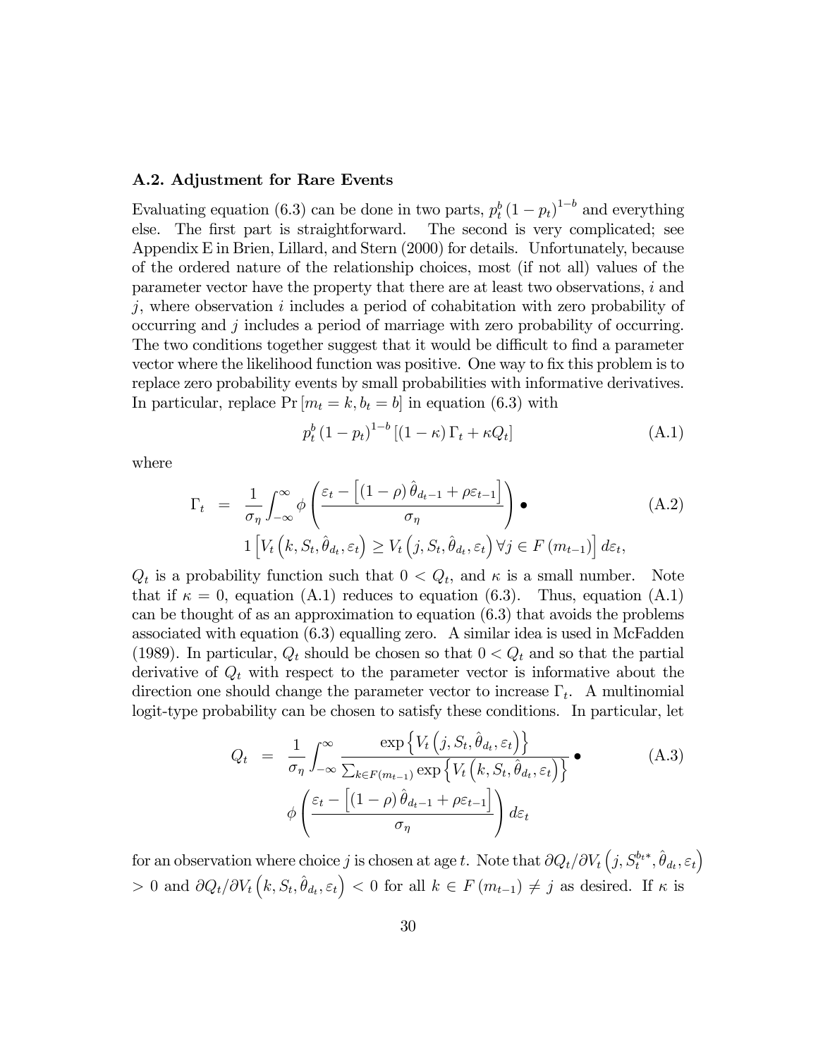### A.2. Adjustment for Rare Events

Evaluating equation (6.3) can be done in two parts, $p_t^b (1 - p_t)^{1-b}$ and everything else. The first part is straightforward. The second is very complicated; see Appendix E in Brien, Lillard, and Stern (2000) for details. Unfortunately, because of the ordered nature of the relationship choices, most (if not all) values of the parameter vector have the property that there are at least two observations, $i$ and $j$, where observation $i$ includes a period of cohabitation with zero probability of occurring and $j$ includes a period of marriage with zero probability of occurring. The two conditions together suggest that it would be difficult to find a parameter vector where the likelihood function was positive. One way to fix this problem is to replace zero probability events by small probabilities with informative derivatives. In particular, replace $\Pr[m_t = k, b_t = b]$ in equation (6.3) with

$$p_t^b (1 - p_t)^{1-b} \left[ (1 - \kappa) \Gamma_t + \kappa Q_t \right] \tag{A.1}$$

where

$$\begin{aligned} \Gamma_t &= \frac{1}{\sigma_\eta} \int_{-\infty}^{\infty} \phi \left( \frac{\varepsilon_t - \left[ (1 - \rho) \hat{\theta}_{d_t - 1} + \rho \varepsilon_{t-1} \right]}{\sigma_\eta} \right) \bullet \\ & \quad 1 \left[ V_t \left( k, S_t, \hat{\theta}_{d_t}, \varepsilon_t \right) \geq V_t \left( j, S_t, \hat{\theta}_{d_t}, \varepsilon_t \right) \forall j \in F(m_{t-1}) \right] d\varepsilon_t, \end{aligned} \tag{A.2}$$

$Q_t$ is a probability function such that $0 < Q_t$, and $\kappa$ is a small number. Note that if $\kappa = 0$, equation (A.1) reduces to equation (6.3). Thus, equation (A.1) can be thought of as an approximation to equation (6.3) that avoids the problems associated with equation (6.3) equalling zero. A similar idea is used in McFadden (1989). In particular, $Q_t$ should be chosen so that $0 < Q_t$ and so that the partial derivative of $Q_t$ with respect to the parameter vector is informative about the direction one should change the parameter vector to increase $\Gamma_t$. A multinomial logit-type probability can be chosen to satisfy these conditions. In particular, let

$$\begin{aligned} Q_t &= \frac{1}{\sigma_\eta} \int_{-\infty}^{\infty} \frac{\exp\left\{ V_t \left( j, S_t, \hat{\theta}_{d_t}, \varepsilon_t \right) \right\}}{\sum_{k \in F(m_{t-1})} \exp\left\{ V_t \left( k, S_t, \hat{\theta}_{d_t}, \varepsilon_t \right) \right\}} \bullet \\ & \quad \phi \left( \frac{\varepsilon_t - \left[ (1 - \rho) \hat{\theta}_{d_t - 1} + \rho \varepsilon_{t-1} \right]}{\sigma_\eta} \right) d\varepsilon_t \end{aligned} \tag{A.3}$$

for an observation where choice $j$ is chosen at age $t$. Note that $\partial Q_t / \partial V_t \left( j, S_t^{b_t *}, \hat{\theta}_{d_t}, \varepsilon_t \right) > 0$ and $\partial Q_t / \partial V_t \left( k, S_t, \hat{\theta}_{d_t}, \varepsilon_t \right) < 0$ for all $k \in F(m_{t-1}) \neq j$ as desired. If $\kappa$ is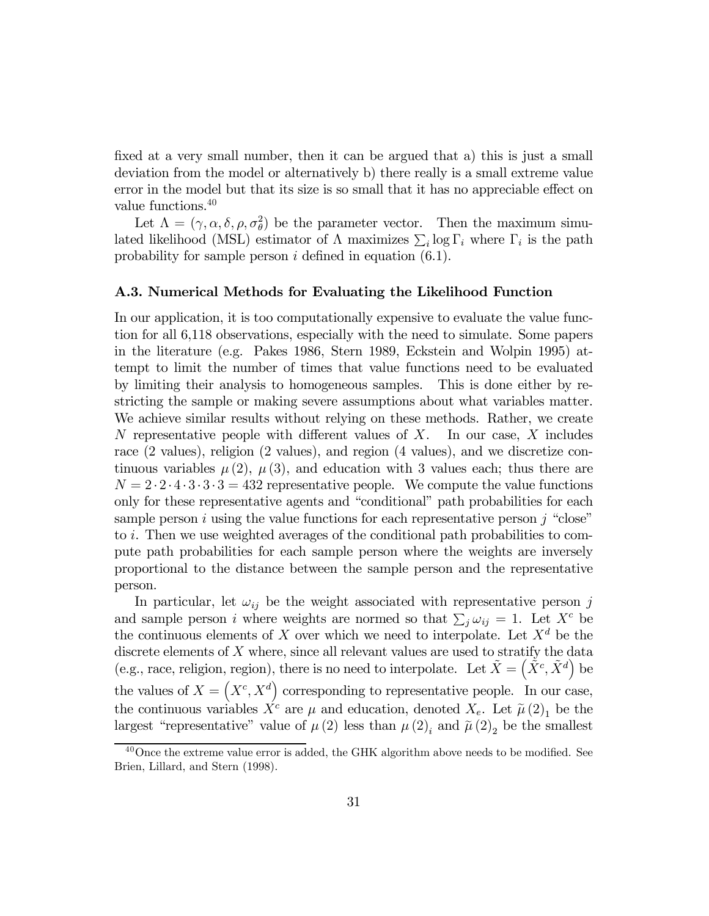fixed at a very small number, then it can be argued that a) this is just a small deviation from the model or alternatively b) there really is a small extreme value error in the model but that its size is so small that it has no appreciable effect on value functions.[40]

Let $\Lambda = (\gamma, \alpha, \delta, \rho, \sigma_\theta^2)$ be the parameter vector. Then the maximum simulated likelihood (MSL) estimator of $\Lambda$ maximizes $\sum_i \log \Gamma_i$ where $\Gamma_i$ is the path probability for sample person $i$ defined in equation (6.1).

### A.3. Numerical Methods for Evaluating the Likelihood Function

In our application, it is too computationally expensive to evaluate the value function for all 6,118 observations, especially with the need to simulate. Some papers in the literature (e.g. Pakes 1986, Stern 1989, Eckstein and Wolpin 1995) attempt to limit the number of times that value functions need to be evaluated by limiting their analysis to homogeneous samples. This is done either by restricting the sample or making severe assumptions about what variables matter. We achieve similar results without relying on these methods. Rather, we create $N$ representative people with different values of $X$. In our case, $X$ includes race (2 values), religion (2 values), and region (4 values), and we discretize continuous variables $\mu(2)$, $\mu(3)$, and education with 3 values each; thus there are $N = 2 \cdot 2 \cdot 4 \cdot 3 \cdot 3 \cdot 3 = 432$ representative people. We compute the value functions only for these representative agents and "conditional" path probabilities for each sample person $i$ using the value functions for each representative person $j$ "close" to $i$. Then we use weighted averages of the conditional path probabilities to compute path probabilities for each sample person where the weights are inversely proportional to the distance between the sample person and the representative person.

In particular, let $\omega_{ij}$ be the weight associated with representative person $j$ and sample person $i$ where weights are normed so that $\sum_j \omega_{ij} = 1$. Let $X^c$ be the continuous elements of $X$ over which we need to interpolate. Let $X^d$ be the discrete elements of $X$ where, since all relevant values are used to stratify the data (e.g., race, religion, region), there is no need to interpolate. Let $\tilde{X} = \left(\tilde{X}^c, \tilde{X}^d\right)$ be the values of $X = \left(X^c, X^d\right)$ corresponding to representative people. In our case, the continuous variables $X^c$ are $\mu$ and education, denoted $X_e$. Let $\widetilde{\mu}(2)_1$ be the largest "representative" value of $\mu(2)$ less than $\mu(2)_i$ and $\widetilde{\mu}(2)_2$ be the smallest

[40] Once the extreme value error is added, the GHK algorithm above needs to be modified. See Brien, Lillard, and Stern (1998).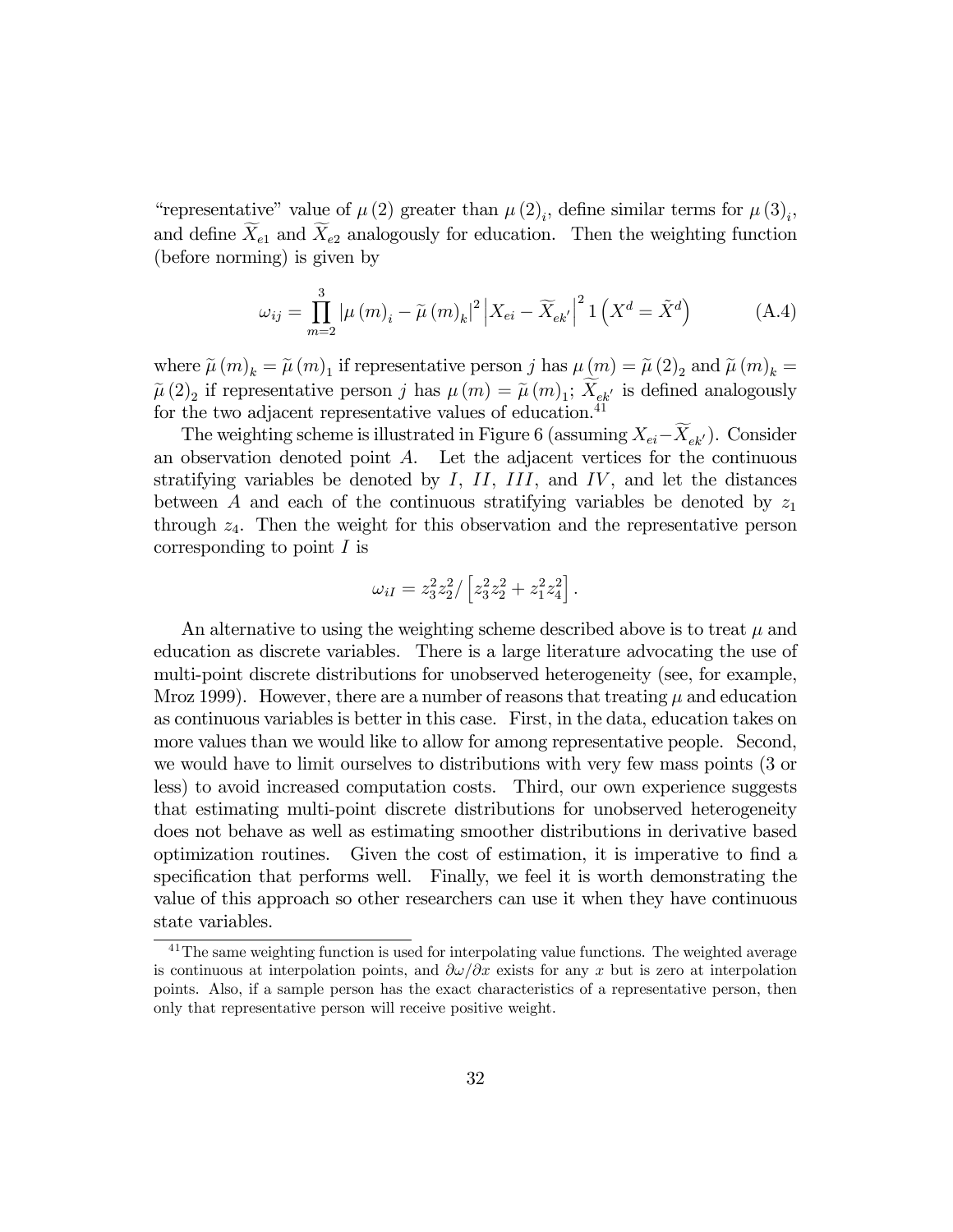"representative" value of $\mu(2)$ greater than $\mu(2)_i$, define similar terms for $\mu(3)_i$, and define $\widetilde{X}_{e1}$ and $\widetilde{X}_{e2}$ analogously for education. Then the weighting function (before norming) is given by

$$\omega_{ij} = \prod_{m=2}^{3} \left|\mu(m)_i - \widetilde{\mu}(m)_k\right|^2 \left|X_{ei} - \widetilde{X}_{ek'}\right|^2 1\left(X^d = \tilde{X}^d\right) \tag{A.4}$$

where $\widetilde{\mu}(m)_k = \widetilde{\mu}(m)_1$ if representative person $j$ has $\mu(m) = \widetilde{\mu}(2)_2$ and $\widetilde{\mu}(m)_k = \widetilde{\mu}(2)_2$ if representative person $j$ has $\mu(m) = \widetilde{\mu}(m)_1$; $\widetilde{X}_{ek'}$ is defined analogously for the two adjacent representative values of education.[41]

The weighting scheme is illustrated in Figure 6 (assuming $X_{ei} - \widetilde{X}_{ek'}$). Consider an observation denoted point $A$. Let the adjacent vertices for the continuous stratifying variables be denoted by $I$, $II$, $III$, and $IV$, and let the distances between $A$ and each of the continuous stratifying variables be denoted by $z_1$ through $z_4$. Then the weight for this observation and the representative person corresponding to point $I$ is

$$\omega_{iI} = z_3^2 z_2^2 / \left[z_3^2 z_2^2 + z_1^2 z_4^2\right].$$

An alternative to using the weighting scheme described above is to treat $\mu$ and education as discrete variables. There is a large literature advocating the use of multi-point discrete distributions for unobserved heterogeneity (see, for example, Mroz 1999). However, there are a number of reasons that treating $\mu$ and education as continuous variables is better in this case. First, in the data, education takes on more values than we would like to allow for among representative people. Second, we would have to limit ourselves to distributions with very few mass points (3 or less) to avoid increased computation costs. Third, our own experience suggests that estimating multi-point discrete distributions for unobserved heterogeneity does not behave as well as estimating smoother distributions in derivative based optimization routines. Given the cost of estimation, it is imperative to find a specification that performs well. Finally, we feel it is worth demonstrating the value of this approach so other researchers can use it when they have continuous state variables.

[41] The same weighting function is used for interpolating value functions. The weighted average is continuous at interpolation points, and $\partial\omega/\partial x$ exists for any $x$ but is zero at interpolation points. Also, if a sample person has the exact characteristics of a representative person, then only that representative person will receive positive weight.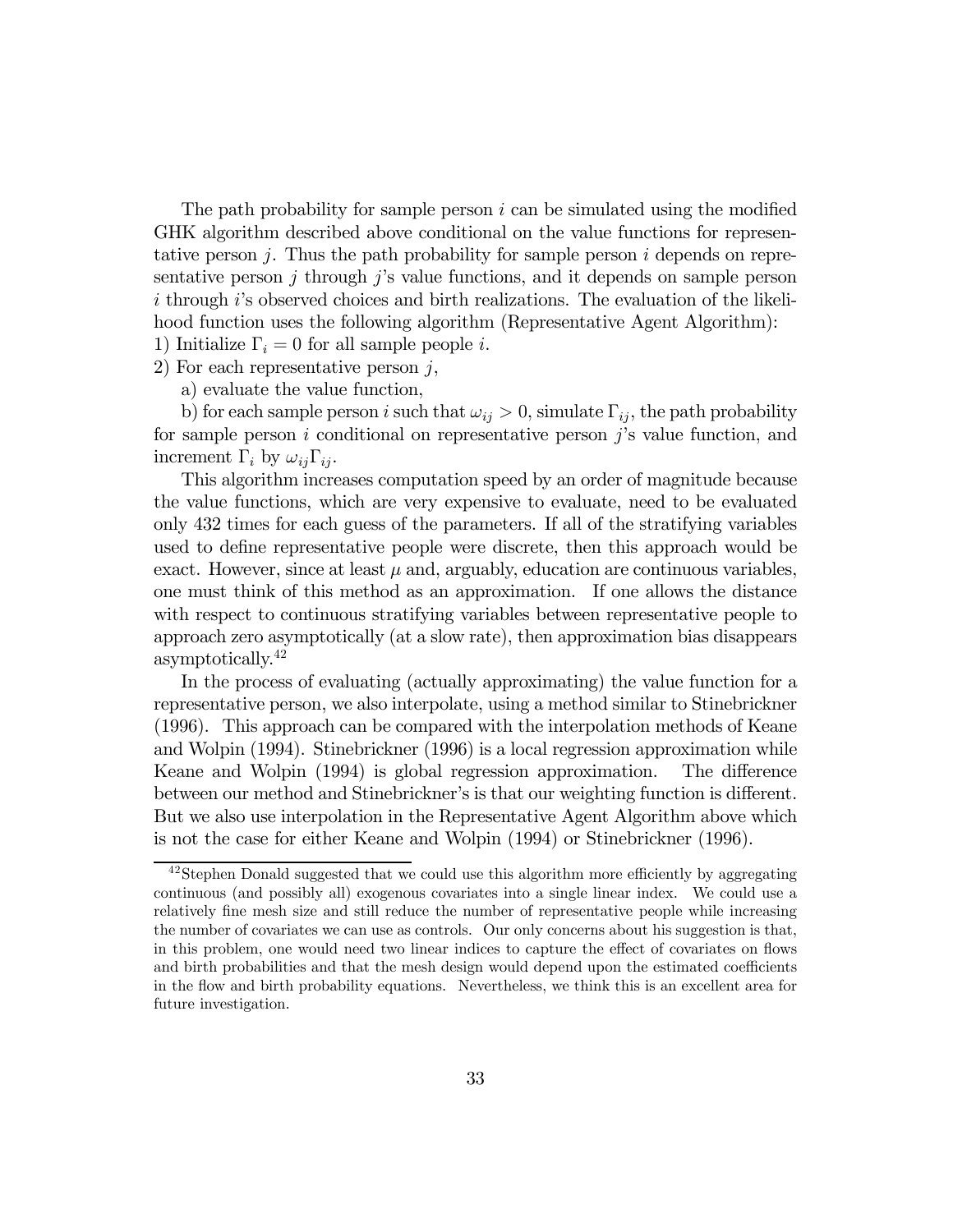The path probability for sample person $i$ can be simulated using the modified GHK algorithm described above conditional on the value functions for representative person $j$. Thus the path probability for sample person $i$ depends on representative person $j$ through $j$'s value functions, and it depends on sample person $i$ through $i$'s observed choices and birth realizations. The evaluation of the likelihood function uses the following algorithm (Representative Agent Algorithm):

1) Initialize $\Gamma_i = 0$ for all sample people $i$.

2) For each representative person $j$,

a) evaluate the value function,

b) for each sample person $i$ such that $\omega_{ij} > 0$, simulate $\Gamma_{ij}$, the path probability for sample person $i$ conditional on representative person $j$'s value function, and increment $\Gamma_i$ by $\omega_{ij}\Gamma_{ij}$.

This algorithm increases computation speed by an order of magnitude because the value functions, which are very expensive to evaluate, need to be evaluated only 432 times for each guess of the parameters. If all of the stratifying variables used to define representative people were discrete, then this approach would be exact. However, since at least $\mu$ and, arguably, education are continuous variables, one must think of this method as an approximation. If one allows the distance with respect to continuous stratifying variables between representative people to approach zero asymptotically (at a slow rate), then approximation bias disappears asymptotically.[42]

In the process of evaluating (actually approximating) the value function for a representative person, we also interpolate, using a method similar to Stinebrickner (1996). This approach can be compared with the interpolation methods of Keane and Wolpin (1994). Stinebrickner (1996) is a local regression approximation while Keane and Wolpin (1994) is global regression approximation. The difference between our method and Stinebrickner's is that our weighting function is different. But we also use interpolation in the Representative Agent Algorithm above which is not the case for either Keane and Wolpin (1994) or Stinebrickner (1996).

[42] Stephen Donald suggested that we could use this algorithm more efficiently by aggregating continuous (and possibly all) exogenous covariates into a single linear index. We could use a relatively fine mesh size and still reduce the number of representative people while increasing the number of covariates we can use as controls. Our only concerns about his suggestion is that, in this problem, one would need two linear indices to capture the effect of covariates on flows and birth probabilities and that the mesh design would depend upon the estimated coefficients in the flow and birth probability equations. Nevertheless, we think this is an excellent area for future investigation.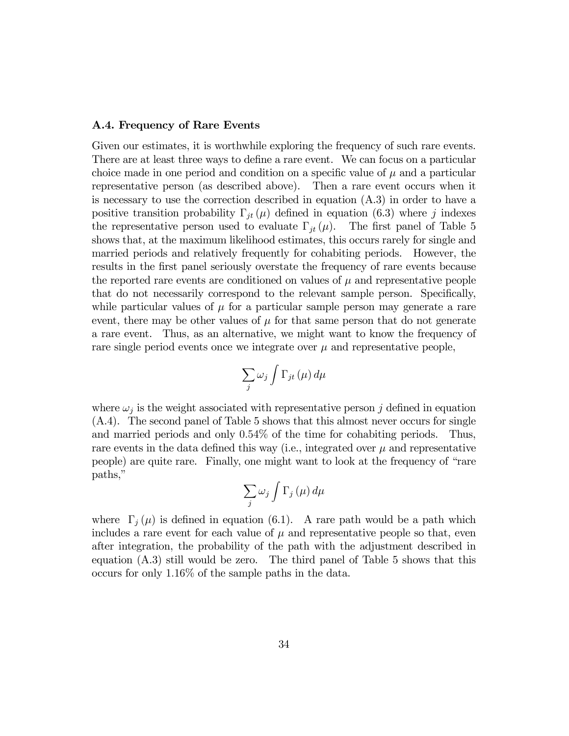### A.4. Frequency of Rare Events

Given our estimates, it is worthwhile exploring the frequency of such rare events. There are at least three ways to define a rare event. We can focus on a particular choice made in one period and condition on a specific value of $\mu$ and a particular representative person (as described above). Then a rare event occurs when it is necessary to use the correction described in equation (A.3) in order to have a positive transition probability $\Gamma_{jt}(\mu)$ defined in equation (6.3) where $j$ indexes the representative person used to evaluate $\Gamma_{jt}(\mu)$. The first panel of Table 5 shows that, at the maximum likelihood estimates, this occurs rarely for single and married periods and relatively frequently for cohabiting periods. However, the results in the first panel seriously overstate the frequency of rare events because the reported rare events are conditioned on values of $\mu$ and representative people that do not necessarily correspond to the relevant sample person. Specifically, while particular values of $\mu$ for a particular sample person may generate a rare event, there may be other values of $\mu$ for that same person that do not generate a rare event. Thus, as an alternative, we might want to know the frequency of rare single period events once we integrate over $\mu$ and representative people,

$$\sum_j \omega_j \int \Gamma_{jt}(\mu)\, d\mu$$

where $\omega_j$ is the weight associated with representative person $j$ defined in equation (A.4). The second panel of Table 5 shows that this almost never occurs for single and married periods and only 0.54% of the time for cohabiting periods. Thus, rare events in the data defined this way (i.e., integrated over $\mu$ and representative people) are quite rare. Finally, one might want to look at the frequency of "rare paths,"

$$\sum_j \omega_j \int \Gamma_j(\mu)\, d\mu$$

where $\Gamma_j(\mu)$ is defined in equation (6.1). A rare path would be a path which includes a rare event for each value of $\mu$ and representative people so that, even after integration, the probability of the path with the adjustment described in equation (A.3) still would be zero. The third panel of Table 5 shows that this occurs for only 1.16% of the sample paths in the data.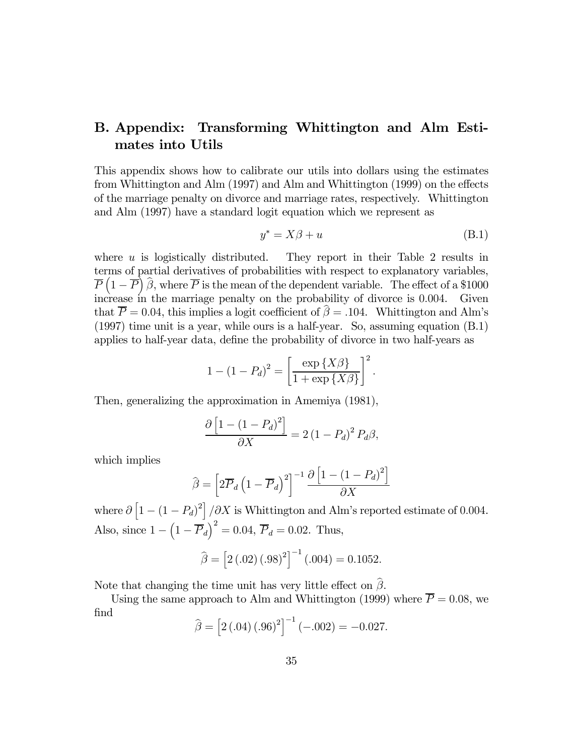## B. Appendix: Transforming Whittington and Alm Estimates into Utils

This appendix shows how to calibrate our utils into dollars using the estimates from Whittington and Alm (1997) and Alm and Whittington (1999) on the effects of the marriage penalty on divorce and marriage rates, respectively. Whittington and Alm (1997) have a standard logit equation which we represent as

$$y^* = X\beta + u \tag{B.1}$$

where $u$ is logistically distributed. They report in their Table 2 results in terms of partial derivatives of probabilities with respect to explanatory variables, $\overline{P}\left(1-\overline{P}\right)\widehat{\beta}$, where $\overline{P}$ is the mean of the dependent variable. The effect of a \$1000 increase in the marriage penalty on the probability of divorce is 0.004. Given that $\overline{P} = 0.04$, this implies a logit coefficient of $\widehat{\beta} = .104$. Whittington and Alm's (1997) time unit is a year, while ours is a half-year. So, assuming equation (B.1) applies to half-year data, define the probability of divorce in two half-years as

$$1 - (1 - P_d)^2 = \left[\frac{\exp\{X\beta\}}{1 + \exp\{X\beta\}}\right]^2.$$

Then, generalizing the approximation in Amemiya (1981),

$$\frac{\partial\left[1 - (1 - P_d)^2\right]}{\partial X} = 2\left(1 - P_d\right)^2 P_d \beta,$$

which implies

$$\widehat{\beta} = \left[2\overline{P}_d\left(1 - \overline{P}_d\right)^2\right]^{-1} \frac{\partial\left[1 - (1 - P_d)^2\right]}{\partial X}$$

where $\partial\left[1 - (1 - P_d)^2\right]/\partial X$ is Whittington and Alm's reported estimate of 0.004. Also, since $1 - \left(1 - \overline{P}_d\right)^2 = 0.04$, $\overline{P}_d = 0.02$. Thus,

$$\widehat{\beta} = \left[2\,(.02)\,(.98)^2\right]^{-1}(.004) = 0.1052.$$

Note that changing the time unit has very little effect on $\widehat{\beta}$.

Using the same approach to Alm and Whittington (1999) where $\overline{P} = 0.08$, we find

$$\widehat{\beta} = \left[2\,(.04)\,(.96)^2\right]^{-1}(-.002) = -0.027.$$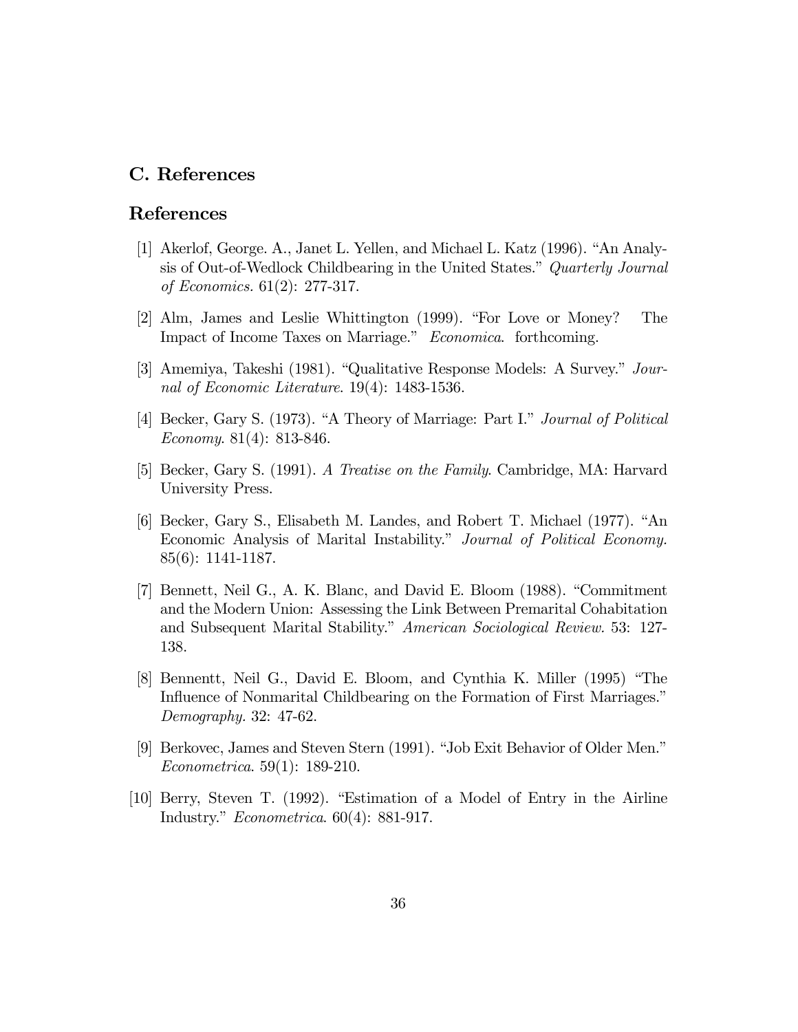## C. References

## References

[1] Akerlof, George. A., Janet L. Yellen, and Michael L. Katz (1996). "An Analysis of Out-of-Wedlock Childbearing in the United States." *Quarterly Journal of Economics.* 61(2): 277-317.

[2] Alm, James and Leslie Whittington (1999). "For Love or Money? The Impact of Income Taxes on Marriage." *Economica*. forthcoming.

[3] Amemiya, Takeshi (1981). "Qualitative Response Models: A Survey." *Journal of Economic Literature*. 19(4): 1483-1536.

[4] Becker, Gary S. (1973). "A Theory of Marriage: Part I." *Journal of Political Economy*. 81(4): 813-846.

[5] Becker, Gary S. (1991). *A Treatise on the Family*. Cambridge, MA: Harvard University Press.

[6] Becker, Gary S., Elisabeth M. Landes, and Robert T. Michael (1977). "An Economic Analysis of Marital Instability." *Journal of Political Economy.* 85(6): 1141-1187.

[7] Bennett, Neil G., A. K. Blanc, and David E. Bloom (1988). "Commitment and the Modern Union: Assessing the Link Between Premarital Cohabitation and Subsequent Marital Stability." *American Sociological Review.* 53: 127-138.

[8] Bennentt, Neil G., David E. Bloom, and Cynthia K. Miller (1995) "The Influence of Nonmarital Childbearing on the Formation of First Marriages." *Demography.* 32: 47-62.

[9] Berkovec, James and Steven Stern (1991). "Job Exit Behavior of Older Men." *Econometrica*. 59(1): 189-210.

[10] Berry, Steven T. (1992). "Estimation of a Model of Entry in the Airline Industry." *Econometrica*. 60(4): 881-917.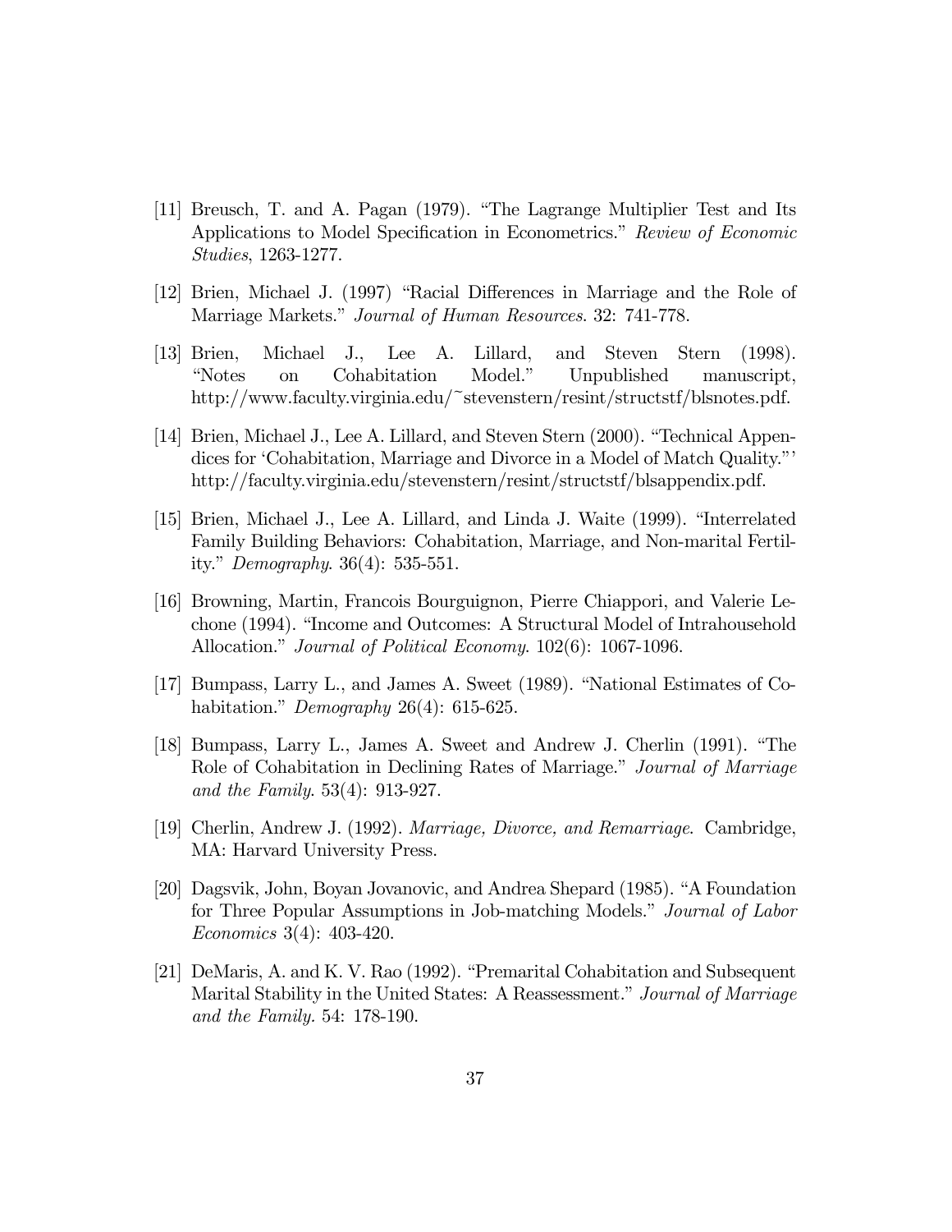[11] Breusch, T. and A. Pagan (1979). "The Lagrange Multiplier Test and Its Applications to Model Specification in Econometrics." *Review of Economic Studies*, 1263-1277.

[12] Brien, Michael J. (1997) "Racial Differences in Marriage and the Role of Marriage Markets." *Journal of Human Resources*. 32: 741-778.

[13] Brien, Michael J., Lee A. Lillard, and Steven Stern (1998). "Notes on Cohabitation Model." Unpublished manuscript, http://www.faculty.virginia.edu/~stevenstern/resint/structstf/blsnotes.pdf.

[14] Brien, Michael J., Lee A. Lillard, and Steven Stern (2000). "Technical Appendices for 'Cohabitation, Marriage and Divorce in a Model of Match Quality."' http://faculty.virginia.edu/stevenstern/resint/structstf/blsappendix.pdf.

[15] Brien, Michael J., Lee A. Lillard, and Linda J. Waite (1999). "Interrelated Family Building Behaviors: Cohabitation, Marriage, and Non-marital Fertility." *Demography*. 36(4): 535-551.

[16] Browning, Martin, Francois Bourguignon, Pierre Chiappori, and Valerie Lechone (1994). "Income and Outcomes: A Structural Model of Intrahousehold Allocation." *Journal of Political Economy*. 102(6): 1067-1096.

[17] Bumpass, Larry L., and James A. Sweet (1989). "National Estimates of Cohabitation." *Demography* 26(4): 615-625.

[18] Bumpass, Larry L., James A. Sweet and Andrew J. Cherlin (1991). "The Role of Cohabitation in Declining Rates of Marriage." *Journal of Marriage and the Family*. 53(4): 913-927.

[19] Cherlin, Andrew J. (1992). *Marriage, Divorce, and Remarriage*. Cambridge, MA: Harvard University Press.

[20] Dagsvik, John, Boyan Jovanovic, and Andrea Shepard (1985). "A Foundation for Three Popular Assumptions in Job-matching Models." *Journal of Labor Economics* 3(4): 403-420.

[21] DeMaris, A. and K. V. Rao (1992). "Premarital Cohabitation and Subsequent Marital Stability in the United States: A Reassessment." *Journal of Marriage and the Family.* 54: 178-190.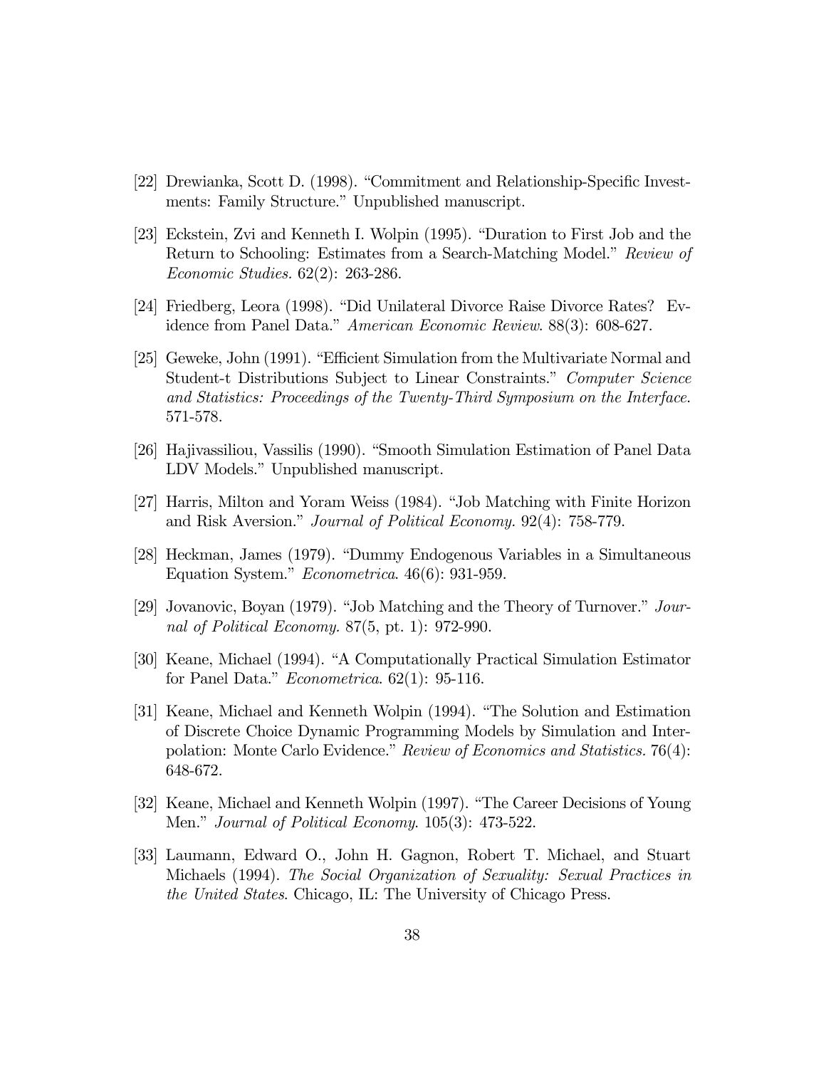[22] Drewianka, Scott D. (1998). "Commitment and Relationship-Specific Investments: Family Structure." Unpublished manuscript.

[23] Eckstein, Zvi and Kenneth I. Wolpin (1995). "Duration to First Job and the Return to Schooling: Estimates from a Search-Matching Model." *Review of Economic Studies.* 62(2): 263-286.

[24] Friedberg, Leora (1998). "Did Unilateral Divorce Raise Divorce Rates? Evidence from Panel Data." *American Economic Review*. 88(3): 608-627.

[25] Geweke, John (1991). "Efficient Simulation from the Multivariate Normal and Student-t Distributions Subject to Linear Constraints." *Computer Science and Statistics: Proceedings of the Twenty-Third Symposium on the Interface*. 571-578.

[26] Hajivassiliou, Vassilis (1990). "Smooth Simulation Estimation of Panel Data LDV Models." Unpublished manuscript.

[27] Harris, Milton and Yoram Weiss (1984). "Job Matching with Finite Horizon and Risk Aversion." *Journal of Political Economy.* 92(4): 758-779.

[28] Heckman, James (1979). "Dummy Endogenous Variables in a Simultaneous Equation System." *Econometrica*. 46(6): 931-959.

[29] Jovanovic, Boyan (1979). "Job Matching and the Theory of Turnover." *Journal of Political Economy.* 87(5, pt. 1): 972-990.

[30] Keane, Michael (1994). "A Computationally Practical Simulation Estimator for Panel Data." *Econometrica*. 62(1): 95-116.

[31] Keane, Michael and Kenneth Wolpin (1994). "The Solution and Estimation of Discrete Choice Dynamic Programming Models by Simulation and Interpolation: Monte Carlo Evidence." *Review of Economics and Statistics.* 76(4): 648-672.

[32] Keane, Michael and Kenneth Wolpin (1997). "The Career Decisions of Young Men." *Journal of Political Economy*. 105(3): 473-522.

[33] Laumann, Edward O., John H. Gagnon, Robert T. Michael, and Stuart Michaels (1994). *The Social Organization of Sexuality: Sexual Practices in the United States*. Chicago, IL: The University of Chicago Press.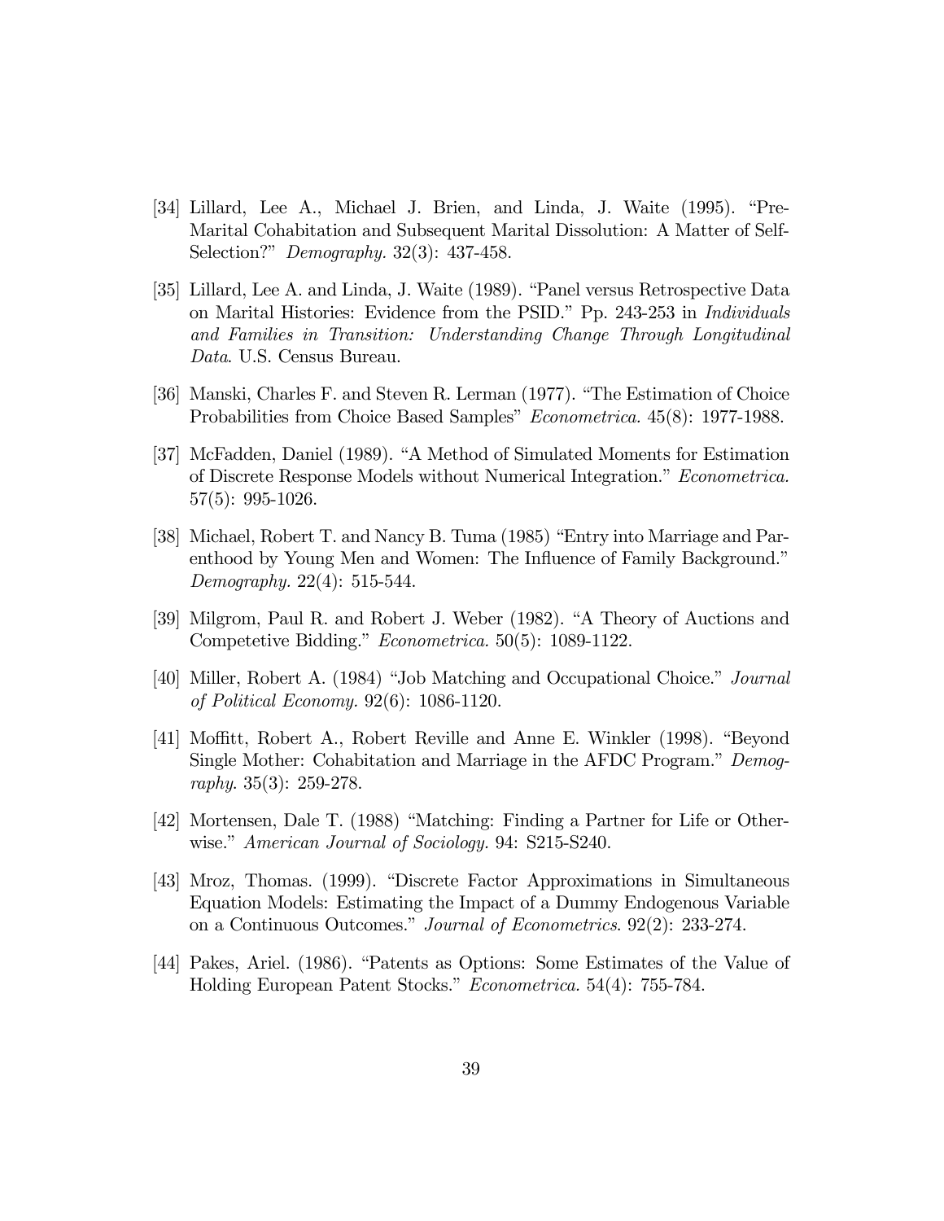[34] Lillard, Lee A., Michael J. Brien, and Linda, J. Waite (1995). "Pre-Marital Cohabitation and Subsequent Marital Dissolution: A Matter of Self-Selection?" *Demography.* 32(3): 437-458.

[35] Lillard, Lee A. and Linda, J. Waite (1989). "Panel versus Retrospective Data on Marital Histories: Evidence from the PSID." Pp. 243-253 in *Individuals and Families in Transition: Understanding Change Through Longitudinal Data*. U.S. Census Bureau.

[36] Manski, Charles F. and Steven R. Lerman (1977). "The Estimation of Choice Probabilities from Choice Based Samples" *Econometrica.* 45(8): 1977-1988.

[37] McFadden, Daniel (1989). "A Method of Simulated Moments for Estimation of Discrete Response Models without Numerical Integration." *Econometrica.* 57(5): 995-1026.

[38] Michael, Robert T. and Nancy B. Tuma (1985) "Entry into Marriage and Parenthood by Young Men and Women: The Influence of Family Background." *Demography.* 22(4): 515-544.

[39] Milgrom, Paul R. and Robert J. Weber (1982). "A Theory of Auctions and Competetive Bidding." *Econometrica.* 50(5): 1089-1122.

[40] Miller, Robert A. (1984) "Job Matching and Occupational Choice." *Journal of Political Economy.* 92(6): 1086-1120.

[41] Moffitt, Robert A., Robert Reville and Anne E. Winkler (1998). "Beyond Single Mother: Cohabitation and Marriage in the AFDC Program." *Demography.* 35(3): 259-278.

[42] Mortensen, Dale T. (1988) "Matching: Finding a Partner for Life or Otherwise." *American Journal of Sociology.* 94: S215-S240.

[43] Mroz, Thomas. (1999). "Discrete Factor Approximations in Simultaneous Equation Models: Estimating the Impact of a Dummy Endogenous Variable on a Continuous Outcomes." *Journal of Econometrics*. 92(2): 233-274.

[44] Pakes, Ariel. (1986). "Patents as Options: Some Estimates of the Value of Holding European Patent Stocks." *Econometrica.* 54(4): 755-784.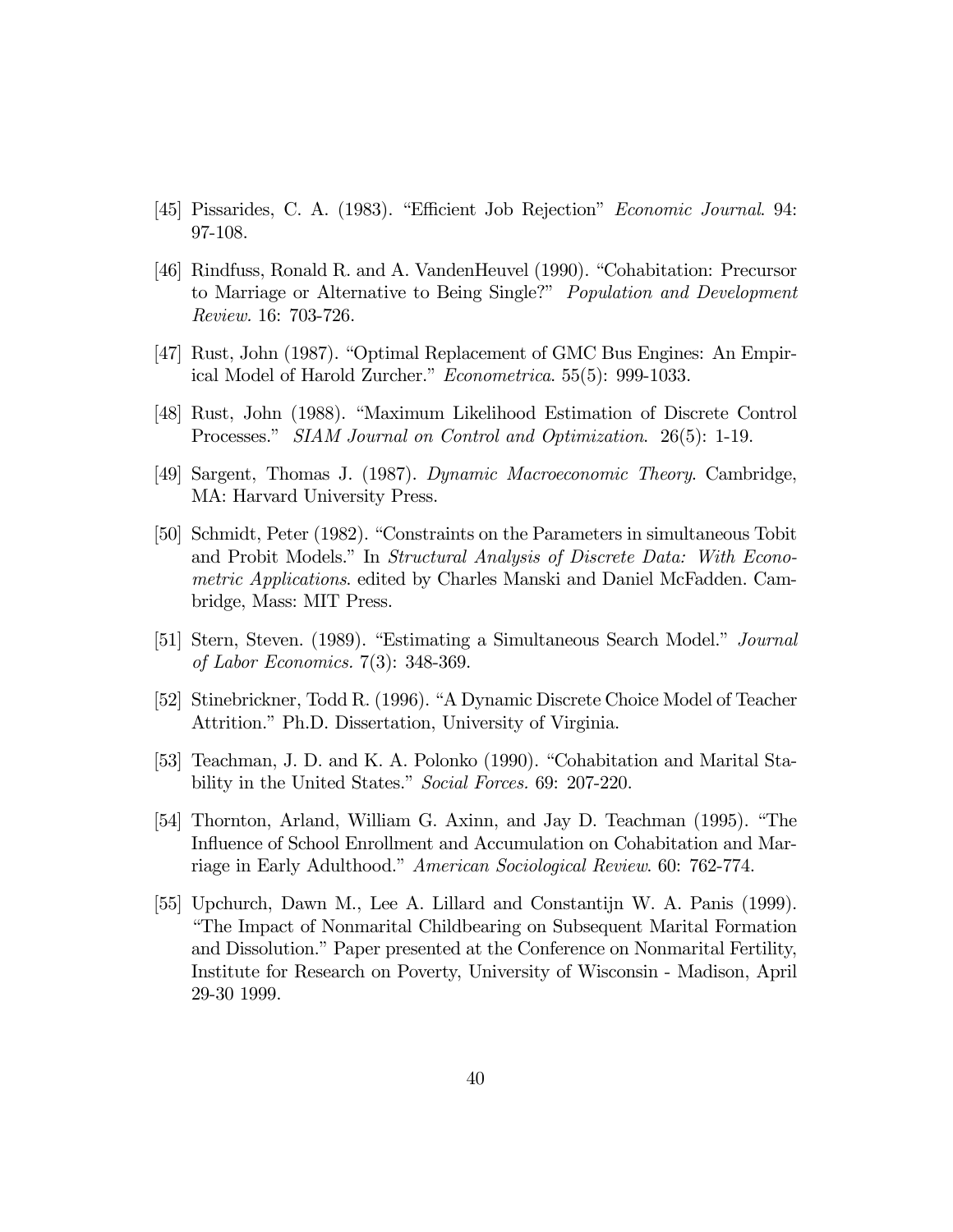[45] Pissarides, C. A. (1983). "Efficient Job Rejection" *Economic Journal*. 94: 97-108.

[46] Rindfuss, Ronald R. and A. VandenHeuvel (1990). "Cohabitation: Precursor to Marriage or Alternative to Being Single?" *Population and Development Review.* 16: 703-726.

[47] Rust, John (1987). "Optimal Replacement of GMC Bus Engines: An Empirical Model of Harold Zurcher." *Econometrica*. 55(5): 999-1033.

[48] Rust, John (1988). "Maximum Likelihood Estimation of Discrete Control Processes." *SIAM Journal on Control and Optimization*. 26(5): 1-19.

[49] Sargent, Thomas J. (1987). *Dynamic Macroeconomic Theory*. Cambridge, MA: Harvard University Press.

[50] Schmidt, Peter (1982). "Constraints on the Parameters in simultaneous Tobit and Probit Models." In *Structural Analysis of Discrete Data: With Econometric Applications*. edited by Charles Manski and Daniel McFadden. Cambridge, Mass: MIT Press.

[51] Stern, Steven. (1989). "Estimating a Simultaneous Search Model." *Journal of Labor Economics.* 7(3): 348-369.

[52] Stinebrickner, Todd R. (1996). "A Dynamic Discrete Choice Model of Teacher Attrition." Ph.D. Dissertation, University of Virginia.

[53] Teachman, J. D. and K. A. Polonko (1990). "Cohabitation and Marital Stability in the United States." *Social Forces.* 69: 207-220.

[54] Thornton, Arland, William G. Axinn, and Jay D. Teachman (1995). "The Influence of School Enrollment and Accumulation on Cohabitation and Marriage in Early Adulthood." *American Sociological Review*. 60: 762-774.

[55] Upchurch, Dawn M., Lee A. Lillard and Constantijn W. A. Panis (1999). "The Impact of Nonmarital Childbearing on Subsequent Marital Formation and Dissolution." Paper presented at the Conference on Nonmarital Fertility, Institute for Research on Poverty, University of Wisconsin - Madison, April 29-30 1999.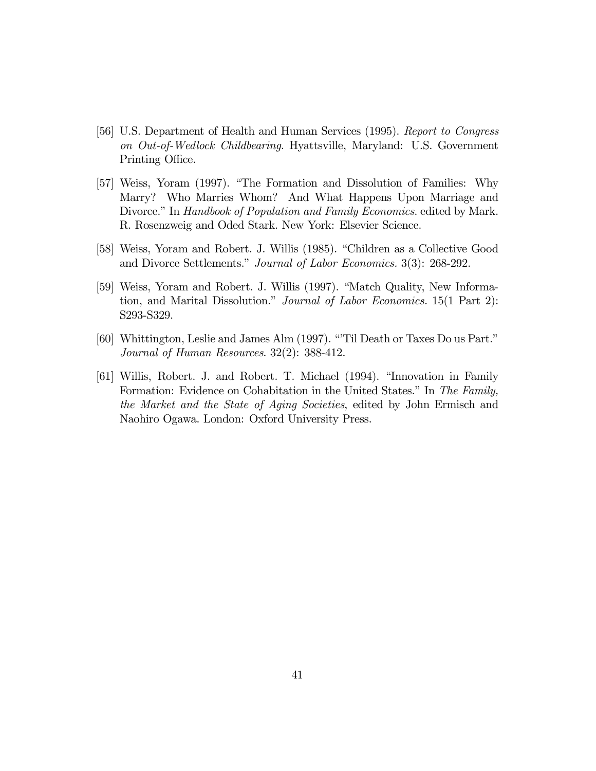[56] U.S. Department of Health and Human Services (1995). *Report to Congress on Out-of-Wedlock Childbearing*. Hyattsville, Maryland: U.S. Government Printing Office.

[57] Weiss, Yoram (1997). "The Formation and Dissolution of Families: Why Marry? Who Marries Whom? And What Happens Upon Marriage and Divorce." In *Handbook of Population and Family Economics.* edited by Mark. R. Rosenzweig and Oded Stark. New York: Elsevier Science.

[58] Weiss, Yoram and Robert. J. Willis (1985). "Children as a Collective Good and Divorce Settlements." *Journal of Labor Economics.* 3(3): 268-292.

[59] Weiss, Yoram and Robert. J. Willis (1997). "Match Quality, New Information, and Marital Dissolution." *Journal of Labor Economics.* 15(1 Part 2): S293-S329.

[60] Whittington, Leslie and James Alm (1997). "'Til Death or Taxes Do us Part." *Journal of Human Resources*. 32(2): 388-412.

[61] Willis, Robert. J. and Robert. T. Michael (1994). "Innovation in Family Formation: Evidence on Cohabitation in the United States." In *The Family, the Market and the State of Aging Societies*, edited by John Ermisch and Naohiro Ogawa. London: Oxford University Press.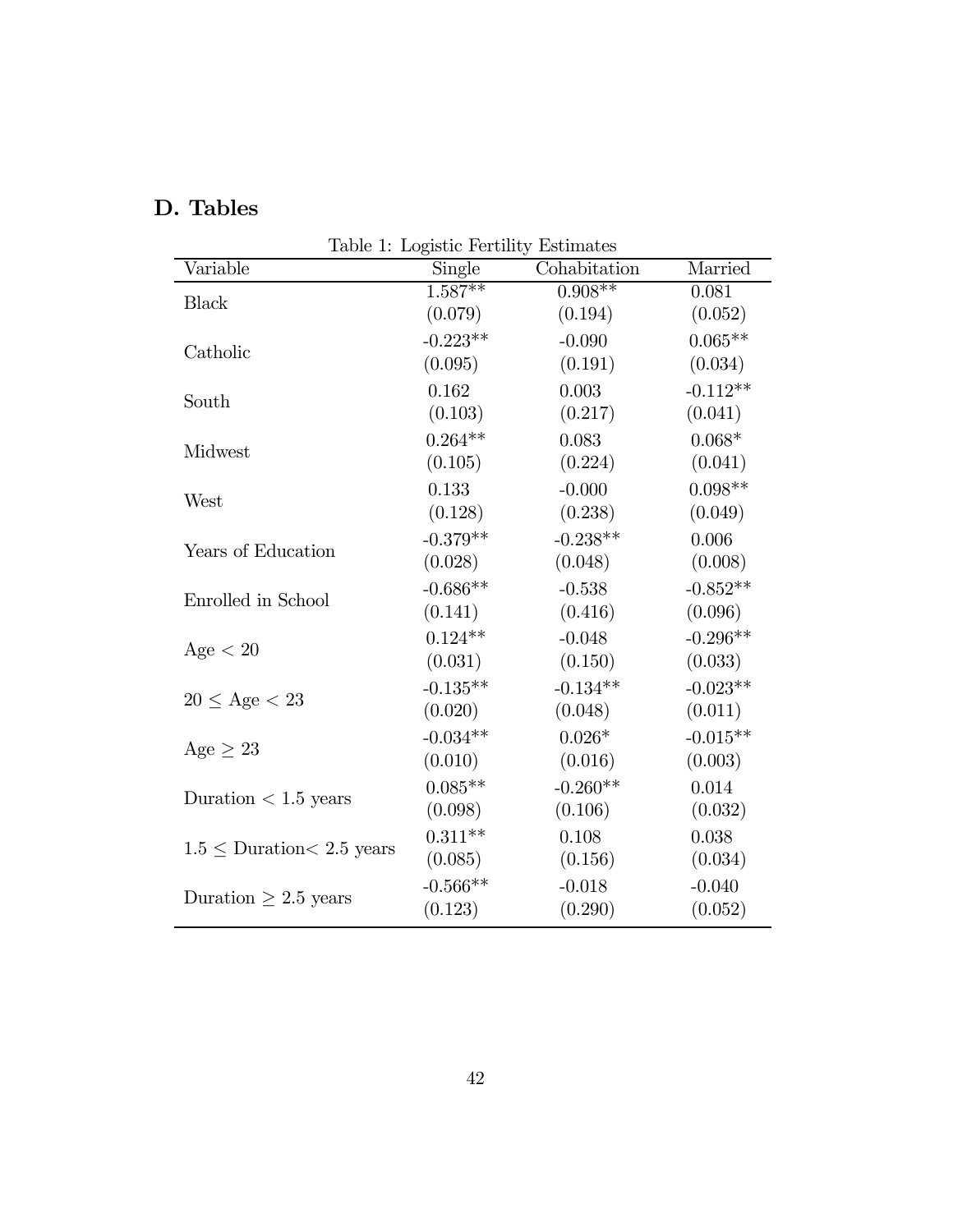## D. Tables

Table 1: Logistic Fertility Estimates

| Variable | Single | Cohabitation | Married |
|---|---|---|---|
| Black | 1.587** | 0.908** | 0.081 |
| | (0.079) | (0.194) | (0.052) |
| Catholic | -0.223** | -0.090 | 0.065** |
| | (0.095) | (0.191) | (0.034) |
| South | 0.162 | 0.003 | -0.112** |
| | (0.103) | (0.217) | (0.041) |
| Midwest | 0.264** | 0.083 | 0.068* |
| | (0.105) | (0.224) | (0.041) |
| West | 0.133 | -0.000 | 0.098** |
| | (0.128) | (0.238) | (0.049) |
| Years of Education | -0.379** | -0.238** | 0.006 |
| | (0.028) | (0.048) | (0.008) |
| Enrolled in School | -0.686** | -0.538 | -0.852** |
| | (0.141) | (0.416) | (0.096) |
| Age $< 20$ | 0.124** | -0.048 | -0.296** |
| | (0.031) | (0.150) | (0.033) |
| $20 \leq$ Age $< 23$ | -0.135** | -0.134** | -0.023** |
| | (0.020) | (0.048) | (0.011) |
| Age $\geq 23$ | -0.034** | 0.026* | -0.015** |
| | (0.010) | (0.016) | (0.003) |
| Duration $< 1.5$ years | 0.085** | -0.260** | 0.014 |
| | (0.098) | (0.106) | (0.032) |
| $1.5 \leq$ Duration$<$ 2.5 years | 0.311** | 0.108 | 0.038 |
| | (0.085) | (0.156) | (0.034) |
| Duration $\geq 2.5$ years | -0.566** | -0.018 | -0.040 |
| | (0.123) | (0.290) | (0.052) |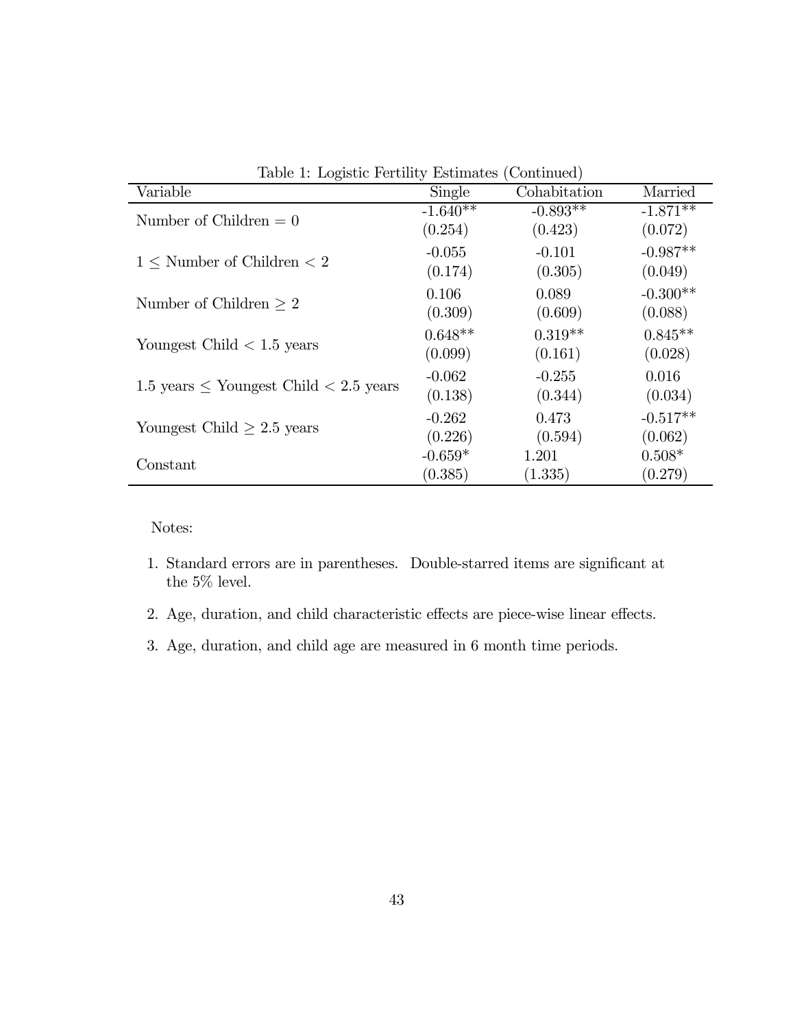Table 1: Logistic Fertility Estimates (Continued)

| Variable | Single | Cohabitation | Married |
|---|---|---|---|
| Number of Children = 0 | -1.640** | -0.893** | -1.871** |
| | (0.254) | (0.423) | (0.072) |
| $1 \leq$ Number of Children $< 2$ | -0.055 | -0.101 | -0.987** |
| | (0.174) | (0.305) | (0.049) |
| Number of Children $\geq 2$ | 0.106 | 0.089 | -0.300** |
| | (0.309) | (0.609) | (0.088) |
| Youngest Child $< 1.5$ years | 0.648** | 0.319** | 0.845** |
| | (0.099) | (0.161) | (0.028) |
| 1.5 years $\leq$ Youngest Child $< 2.5$ years | -0.062 | -0.255 | 0.016 |
| | (0.138) | (0.344) | (0.034) |
| Youngest Child $\geq 2.5$ years | -0.262 | 0.473 | -0.517** |
| | (0.226) | (0.594) | (0.062) |
| Constant | -0.659* | 1.201 | 0.508* |
| | (0.385) | (1.335) | (0.279) |

Notes:

1. Standard errors are in parentheses. Double-starred items are significant at the 5% level.
2. Age, duration, and child characteristic effects are piece-wise linear effects.
3. Age, duration, and child age are measured in 6 month time periods.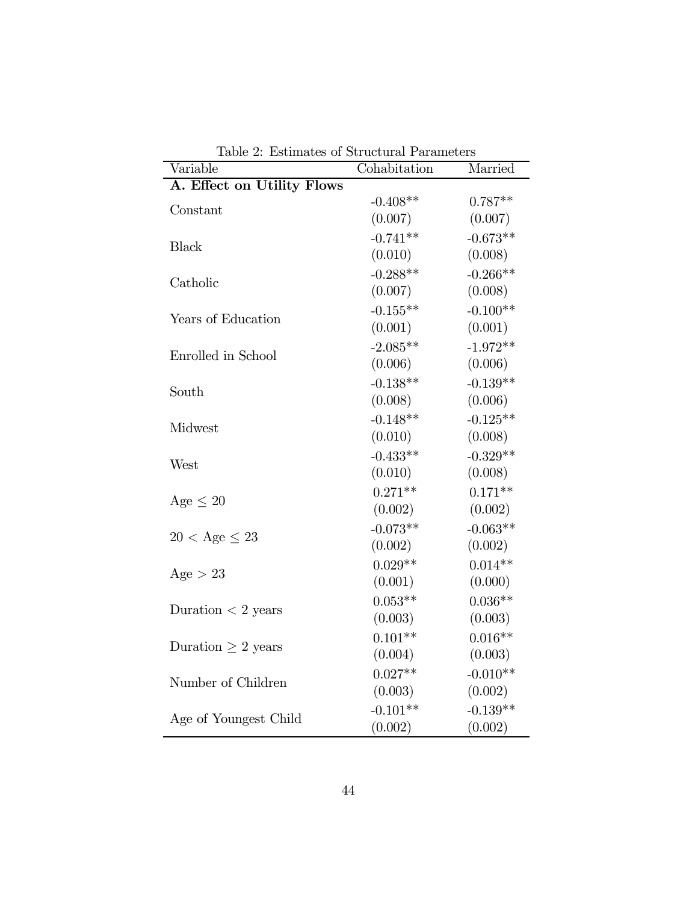Table 2: Estimates of Structural Parameters

| Variable | Cohabitation | Married |
|---|---|---|
| **A. Effect on Utility Flows** | | |
| Constant | -0.408** | 0.787** |
| | (0.007) | (0.007) |
| Black | -0.741** | -0.673** |
| | (0.010) | (0.008) |
| Catholic | -0.288** | -0.266** |
| | (0.007) | (0.008) |
| Years of Education | -0.155** | -0.100** |
| | (0.001) | (0.001) |
| Enrolled in School | -2.085** | -1.972** |
| | (0.006) | (0.006) |
| South | -0.138** | -0.139** |
| | (0.008) | (0.006) |
| Midwest | -0.148** | -0.125** |
| | (0.010) | (0.008) |
| West | -0.433** | -0.329** |
| | (0.010) | (0.008) |
| Age $\leq$ 20 | 0.271** | 0.171** |
| | (0.002) | (0.002) |
| 20 $<$ Age $\leq$ 23 | -0.073** | -0.063** |
| | (0.002) | (0.002) |
| Age $>$ 23 | 0.029** | 0.014** |
| | (0.001) | (0.000) |
| Duration $<$ 2 years | 0.053** | 0.036** |
| | (0.003) | (0.003) |
| Duration $\geq$ 2 years | 0.101** | 0.016** |
| | (0.004) | (0.003) |
| Number of Children | 0.027** | -0.010** |
| | (0.003) | (0.002) |
| Age of Youngest Child | -0.101** | -0.139** |
| | (0.002) | (0.002) |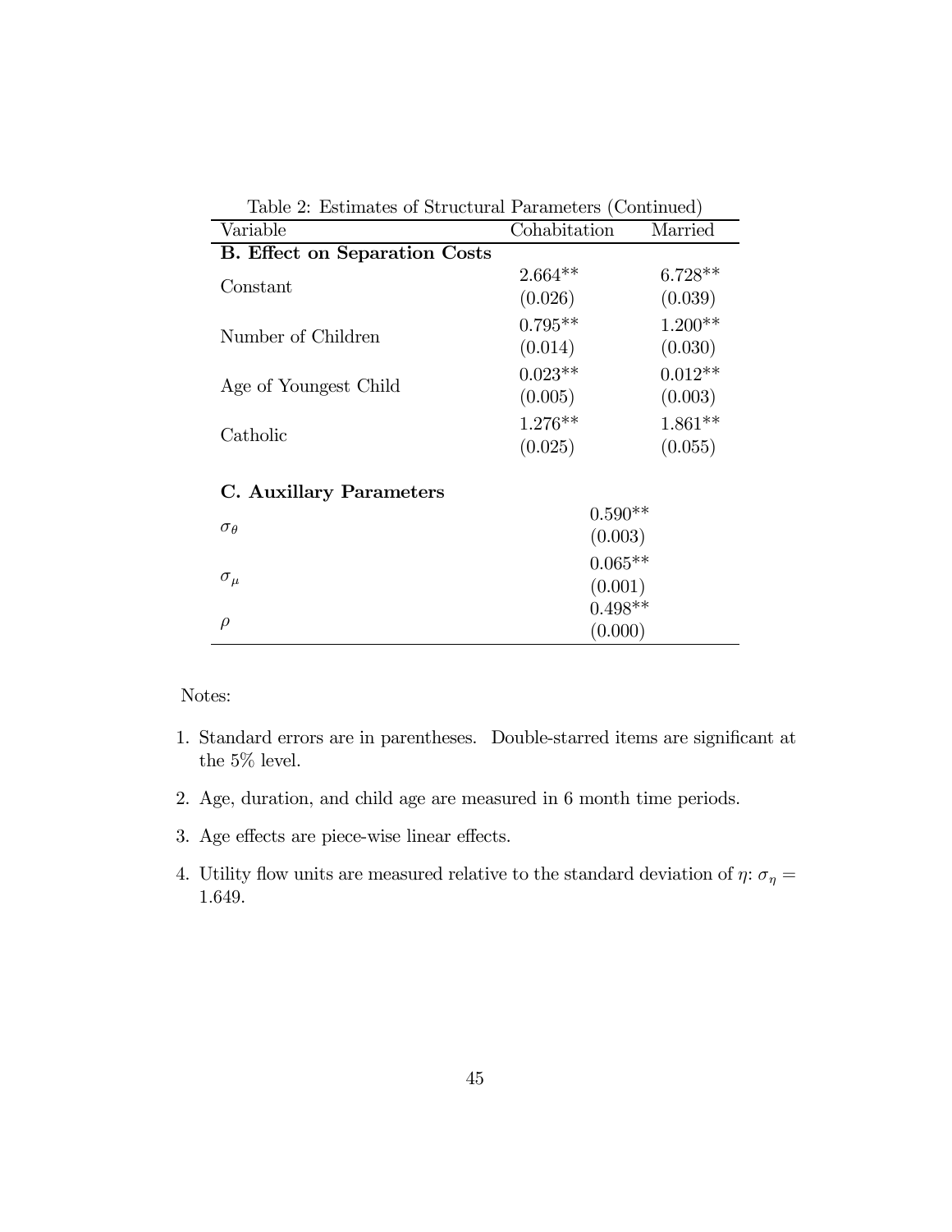Table 2: Estimates of Structural Parameters (Continued)

| Variable | Cohabitation | Married |
|---|---|---|
| **B. Effect on Separation Costs** | | |
| Constant | 2.664** | 6.728** |
| | (0.026) | (0.039) |
| Number of Children | 0.795** | 1.200** |
| | (0.014) | (0.030) |
| Age of Youngest Child | 0.023** | 0.012** |
| | (0.005) | (0.003) |
| Catholic | 1.276** | 1.861** |
| | (0.025) | (0.055) |
| **C. Auxillary Parameters** | | |
| $\sigma_\theta$ | 0.590** | |
| | (0.003) | |
| $\sigma_\mu$ | 0.065** | |
| | (0.001) | |
| $\rho$ | 0.498** | |
| | (0.000) | |

Notes:

1. Standard errors are in parentheses. Double-starred items are significant at the 5% level.
2. Age, duration, and child age are measured in 6 month time periods.
3. Age effects are piece-wise linear effects.
4. Utility flow units are measured relative to the standard deviation of $\eta$: $\sigma_\eta = 1.649$.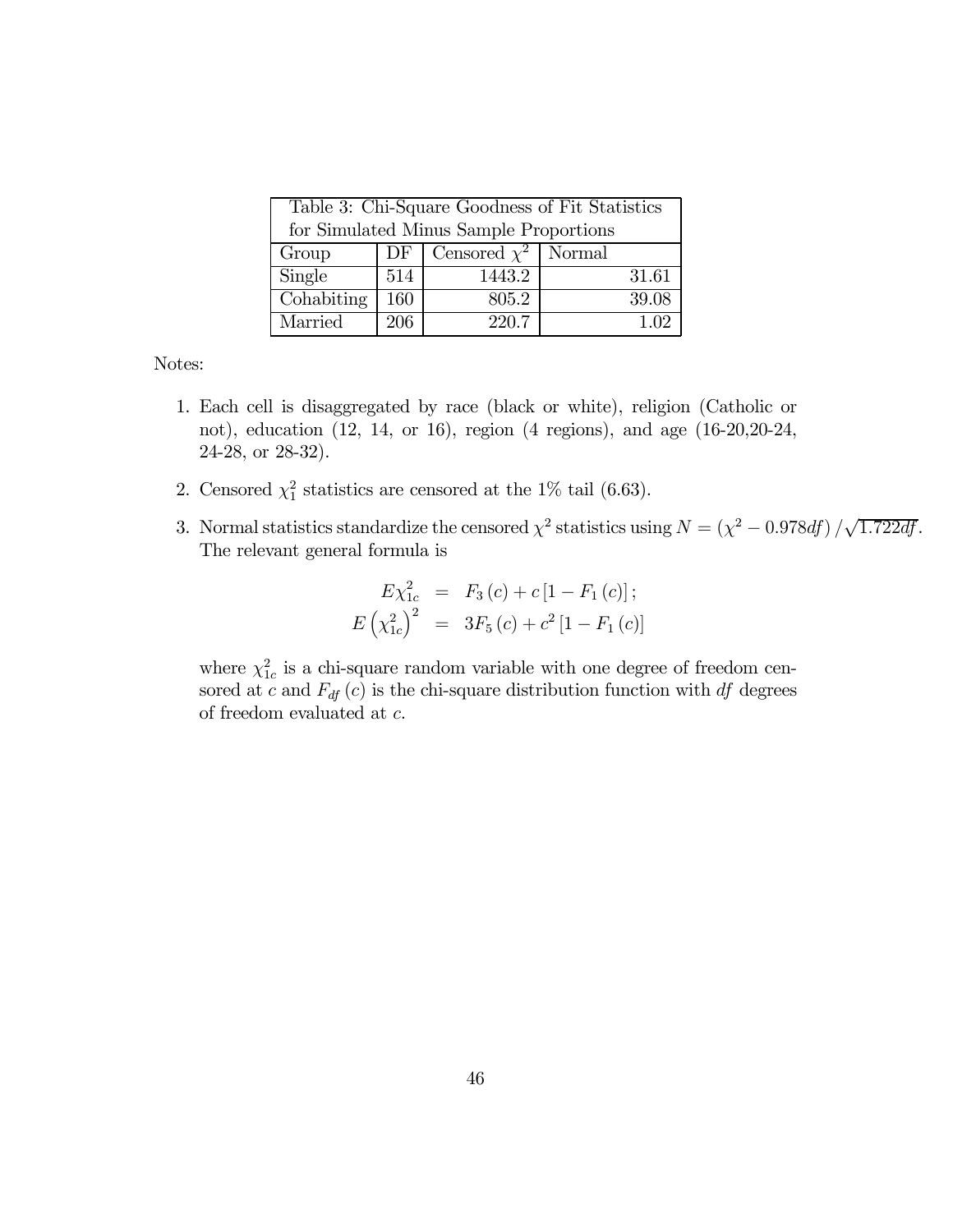| Table 3: Chi-Square Goodness of Fit Statistics for Simulated Minus Sample Proportions | | | |
|---|---|---|---|
| Group | DF | Censored $\chi^2$ | Normal |
| Single | 514 | 1443.2 | 31.61 |
| Cohabiting | 160 | 805.2 | 39.08 |
| Married | 206 | 220.7 | 1.02 |

Notes:

1. Each cell is disaggregated by race (black or white), religion (Catholic or not), education (12, 14, or 16), region (4 regions), and age (16-20,20-24, 24-28, or 28-32).
2. Censored $\chi_1^2$ statistics are censored at the 1% tail (6.63).
3. Normal statistics standardize the censored $\chi^2$ statistics using $N = (\chi^2 - 0.978df)/\sqrt{1.722df}$. The relevant general formula is

$$
\begin{aligned}
E\chi_{1c}^2 &= F_3(c) + c\left[1 - F_1(c)\right]; \\
E\left(\chi_{1c}^2\right)^2 &= 3F_5(c) + c^2\left[1 - F_1(c)\right]
\end{aligned}
$$

where $\chi_{1c}^2$ is a chi-square random variable with one degree of freedom censored at $c$ and $F_{df}(c)$ is the chi-square distribution function with $df$ degrees of freedom evaluated at $c$.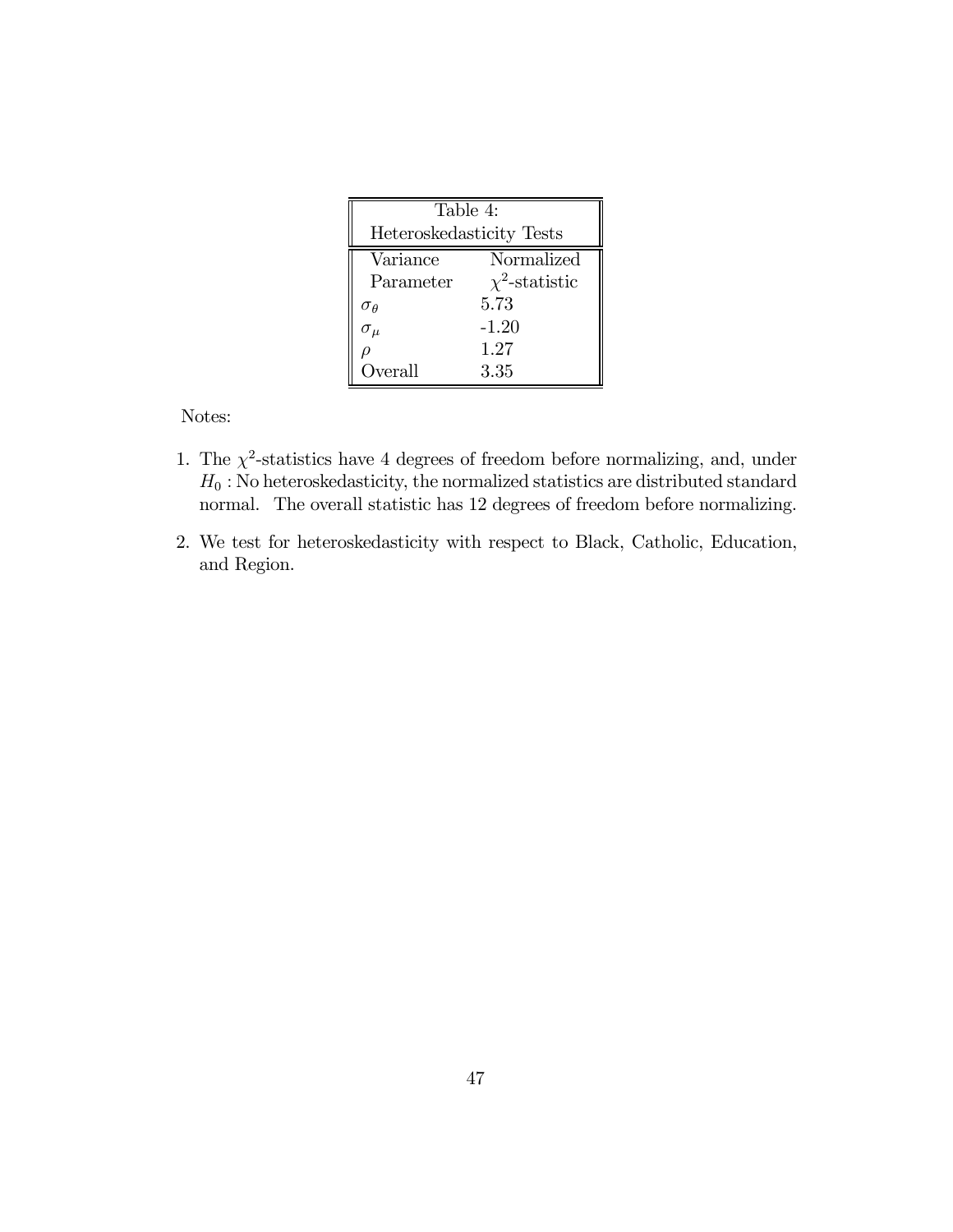| Table 4: Heteroskedasticity Tests | |
|---|---|
| Variance Parameter | Normalized $\chi^2$-statistic |
| $\sigma_\theta$ | 5.73 |
| $\sigma_\mu$ | -1.20 |
| $\rho$ | 1.27 |
| Overall | 3.35 |

Notes:

1. The $\chi^2$-statistics have 4 degrees of freedom before normalizing, and, under $H_0$ : No heteroskedasticity, the normalized statistics are distributed standard normal. The overall statistic has 12 degrees of freedom before normalizing.

2. We test for heteroskedasticity with respect to Black, Catholic, Education, and Region.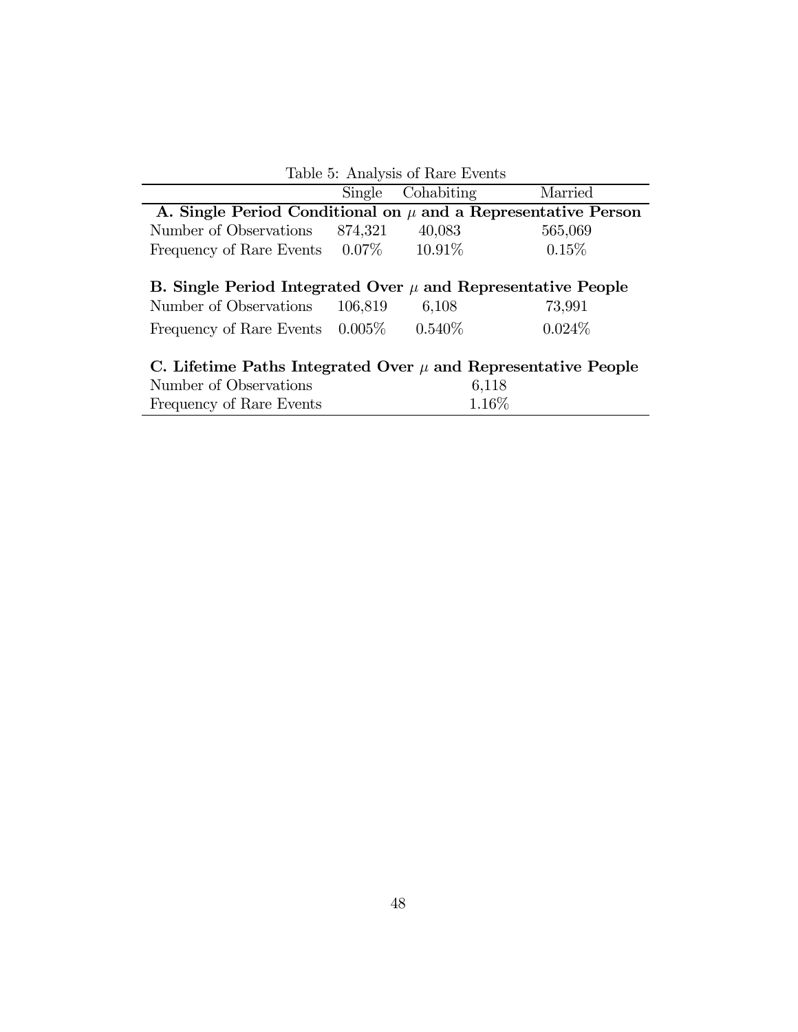Table 5: Analysis of Rare Events

| | Single | Cohabiting | Married |
|---|---|---|---|
| **A. Single Period Conditional on $\mu$ and a Representative Person** | | | |
| Number of Observations | 874,321 | 40,083 | 565,069 |
| Frequency of Rare Events | 0.07% | 10.91% | 0.15% |
| **B. Single Period Integrated Over $\mu$ and Representative People** | | | |
| Number of Observations | 106,819 | 6,108 | 73,991 |
| Frequency of Rare Events | 0.005% | 0.540% | 0.024% |
| **C. Lifetime Paths Integrated Over $\mu$ and Representative People** | | | |
| Number of Observations | | 6,118 | |
| Frequency of Rare Events | | 1.16% | |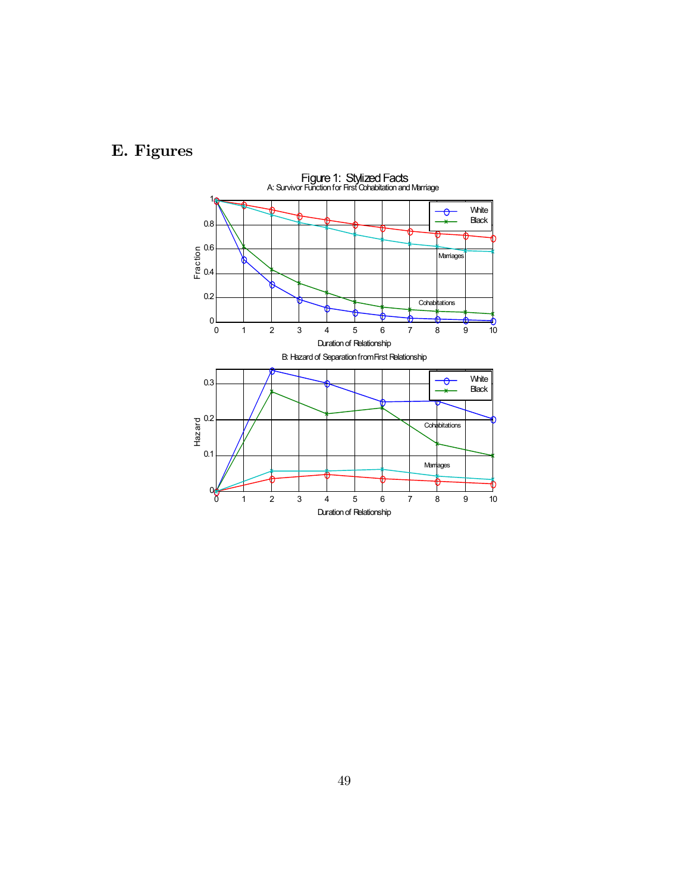## E. Figures

Figure 1: Stylized Facts

A: Survivor Function for First Cohabitation and Marriage

B: Hazard of Separation from First Relationship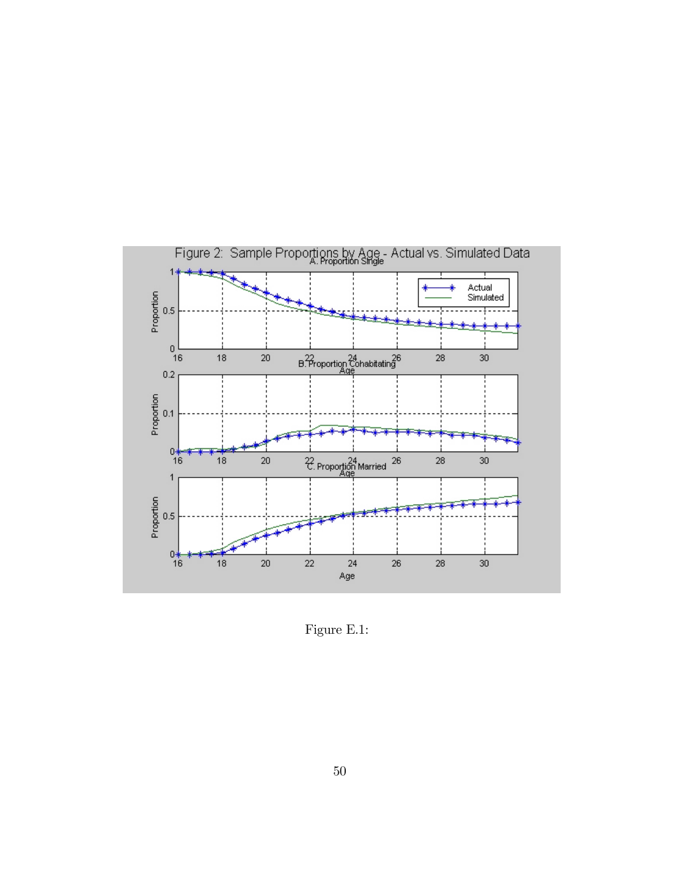Figure E.1: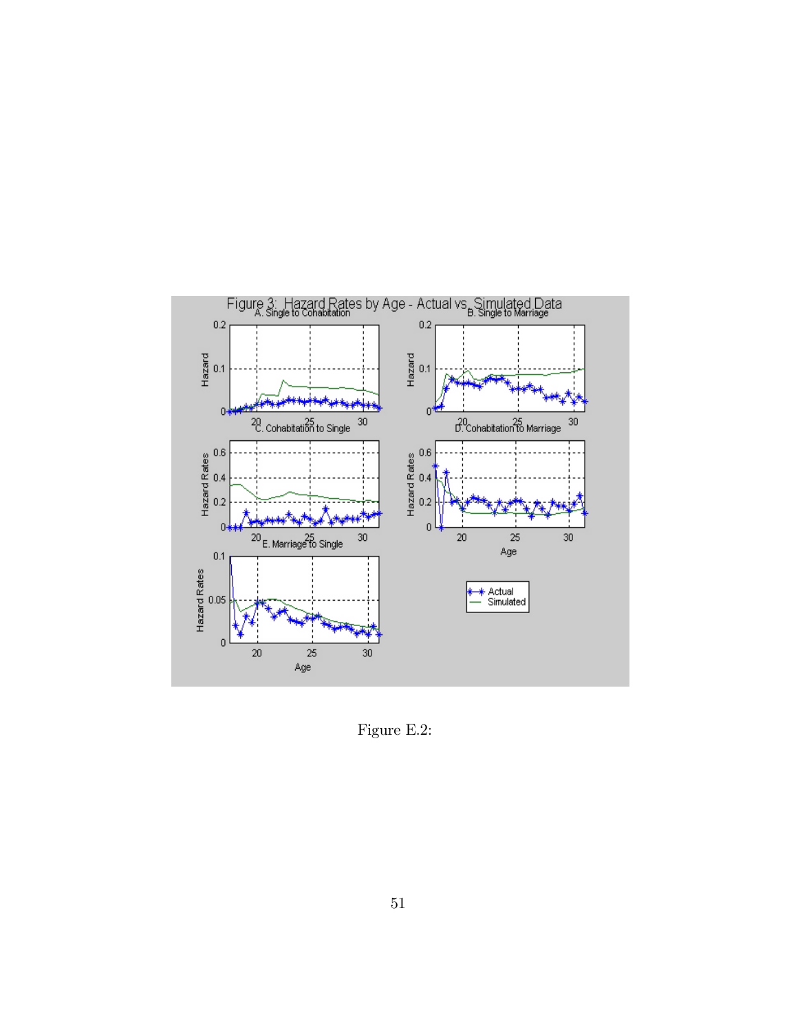Figure E.2: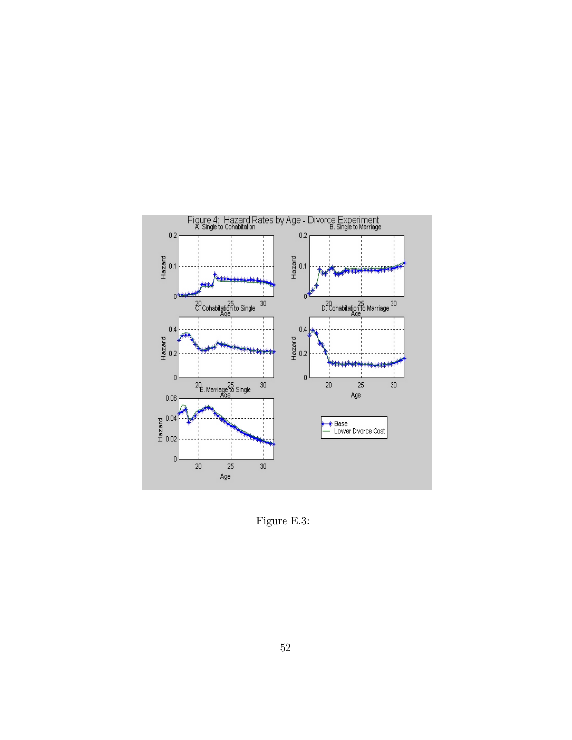Figure E.3: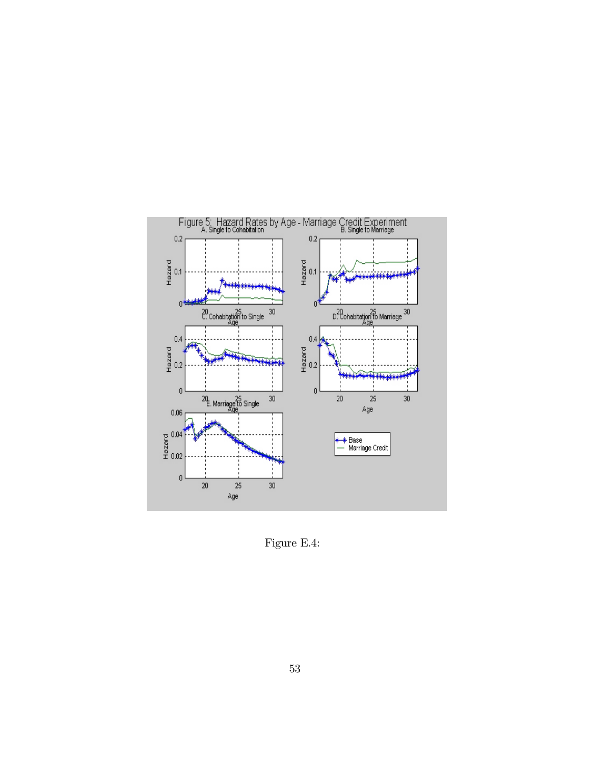Figure E.4: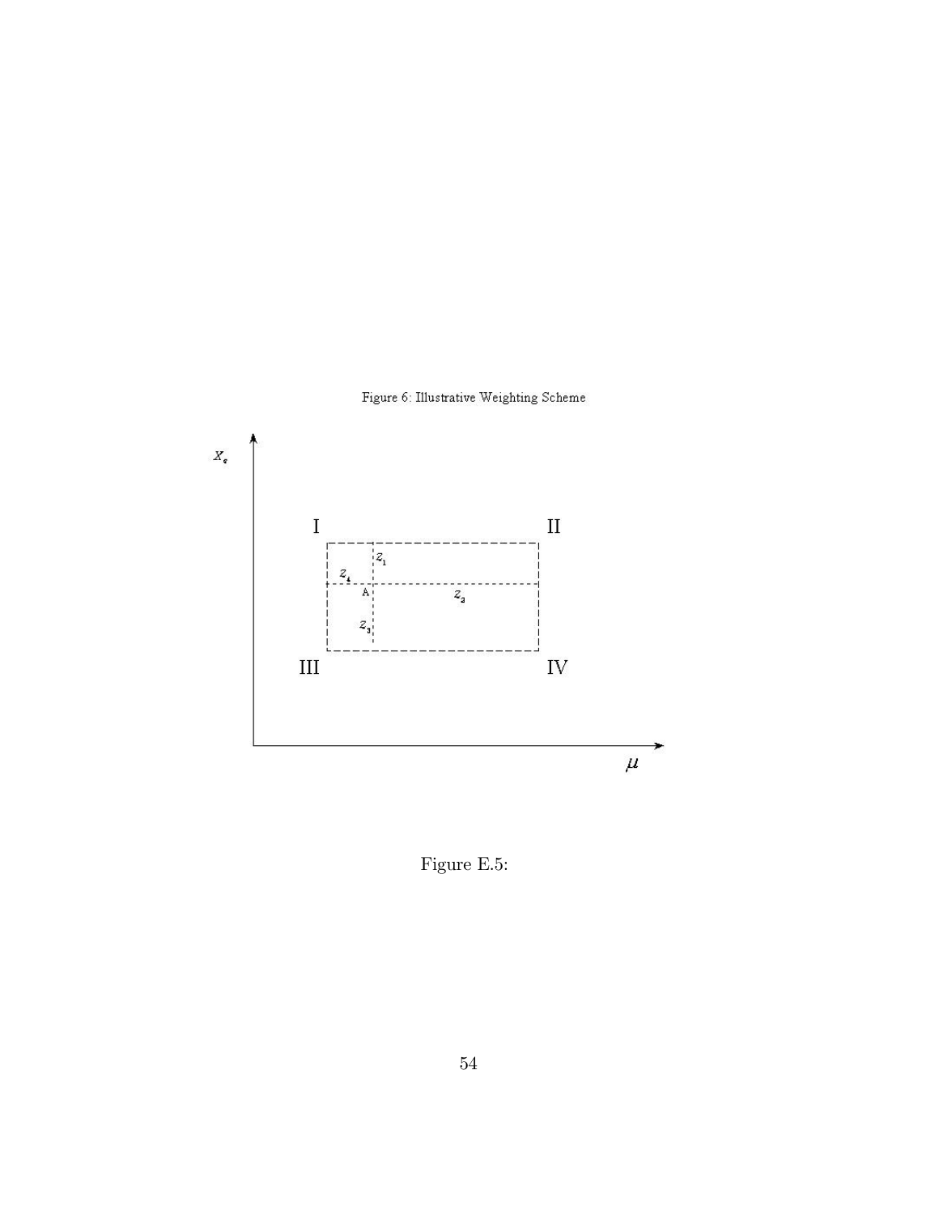Figure 6: Illustrative Weighting Scheme

$X_e$

I

II

$Z_1$

$Z_4$

A

$Z_2$

$Z_3$

III

IV

$\mu$

Figure E.5: